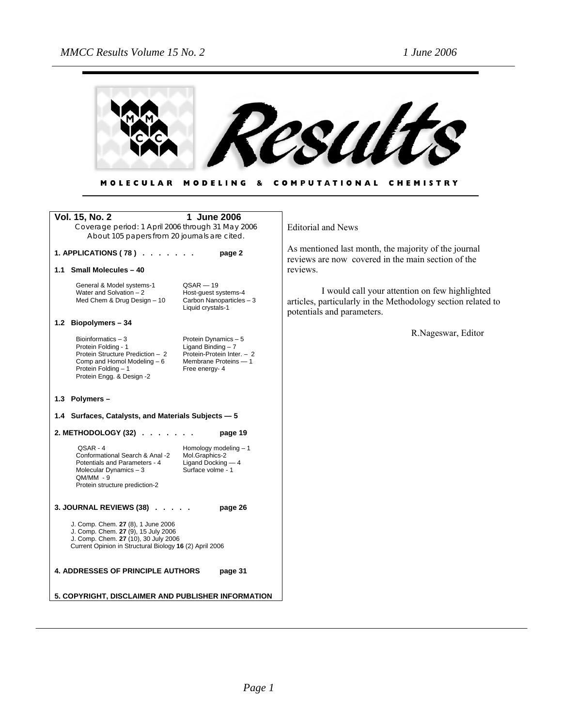# Results

**MOLECULAR MODELING & COMPUTATIONAL CHEMISTRY**

**Vol. 15, No. 2 — 1 June 2006**

Coverage period: 1 April 2006 through 31 May 2006
About 105 papers from 20 journals are cited.

**1. APPLICATIONS ( 78 ) . . . . . . . page 2**

**1.1 Small Molecules – 40**

- General & Model systems-1
- Water and Solvation – 2
- Med Chem & Drug Design – 10
- QSAR — 19
- Host-guest systems-4
- Carbon Nanoparticles – 3
- Liquid crystals-1

**1.2 Biopolymers – 34**

- Bioinformatics – 3
- Protein Folding - 1
- Protein Structure Prediction – 2
- Comp and Homol Modeling – 6
- Protein Folding – 1
- Protein Engg. & Design -2
- Protein Dynamics – 5
- Ligand Binding – 7
- Protein-Protein Inter. – 2
- Membrane Proteins — 1
- Free energy- 4

**1.3 Polymers –**

**1.4 Surfaces, Catalysts, and Materials Subjects — 5**

**2. METHODOLOGY (32) . . . . . . . page 19**

- QSAR - 4
- Conformational Search & Anal -2
- Potentials and Parameters - 4
- Molecular Dynamics – 3
- QM/MM - 9
- Protein structure prediction-2
- Homology modeling – 1
- Mol.Graphics-2
- Ligand Docking — 4
- Surface volme - 1

**3. JOURNAL REVIEWS (38) . . . . . page 26**

- J. Comp. Chem. **27** (8), 1 June 2006
- J. Comp. Chem. **27** (9), 15 July 2006
- J. Comp. Chem. **27** (10), 30 July 2006
- Current Opinion in Structural Biology **16** (2) April 2006

**4. ADDRESSES OF PRINCIPLE AUTHORS page 31**

**5. COPYRIGHT, DISCLAIMER AND PUBLISHER INFORMATION**

Editorial and News

As mentioned last month, the majority of the journal reviews are now covered in the main section of the reviews.

I would call your attention on few highlighted articles, particularly in the Methodology section related to potentials and parameters.

R.Nageswar, Editor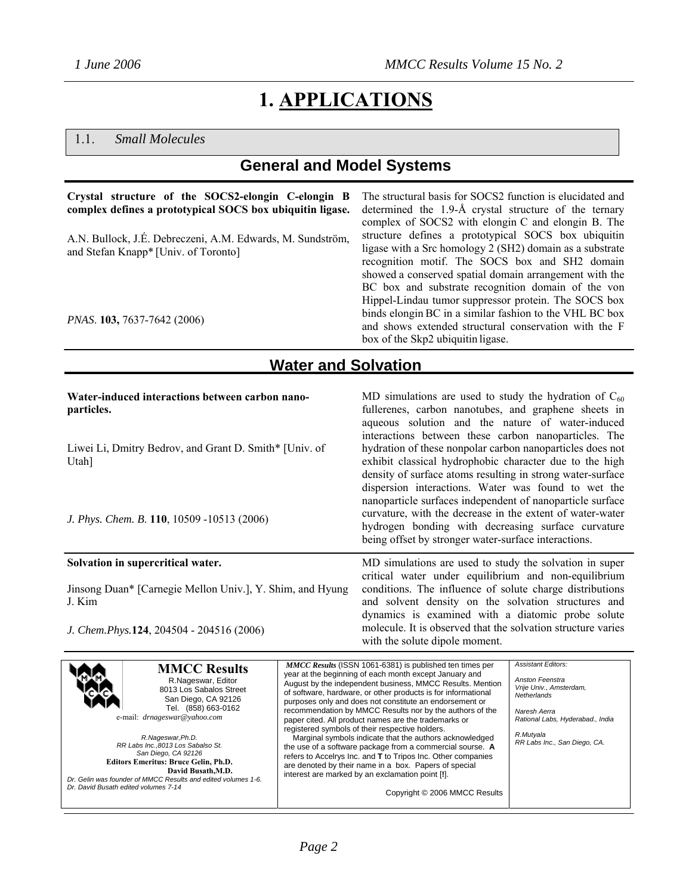# 1. APPLICATIONS

## 1.1. *Small Molecules*

### General and Model Systems

**Crystal structure of the SOCS2-elongin C-elongin B complex defines a prototypical SOCS box ubiquitin ligase.**

A.N. Bullock, J.É. Debreczeni, A.M. Edwards, M. Sundström, and Stefan Knapp* [Univ. of Toronto]

*PNAS*. **103,** 7637-7642 (2006)

The structural basis for SOCS2 function is elucidated and determined the 1.9-Å crystal structure of the ternary complex of SOCS2 with elongin C and elongin B. The structure defines a prototypical SOCS box ubiquitin ligase with a Src homology 2 (SH2) domain as a substrate recognition motif. The SOCS box and SH2 domain showed a conserved spatial domain arrangement with the BC box and substrate recognition domain of the von Hippel-Lindau tumor suppressor protein. The SOCS box binds elongin BC in a similar fashion to the VHL BC box and shows extended structural conservation with the F box of the Skp2 ubiquitin ligase.

### Water and Solvation

**Water-induced interactions between carbon nano-particles.**

Liwei Li, Dmitry Bedrov, and Grant D. Smith* [Univ. of Utah]

*J. Phys. Chem. B.* **110**, 10509 -10513 (2006)

MD simulations are used to study the hydration of $C_{60}$ fullerenes, carbon nanotubes, and graphene sheets in aqueous solution and the nature of water-induced interactions between these carbon nanoparticles. The hydration of these nonpolar carbon nanoparticles does not exhibit classical hydrophobic character due to the high density of surface atoms resulting in strong water-surface dispersion interactions. Water was found to wet the nanoparticle surfaces independent of nanoparticle surface curvature, with the decrease in the extent of water-water hydrogen bonding with decreasing surface curvature being offset by stronger water-surface interactions.

**Solvation in supercritical water.**

Jinsong Duan* [Carnegie Mellon Univ.], Y. Shim, and Hyung J. Kim

*J. Chem.Phys.***124**, 204504 - 204516 (2006)

MD simulations are used to study the solvation in super critical water under equilibrium and non-equilibrium conditions. The influence of solute charge distributions and solvent density on the solvation structures and dynamics is examined with a diatomic probe solute molecule. It is observed that the solvation structure varies with the solute dipole moment.

---

**MMCC Results**
R.Nageswar, Editor
8013 Los Sabalos Street
San Diego, CA 92126
Tel. (858) 663-0162
e-mail: *drnageswar@yahoo.com*

*R.Nageswar,Ph.D.*
*RR Labs Inc.,8013 Los Sabalso St.*
*San Diego, CA 92126*
**Editors Emeritus: Bruce Gelin, Ph.D.**
**David Busath,M.D.**
*Dr. Gelin was founder of MMCC Results and edited volumes 1-6.*
*Dr. David Busath edited volumes 7-14*

***MMCC Results*** (ISSN 1061-6381) is published ten times per year at the beginning of each month except January and August by the independent business, MMCC Results. Mention of software, hardware, or other products is for informational purposes only and does not constitute an endorsement or recommendation by MMCC Results nor by the authors of the paper cited. All product names are the trademarks or registered symbols of their respective holders.

Marginal symbols indicate that the authors acknowledged the use of a software package from a commercial sourse. **A** refers to Accelrys Inc. and **T** to Tripos Inc. Other companies are denoted by their name in a box. Papers of special interest are marked by an exclamation point [**!**].

Copyright © 2006 MMCC Results

*Assistant Editors:*

*Anston Feenstra*
*Vrije Univ., Amsterdam, Netherlands*

*Naresh Aerra*
*Rational Labs, Hyderabad., India*

*R.Mutyala*
*RR Labs Inc., San Diego, CA.*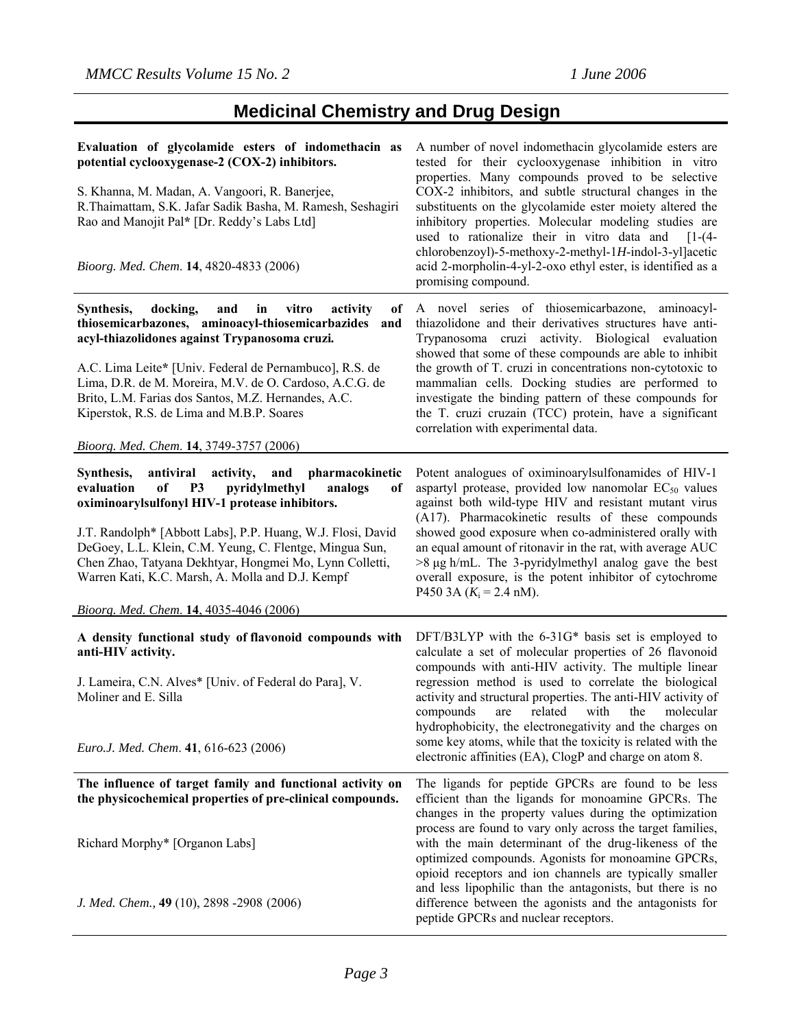## Medicinal Chemistry and Drug Design

**Evaluation of glycolamide esters of indomethacin as potential cyclooxygenase-2 (COX-2) inhibitors.**

S. Khanna, M. Madan, A. Vangoori, R. Banerjee, R.Thaimattam, S.K. Jafar Sadik Basha, M. Ramesh, Seshagiri Rao and Manojit Pal* [Dr. Reddy's Labs Ltd]

*Bioorg. Med. Chem.* **14**, 4820-4833 (2006)

A number of novel indomethacin glycolamide esters are tested for their cyclooxygenase inhibition in vitro properties. Many compounds proved to be selective COX-2 inhibitors, and subtle structural changes in the substituents on the glycolamide ester moiety altered the inhibitory properties. Molecular modeling studies are used to rationalize their in vitro data and [1-(4-chlorobenzoyl)-5-methoxy-2-methyl-1*H*-indol-3-yl]acetic acid 2-morpholin-4-yl-2-oxo ethyl ester, is identified as a promising compound.

---

**Synthesis, docking, and in vitro activity of thiosemicarbazones, aminoacyl-thiosemicarbazides and acyl-thiazolidones against Trypanosoma cruzi.**

A.C. Lima Leite* [Univ. Federal de Pernambuco], R.S. de Lima, D.R. de M. Moreira, M.V. de O. Cardoso, A.C.G. de Brito, L.M. Farias dos Santos, M.Z. Hernandes, A.C. Kiperstok, R.S. de Lima and M.B.P. Soares

*Bioorg. Med. Chem.* **14**, 3749-3757 (2006)

A novel series of thiosemicarbazone, aminoacyl-thiazolidone and their derivatives structures have anti-Trypanosoma cruzi activity. Biological evaluation showed that some of these compounds are able to inhibit the growth of T. cruzi in concentrations non-cytotoxic to mammalian cells. Docking studies are performed to investigate the binding pattern of these compounds for the T. cruzi cruzain (TCC) protein, have a significant correlation with experimental data.

---

**Synthesis, antiviral activity, and pharmacokinetic evaluation of P3 pyridylmethyl analogs of oximinoarylsulfonyl HIV-1 protease inhibitors.**

J.T. Randolph* [Abbott Labs], P.P. Huang, W.J. Flosi, David DeGoey, L.L. Klein, C.M. Yeung, C. Flentge, Mingua Sun, Chen Zhao, Tatyana Dekhtyar, Hongmei Mo, Lynn Colletti, Warren Kati, K.C. Marsh, A. Molla and D.J. Kempf

*Bioorg. Med. Chem.* **14**, 4035-4046 (2006)

Potent analogues of oximinoarylsulfonamides of HIV-1 aspartyl protease, provided low nanomolar $EC_{50}$ values against both wild-type HIV and resistant mutant virus (A17). Pharmacokinetic results of these compounds showed good exposure when co-administered orally with an equal amount of ritonavir in the rat, with average AUC >8 μg h/mL. The 3-pyridylmethyl analog gave the best overall exposure, is the potent inhibitor of cytochrome P450 3A ($K_i$ = 2.4 nM).

---

**A density functional study of flavonoid compounds with anti-HIV activity.**

J. Lameira, C.N. Alves* [Univ. of Federal do Para], V. Moliner and E. Silla

*Euro.J. Med. Chem.* **41**, 616-623 (2006)

DFT/B3LYP with the 6-31G* basis set is employed to calculate a set of molecular properties of 26 flavonoid compounds with anti-HIV activity. The multiple linear regression method is used to correlate the biological activity and structural properties. The anti-HIV activity of compounds are related with the molecular hydrophobicity, the electronegativity and the charges on some key atoms, while that the toxicity is related with the electronic affinities (EA), ClogP and charge on atom 8.

---

**The influence of target family and functional activity on the physicochemical properties of pre-clinical compounds.**

Richard Morphy* [Organon Labs]

*J. Med. Chem.,* **49** (10), 2898 -2908 (2006)

The ligands for peptide GPCRs are found to be less efficient than the ligands for monoamine GPCRs. The changes in the property values during the optimization process are found to vary only across the target families, with the main determinant of the drug-likeness of the optimized compounds. Agonists for monoamine GPCRs, opioid receptors and ion channels are typically smaller and less lipophilic than the antagonists, but there is no difference between the agonists and the antagonists for peptide GPCRs and nuclear receptors.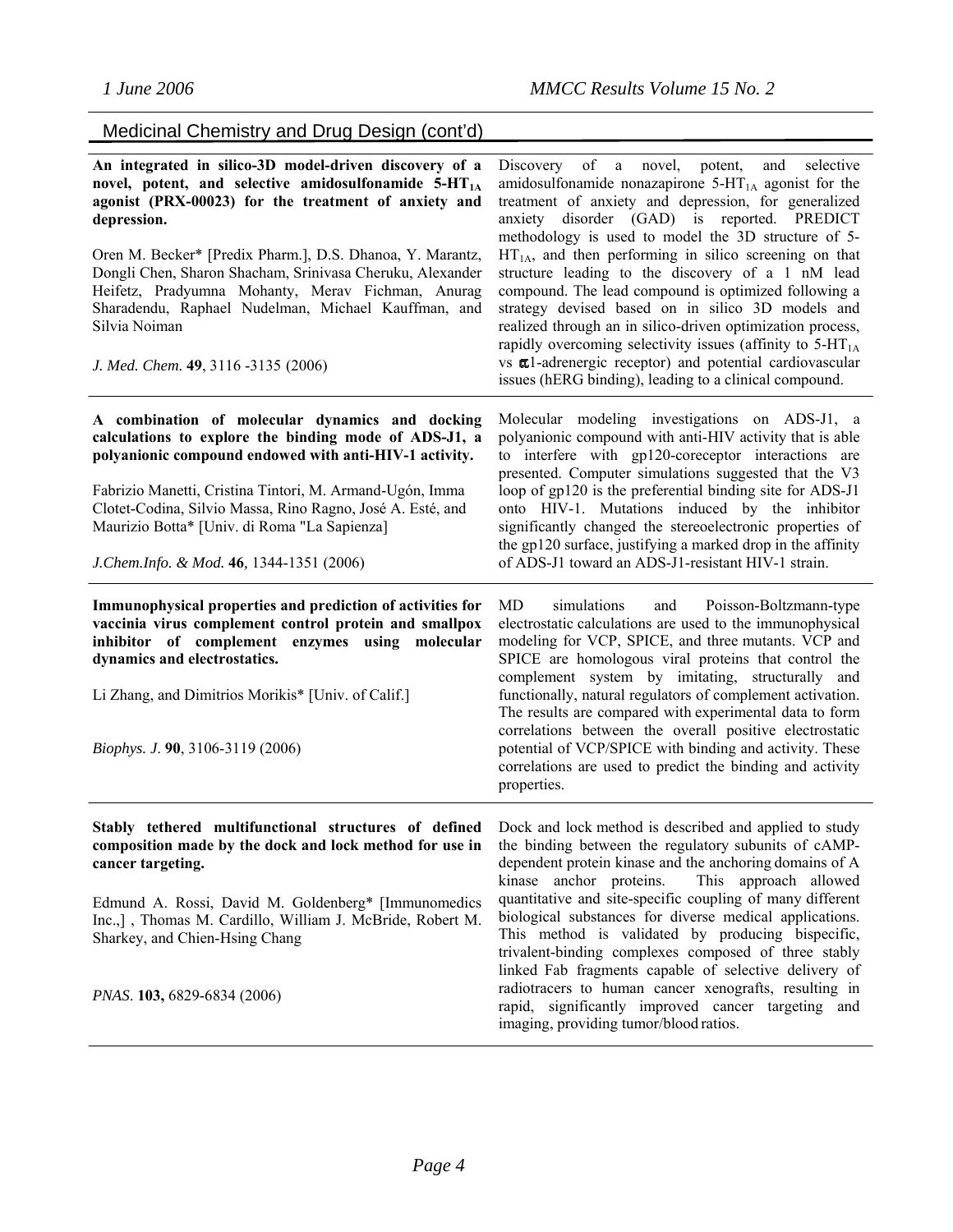## Medicinal Chemistry and Drug Design (cont'd)

**An integrated in silico-3D model-driven discovery of a novel, potent, and selective amidosulfonamide 5-HT$_{1A}$ agonist (PRX-00023) for the treatment of anxiety and depression.**

Oren M. Becker* [Predix Pharm.], D.S. Dhanoa, Y. Marantz, Dongli Chen, Sharon Shacham, Srinivasa Cheruku, Alexander Heifetz, Pradyumna Mohanty, Merav Fichman, Anurag Sharadendu, Raphael Nudelman, Michael Kauffman, and Silvia Noiman

*J. Med. Chem.* **49**, 3116 -3135 (2006)

Discovery of a novel, potent, and selective amidosulfonamide nonazapirone 5-HT$_{1A}$ agonist for the treatment of anxiety and depression, for generalized anxiety disorder (GAD) is reported. PREDICT methodology is used to model the 3D structure of 5-HT$_{1A}$, and then performing in silico screening on that structure leading to the discovery of a 1 nM lead compound. The lead compound is optimized following a strategy devised based on in silico 3D models and realized through an in silico-driven optimization process, rapidly overcoming selectivity issues (affinity to 5-HT$_{1A}$ vs $\alpha$1-adrenergic receptor) and potential cardiovascular issues (hERG binding), leading to a clinical compound.

---

**A combination of molecular dynamics and docking calculations to explore the binding mode of ADS-J1, a polyanionic compound endowed with anti-HIV-1 activity.**

Fabrizio Manetti, Cristina Tintori, M. Armand-Ugón, Imma Clotet-Codina, Silvio Massa, Rino Ragno, José A. Esté, and Maurizio Botta* [Univ. di Roma "La Sapienza]

*J.Chem.Info. & Mod.* **46**, 1344-1351 (2006)

Molecular modeling investigations on ADS-J1, a polyanionic compound with anti-HIV activity that is able to interfere with gp120-coreceptor interactions are presented. Computer simulations suggested that the V3 loop of gp120 is the preferential binding site for ADS-J1 onto HIV-1. Mutations induced by the inhibitor significantly changed the stereoelectronic properties of the gp120 surface, justifying a marked drop in the affinity of ADS-J1 toward an ADS-J1-resistant HIV-1 strain.

---

**Immunophysical properties and prediction of activities for vaccinia virus complement control protein and smallpox inhibitor of complement enzymes using molecular dynamics and electrostatics.**

Li Zhang, and Dimitrios Morikis* [Univ. of Calif.]

*Biophys. J.* **90**, 3106-3119 (2006)

MD simulations and Poisson-Boltzmann-type electrostatic calculations are used to the immunophysical modeling for VCP, SPICE, and three mutants. VCP and SPICE are homologous viral proteins that control the complement system by imitating, structurally and functionally, natural regulators of complement activation. The results are compared with experimental data to form correlations between the overall positive electrostatic potential of VCP/SPICE with binding and activity. These correlations are used to predict the binding and activity properties.

---

**Stably tethered multifunctional structures of defined composition made by the dock and lock method for use in cancer targeting.**

Edmund A. Rossi, David M. Goldenberg* [Immunomedics Inc.,] , Thomas M. Cardillo, William J. McBride, Robert M. Sharkey, and Chien-Hsing Chang

*PNAS.* **103,** 6829-6834 (2006)

Dock and lock method is described and applied to study the binding between the regulatory subunits of cAMP-dependent protein kinase and the anchoring domains of A kinase anchor proteins. This approach allowed quantitative and site-specific coupling of many different biological substances for diverse medical applications. This method is validated by producing bispecific, trivalent-binding complexes composed of three stably linked Fab fragments capable of selective delivery of radiotracers to human cancer xenografts, resulting in rapid, significantly improved cancer targeting and imaging, providing tumor/blood ratios.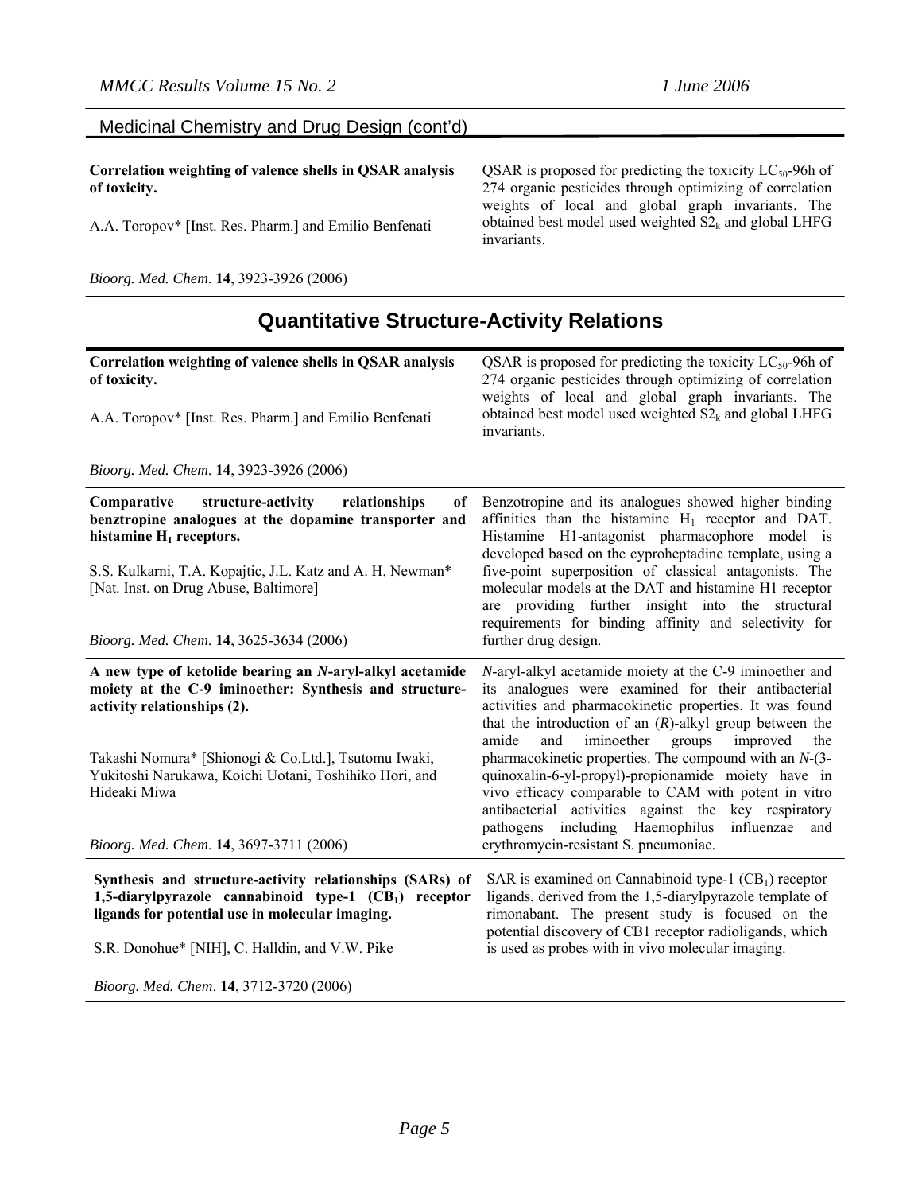## Medicinal Chemistry and Drug Design (cont'd)

**Correlation weighting of valence shells in QSAR analysis of toxicity.**

A.A. Toropov* [Inst. Res. Pharm.] and Emilio Benfenati

QSAR is proposed for predicting the toxicity $LC_{50}$-96h of 274 organic pesticides through optimizing of correlation weights of local and global graph invariants. The obtained best model used weighted $S2_k$ and global LHFG invariants.

*Bioorg. Med. Chem.* **14**, 3923-3926 (2006)

---

# Quantitative Structure-Activity Relations

**Correlation weighting of valence shells in QSAR analysis of toxicity.**

A.A. Toropov* [Inst. Res. Pharm.] and Emilio Benfenati

QSAR is proposed for predicting the toxicity $LC_{50}$-96h of 274 organic pesticides through optimizing of correlation weights of local and global graph invariants. The obtained best model used weighted $S2_k$ and global LHFG invariants.

*Bioorg. Med. Chem.* **14**, 3923-3926 (2006)

---

**Comparative structure-activity relationships of benztropine analogues at the dopamine transporter and histamine $H_1$ receptors.**

S.S. Kulkarni, T.A. Kopajtic, J.L. Katz and A. H. Newman* [Nat. Inst. on Drug Abuse, Baltimore]

Benzotropine and its analogues showed higher binding affinities than the histamine $H_1$ receptor and DAT. Histamine H1-antagonist pharmacophore model is developed based on the cyproheptadine template, using a five-point superposition of classical antagonists. The molecular models at the DAT and histamine H1 receptor are providing further insight into the structural requirements for binding affinity and selectivity for further drug design.

*Bioorg. Med. Chem.* **14**, 3625-3634 (2006)

---

**A new type of ketolide bearing an *N*-aryl-alkyl acetamide moiety at the C-9 iminoether: Synthesis and structure-activity relationships (2).**

Takashi Nomura* [Shionogi & Co.Ltd.], Tsutomu Iwaki, Yukitoshi Narukawa, Koichi Uotani, Toshihiko Hori, and Hideaki Miwa

*N*-aryl-alkyl acetamide moiety at the C-9 iminoether and its analogues were examined for their antibacterial activities and pharmacokinetic properties. It was found that the introduction of an (*R*)-alkyl group between the amide and iminoether groups improved the pharmacokinetic properties. The compound with an *N*-(3-quinoxalin-6-yl-propyl)-propionamide moiety have in vivo efficacy comparable to CAM with potent in vitro antibacterial activities against the key respiratory pathogens including Haemophilus influenzae and erythromycin-resistant S. pneumoniae.

*Bioorg. Med. Chem.* **14**, 3697-3711 (2006)

---

**Synthesis and structure-activity relationships (SARs) of 1,5-diarylpyrazole cannabinoid type-1 ($CB_1$) receptor ligands for potential use in molecular imaging.**

S.R. Donohue* [NIH], C. Halldin, and V.W. Pike

SAR is examined on Cannabinoid type-1 ($CB_1$) receptor ligands, derived from the 1,5-diarylpyrazole template of rimonabant. The present study is focused on the potential discovery of CB1 receptor radioligands, which is used as probes with in vivo molecular imaging.

*Bioorg. Med. Chem.* **14**, 3712-3720 (2006)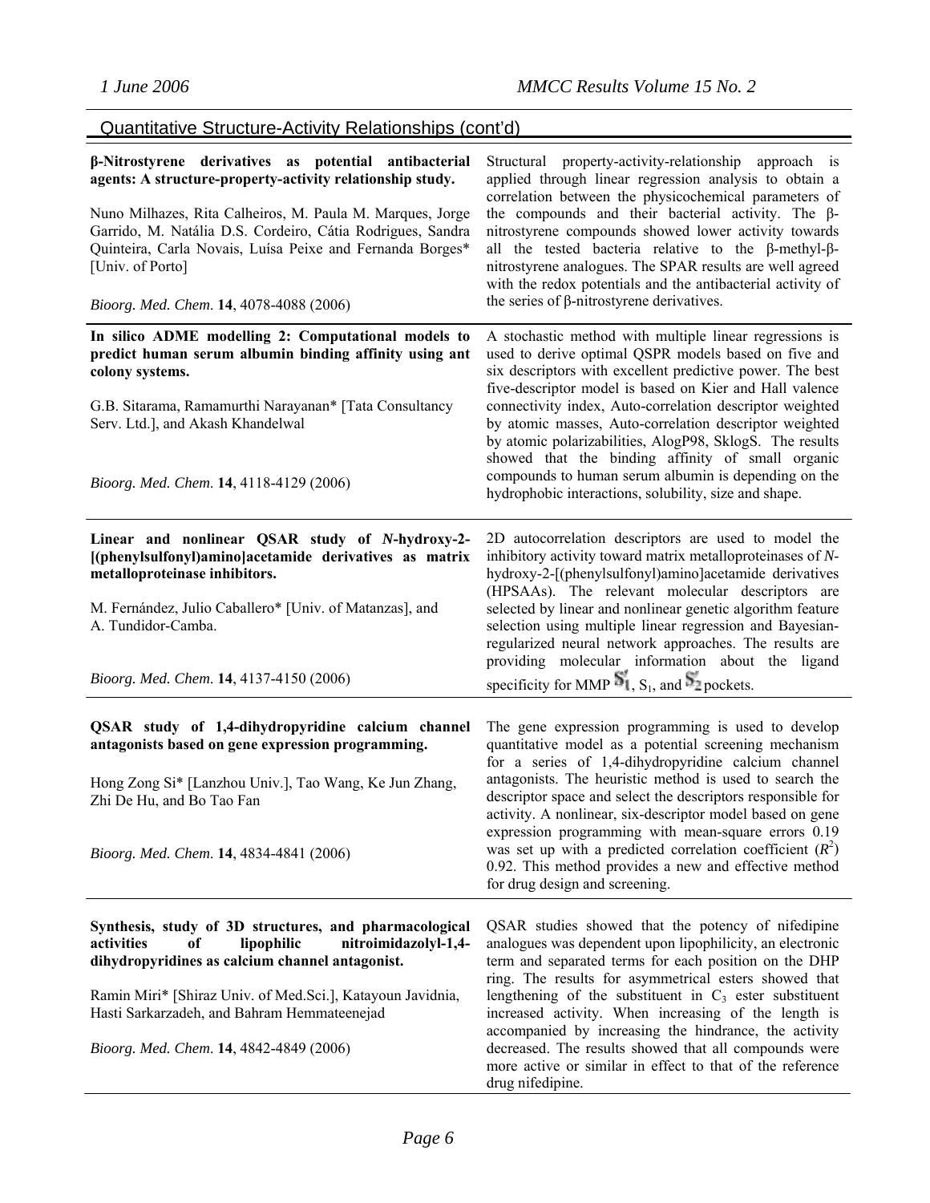## Quantitative Structure-Activity Relationships (cont'd)

**β-Nitrostyrene derivatives as potential antibacterial agents: A structure-property-activity relationship study.**

Nuno Milhazes, Rita Calheiros, M. Paula M. Marques, Jorge Garrido, M. Natália D.S. Cordeiro, Cátia Rodrigues, Sandra Quinteira, Carla Novais, Luísa Peixe and Fernanda Borges* [Univ. of Porto]

*Bioorg. Med. Chem.* **14**, 4078-4088 (2006)

Structural property-activity-relationship approach is applied through linear regression analysis to obtain a correlation between the physicochemical parameters of the compounds and their bacterial activity. The β-nitrostyrene compounds showed lower activity towards all the tested bacteria relative to the β-methyl-β-nitrostyrene analogues. The SPAR results are well agreed with the redox potentials and the antibacterial activity of the series of β-nitrostyrene derivatives.

---

**In silico ADME modelling 2: Computational models to predict human serum albumin binding affinity using ant colony systems.**

G.B. Sitarama, Ramamurthi Narayanan* [Tata Consultancy Serv. Ltd.], and Akash Khandelwal

*Bioorg. Med. Chem.* **14**, 4118-4129 (2006)

A stochastic method with multiple linear regressions is used to derive optimal QSPR models based on five and six descriptors with excellent predictive power. The best five-descriptor model is based on Kier and Hall valence connectivity index, Auto-correlation descriptor weighted by atomic masses, Auto-correlation descriptor weighted by atomic polarizabilities, AlogP98, SklogS. The results showed that the binding affinity of small organic compounds to human serum albumin is depending on the hydrophobic interactions, solubility, size and shape.

---

**Linear and nonlinear QSAR study of *N*-hydroxy-2-[(phenylsulfonyl)amino]acetamide derivatives as matrix metalloproteinase inhibitors.**

M. Fernández, Julio Caballero* [Univ. of Matanzas], and A. Tundidor-Camba.

*Bioorg. Med. Chem.* **14**, 4137-4150 (2006)

2D autocorrelation descriptors are used to model the inhibitory activity toward matrix metalloproteinases of *N*-hydroxy-2-[(phenylsulfonyl)amino]acetamide derivatives (HPSAAs). The relevant molecular descriptors are selected by linear and nonlinear genetic algorithm feature selection using multiple linear regression and Bayesian-regularized neural network approaches. The results are providing molecular information about the ligand specificity for MMP $S_1'$, $S_1$, and $S_2'$ pockets.

---

**QSAR study of 1,4-dihydropyridine calcium channel antagonists based on gene expression programming.**

Hong Zong Si* [Lanzhou Univ.], Tao Wang, Ke Jun Zhang, Zhi De Hu, and Bo Tao Fan

*Bioorg. Med. Chem.* **14**, 4834-4841 (2006)

The gene expression programming is used to develop quantitative model as a potential screening mechanism for a series of 1,4-dihydropyridine calcium channel antagonists. The heuristic method is used to search the descriptor space and select the descriptors responsible for activity. A nonlinear, six-descriptor model based on gene expression programming with mean-square errors 0.19 was set up with a predicted correlation coefficient ($R^2$) 0.92. This method provides a new and effective method for drug design and screening.

---

**Synthesis, study of 3D structures, and pharmacological activities of lipophilic nitroimidazolyl-1,4-dihydropyridines as calcium channel antagonist.**

Ramin Miri* [Shiraz Univ. of Med.Sci.], Katayoun Javidnia, Hasti Sarkarzadeh, and Bahram Hemmateenejad

*Bioorg. Med. Chem.* **14**, 4842-4849 (2006)

QSAR studies showed that the potency of nifedipine analogues was dependent upon lipophilicity, an electronic term and separated terms for each position on the DHP ring. The results for asymmetrical esters showed that lengthening of the substituent in $C_3$ ester substituent increased activity. When increasing of the length is accompanied by increasing the hindrance, the activity decreased. The results showed that all compounds were more active or similar in effect to that of the reference drug nifedipine.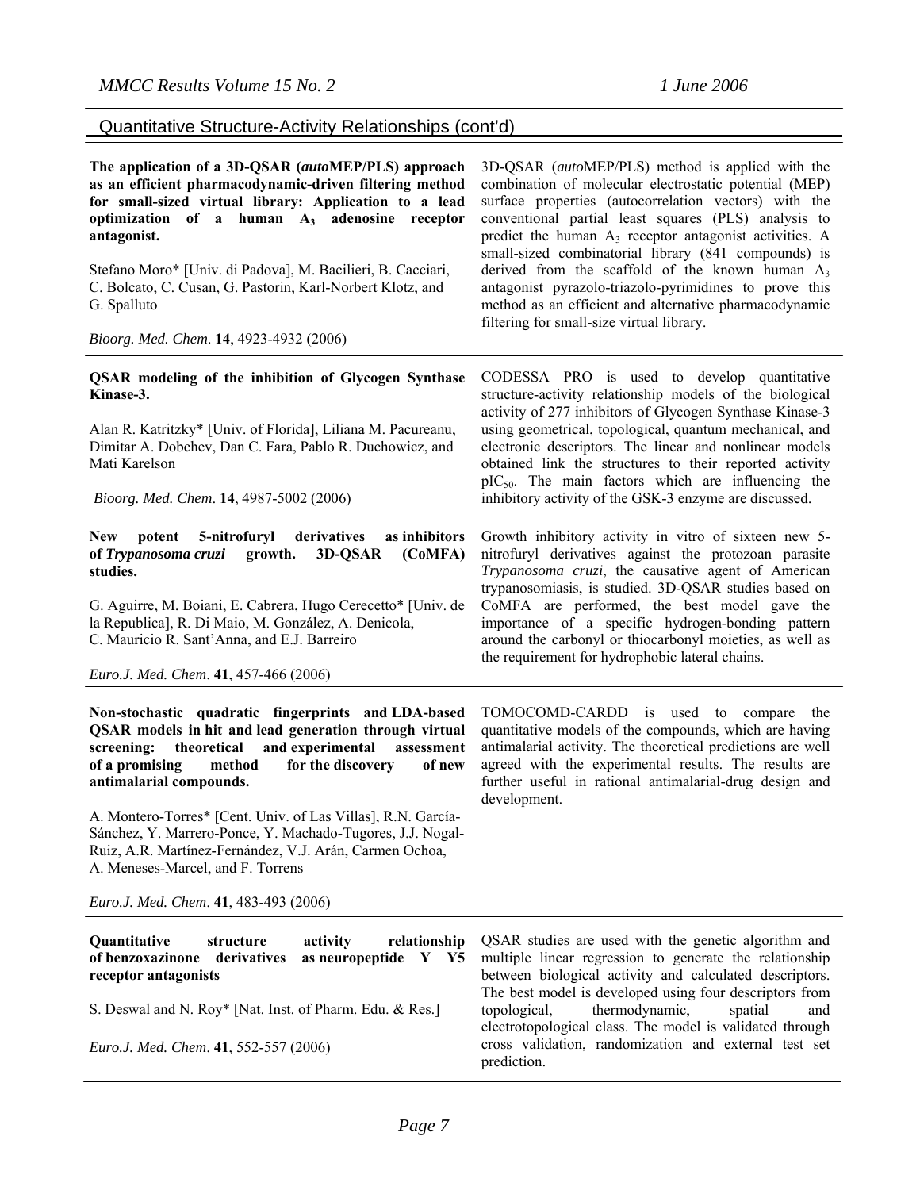## Quantitative Structure-Activity Relationships (cont'd)

**The application of a 3D-QSAR (*auto*MEP/PLS) approach as an efficient pharmacodynamic-driven filtering method for small-sized virtual library: Application to a lead optimization of a human $A_3$ adenosine receptor antagonist.**

Stefano Moro* [Univ. di Padova], M. Bacilieri, B. Cacciari, C. Bolcato, C. Cusan, G. Pastorin, Karl-Norbert Klotz, and G. Spalluto

*Bioorg. Med. Chem*. **14**, 4923-4932 (2006)

3D-QSAR (*auto*MEP/PLS) method is applied with the combination of molecular electrostatic potential (MEP) surface properties (autocorrelation vectors) with the conventional partial least squares (PLS) analysis to predict the human $A_3$ receptor antagonist activities. A small-sized combinatorial library (841 compounds) is derived from the scaffold of the known human $A_3$ antagonist pyrazolo-triazolo-pyrimidines to prove this method as an efficient and alternative pharmacodynamic filtering for small-size virtual library.

---

**QSAR modeling of the inhibition of Glycogen Synthase Kinase-3.**

Alan R. Katritzky* [Univ. of Florida], Liliana M. Pacureanu, Dimitar A. Dobchev, Dan C. Fara, Pablo R. Duchowicz, and Mati Karelson

*Bioorg. Med. Chem*. **14**, 4987-5002 (2006)

CODESSA PRO is used to develop quantitative structure-activity relationship models of the biological activity of 277 inhibitors of Glycogen Synthase Kinase-3 using geometrical, topological, quantum mechanical, and electronic descriptors. The linear and nonlinear models obtained link the structures to their reported activity $pIC_{50}$. The main factors which are influencing the inhibitory activity of the GSK-3 enzyme are discussed.

---

**New potent 5-nitrofuryl derivatives as inhibitors of *Trypanosoma cruzi* growth. 3D-QSAR (CoMFA) studies.**

G. Aguirre, M. Boiani, E. Cabrera, Hugo Cerecetto* [Univ. de la Republica], R. Di Maio, M. González, A. Denicola, C. Mauricio R. Sant'Anna, and E.J. Barreiro

*Euro.J. Med. Chem*. **41**, 457-466 (2006)

Growth inhibitory activity in vitro of sixteen new 5-nitrofuryl derivatives against the protozoan parasite *Trypanosoma cruzi*, the causative agent of American trypanosomiasis, is studied. 3D-QSAR studies based on CoMFA are performed, the best model gave the importance of a specific hydrogen-bonding pattern around the carbonyl or thiocarbonyl moieties, as well as the requirement for hydrophobic lateral chains.

---

**Non-stochastic quadratic fingerprints and LDA-based QSAR models in hit and lead generation through virtual screening: theoretical and experimental assessment of a promising method for the discovery of new antimalarial compounds.**

A. Montero-Torres* [Cent. Univ. of Las Villas], R.N. García-Sánchez, Y. Marrero-Ponce, Y. Machado-Tugores, J.J. Nogal-Ruiz, A.R. Martínez-Fernández, V.J. Arán, Carmen Ochoa, A. Meneses-Marcel, and F. Torrens

*Euro.J. Med. Chem*. **41**, 483-493 (2006)

TOMOCOMD-CARDD is used to compare the quantitative models of the compounds, which are having antimalarial activity. The theoretical predictions are well agreed with the experimental results. The results are further useful in rational antimalarial-drug design and development.

---

**Quantitative structure activity relationship of benzoxazinone derivatives as neuropeptide Y Y5 receptor antagonists**

S. Deswal and N. Roy* [Nat. Inst. of Pharm. Edu. & Res.]

*Euro.J. Med. Chem*. **41**, 552-557 (2006)

QSAR studies are used with the genetic algorithm and multiple linear regression to generate the relationship between biological activity and calculated descriptors. The best model is developed using four descriptors from topological, thermodynamic, spatial and electrotopological class. The model is validated through cross validation, randomization and external test set prediction.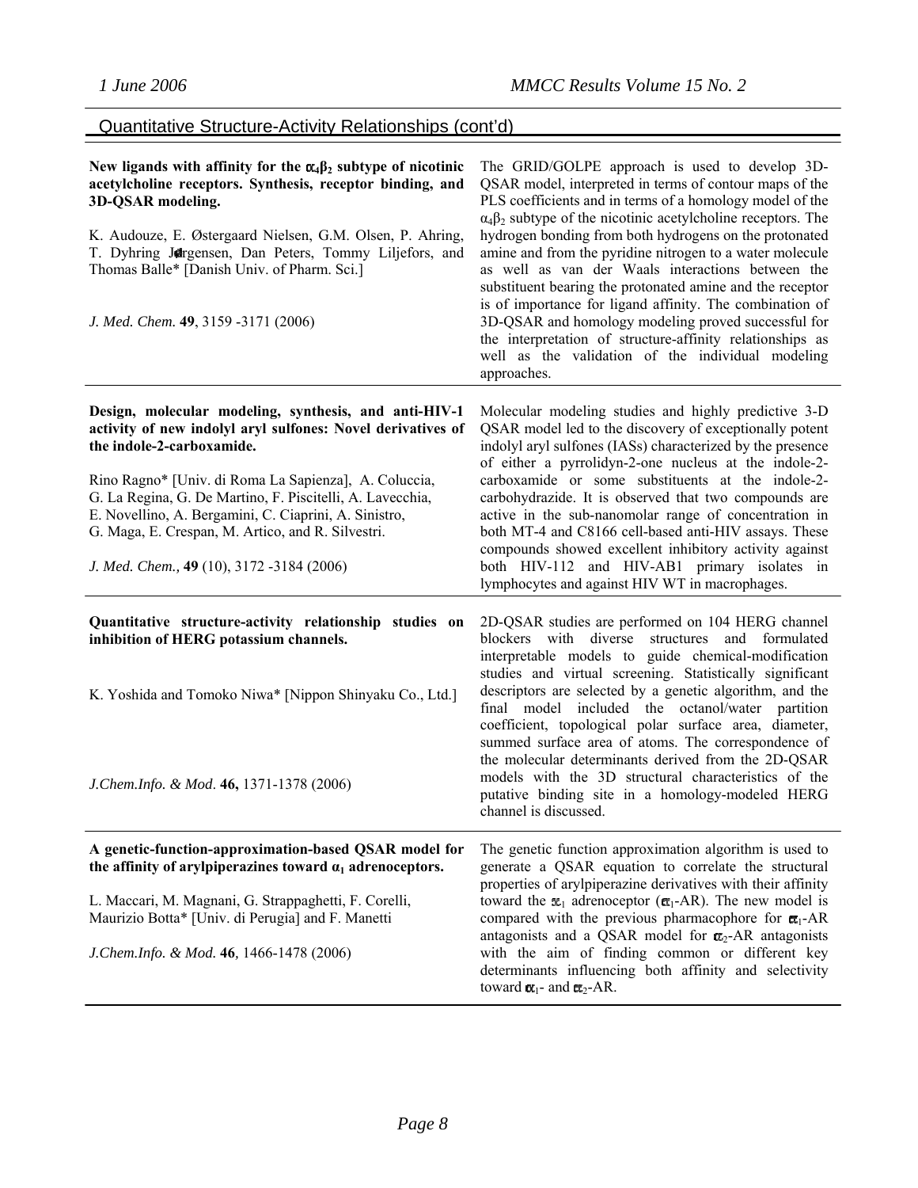## Quantitative Structure-Activity Relationships (cont'd)

**New ligands with affinity for the $\alpha_4\beta_2$ subtype of nicotinic acetylcholine receptors. Synthesis, receptor binding, and 3D-QSAR modeling.**

K. Audouze, E. Østergaard Nielsen, G.M. Olsen, P. Ahring, T. Dyhring Jørgensen, Dan Peters, Tommy Liljefors, and Thomas Balle* [Danish Univ. of Pharm. Sci.]

*J. Med. Chem.* **49**, 3159 -3171 (2006)

The GRID/GOLPE approach is used to develop 3D-QSAR model, interpreted in terms of contour maps of the PLS coefficients and in terms of a homology model of the $\alpha_4\beta_2$ subtype of the nicotinic acetylcholine receptors. The hydrogen bonding from both hydrogens on the protonated amine and from the pyridine nitrogen to a water molecule as well as van der Waals interactions between the substituent bearing the protonated amine and the receptor is of importance for ligand affinity. The combination of 3D-QSAR and homology modeling proved successful for the interpretation of structure-affinity relationships as well as the validation of the individual modeling approaches.

---

**Design, molecular modeling, synthesis, and anti-HIV-1 activity of new indolyl aryl sulfones: Novel derivatives of the indole-2-carboxamide.**

Rino Ragno* [Univ. di Roma La Sapienza], A. Coluccia, G. La Regina, G. De Martino, F. Piscitelli, A. Lavecchia, E. Novellino, A. Bergamini, C. Ciaprini, A. Sinistro, G. Maga, E. Crespan, M. Artico, and R. Silvestri.

*J. Med. Chem.,* **49** (10), 3172 -3184 (2006)

Molecular modeling studies and highly predictive 3-D QSAR model led to the discovery of exceptionally potent indolyl aryl sulfones (IASs) characterized by the presence of either a pyrrolidyn-2-one nucleus at the indole-2-carboxamide or some substituents at the indole-2-carbohydrazide. It is observed that two compounds are active in the sub-nanomolar range of concentration in both MT-4 and C8166 cell-based anti-HIV assays. These compounds showed excellent inhibitory activity against both HIV-112 and HIV-AB1 primary isolates in lymphocytes and against HIV WT in macrophages.

---

**Quantitative structure-activity relationship studies on inhibition of HERG potassium channels.**

K. Yoshida and Tomoko Niwa* [Nippon Shinyaku Co., Ltd.]

*J.Chem.Info. & Mod.* **46,** 1371-1378 (2006)

2D-QSAR studies are performed on 104 HERG channel blockers with diverse structures and formulated interpretable models to guide chemical-modification studies and virtual screening. Statistically significant descriptors are selected by a genetic algorithm, and the final model included the octanol/water partition coefficient, topological polar surface area, diameter, summed surface area of atoms. The correspondence of the molecular determinants derived from the 2D-QSAR models with the 3D structural characteristics of the putative binding site in a homology-modeled HERG channel is discussed.

---

**A genetic-function-approximation-based QSAR model for the affinity of arylpiperazines toward $\alpha_1$ adrenoceptors.**

L. Maccari, M. Magnani, G. Strappaghetti, F. Corelli, Maurizio Botta* [Univ. di Perugia] and F. Manetti

*J.Chem.Info. & Mod.* **46**, 1466-1478 (2006)

The genetic function approximation algorithm is used to generate a QSAR equation to correlate the structural properties of arylpiperazine derivatives with their affinity toward the $\alpha_1$ adrenoceptor ($\alpha_1$-AR). The new model is compared with the previous pharmacophore for $\alpha_1$-AR antagonists and a QSAR model for $\alpha_2$-AR antagonists with the aim of finding common or different key determinants influencing both affinity and selectivity toward $\alpha_1$- and $\alpha_2$-AR.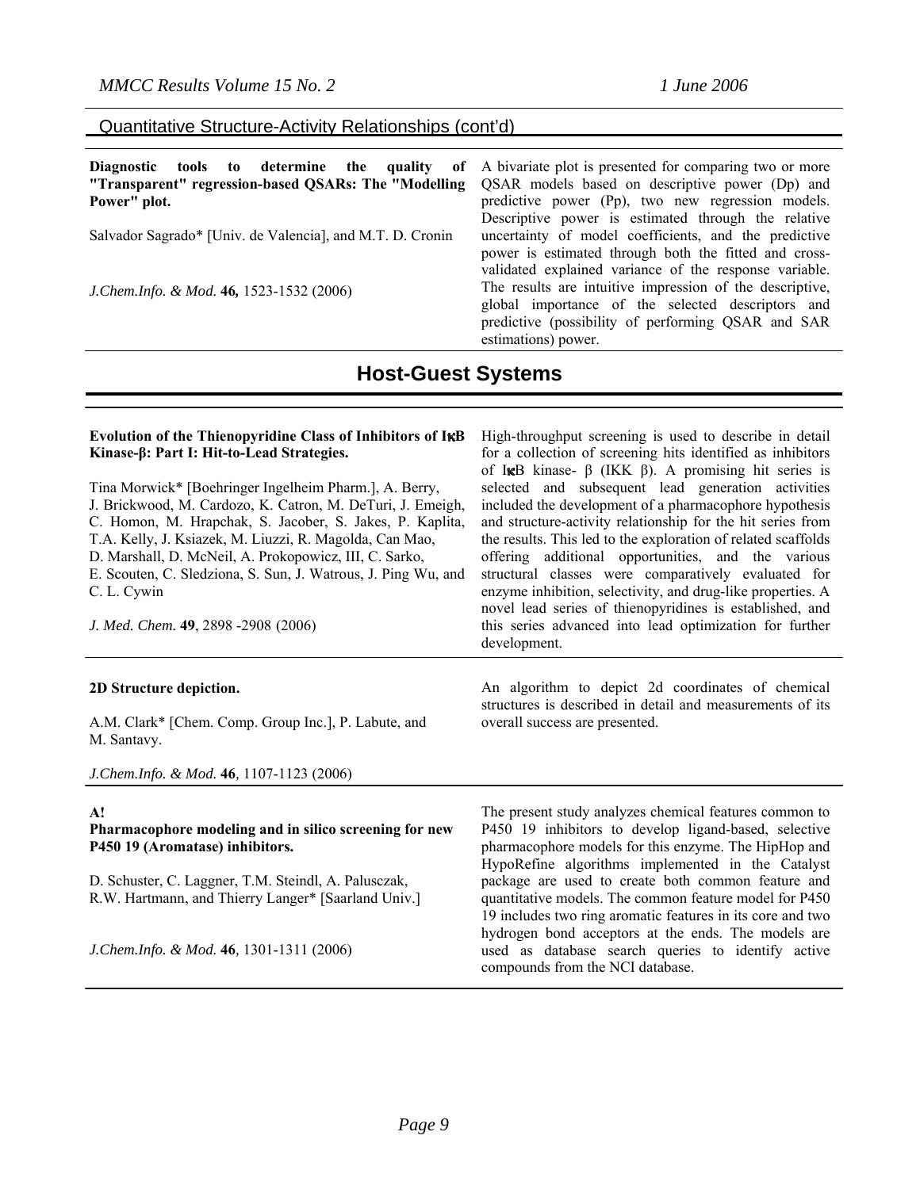## Quantitative Structure-Activity Relationships (cont'd)

**Diagnostic tools to determine the quality of "Transparent" regression-based QSARs: The "Modelling Power" plot.**

Salvador Sagrado* [Univ. de Valencia], and M.T. D. Cronin

*J.Chem.Info. & Mod.* **46,** 1523-1532 (2006)

A bivariate plot is presented for comparing two or more QSAR models based on descriptive power (Dp) and predictive power (Pp), two new regression models. Descriptive power is estimated through the relative uncertainty of model coefficients, and the predictive power is estimated through both the fitted and cross-validated explained variance of the response variable. The results are intuitive impression of the descriptive, global importance of the selected descriptors and predictive (possibility of performing QSAR and SAR estimations) power.

# Host-Guest Systems

**Evolution of the Thienopyridine Class of Inhibitors of IκB Kinase-β: Part I: Hit-to-Lead Strategies.**

Tina Morwick* [Boehringer Ingelheim Pharm.], A. Berry, J. Brickwood, M. Cardozo, K. Catron, M. DeTuri, J. Emeigh, C. Homon, M. Hrapchak, S. Jacober, S. Jakes, P. Kaplita, T.A. Kelly, J. Ksiazek, M. Liuzzi, R. Magolda, Can Mao, D. Marshall, D. McNeil, A. Prokopowicz, III, C. Sarko, E. Scouten, C. Sledziona, S. Sun, J. Watrous, J. Ping Wu, and C. L. Cywin

*J. Med. Chem.* **49**, 2898 -2908 (2006)

High-throughput screening is used to describe in detail for a collection of screening hits identified as inhibitors of IκB kinase- β (IKK β). A promising hit series is selected and subsequent lead generation activities included the development of a pharmacophore hypothesis and structure-activity relationship for the hit series from the results. This led to the exploration of related scaffolds offering additional opportunities, and the various structural classes were comparatively evaluated for enzyme inhibition, selectivity, and drug-like properties. A novel lead series of thienopyridines is established, and this series advanced into lead optimization for further development.

**2D Structure depiction.**

A.M. Clark* [Chem. Comp. Group Inc.], P. Labute, and M. Santavy.

*J.Chem.Info. & Mod.* **46**, 1107-1123 (2006)

An algorithm to depict 2d coordinates of chemical structures is described in detail and measurements of its overall success are presented.

**A!**
**Pharmacophore modeling and in silico screening for new P450 19 (Aromatase) inhibitors.**

D. Schuster, C. Laggner, T.M. Steindl, A. Palusczak, R.W. Hartmann, and Thierry Langer* [Saarland Univ.]

*J.Chem.Info. & Mod.* **46**, 1301-1311 (2006)

The present study analyzes chemical features common to P450 19 inhibitors to develop ligand-based, selective pharmacophore models for this enzyme. The HipHop and HypoRefine algorithms implemented in the Catalyst package are used to create both common feature and quantitative models. The common feature model for P450 19 includes two ring aromatic features in its core and two hydrogen bond acceptors at the ends. The models are used as database search queries to identify active compounds from the NCI database.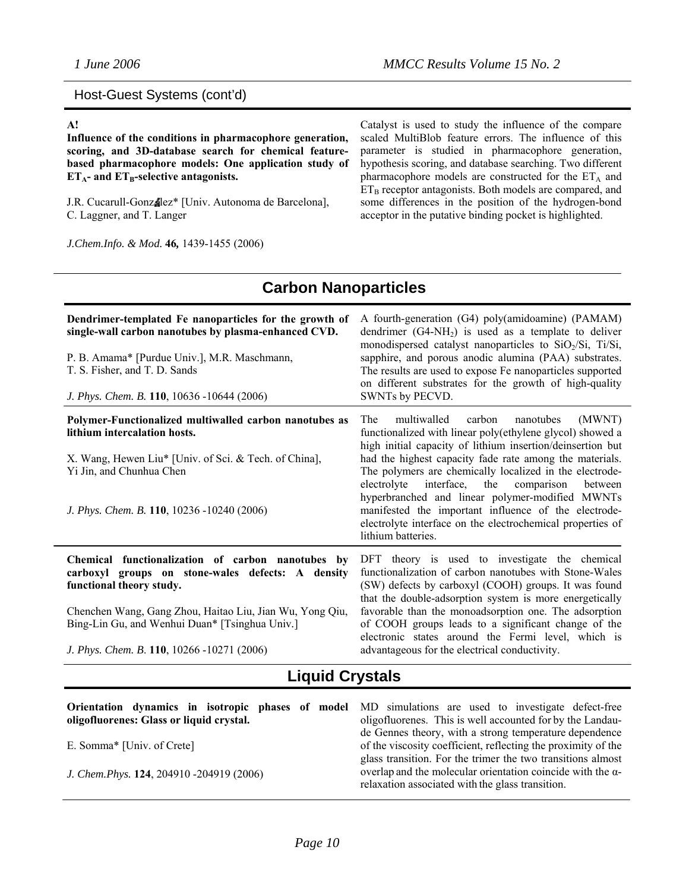## Host-Guest Systems (cont'd)

**A!**

**Influence of the conditions in pharmacophore generation, scoring, and 3D-database search for chemical feature-based pharmacophore models: One application study of $ET_A$- and $ET_B$-selective antagonists.**

J.R. Cucarull-Gonz▲lez* [Univ. Autonoma de Barcelona], C. Laggner, and T. Langer

*J.Chem.Info. & Mod.* **46,** 1439-1455 (2006)

Catalyst is used to study the influence of the compare scaled MultiBlob feature errors. The influence of this parameter is studied in pharmacophore generation, hypothesis scoring, and database searching. Two different pharmacophore models are constructed for the $ET_A$ and $ET_B$ receptor antagonists. Both models are compared, and some differences in the position of the hydrogen-bond acceptor in the putative binding pocket is highlighted.

## Carbon Nanoparticles

**Dendrimer-templated Fe nanoparticles for the growth of single-wall carbon nanotubes by plasma-enhanced CVD.**

P. B. Amama* [Purdue Univ.], M.R. Maschmann, T. S. Fisher, and T. D. Sands

*J. Phys. Chem. B.* **110**, 10636 -10644 (2006)

A fourth-generation (G4) poly(amidoamine) (PAMAM) dendrimer (G4-$NH_2$) is used as a template to deliver monodispersed catalyst nanoparticles to $SiO_2$/Si, Ti/Si, sapphire, and porous anodic alumina (PAA) substrates. The results are used to expose Fe nanoparticles supported on different substrates for the growth of high-quality SWNTs by PECVD.

**Polymer-Functionalized multiwalled carbon nanotubes as lithium intercalation hosts.**

X. Wang, Hewen Liu* [Univ. of Sci. & Tech. of China], Yi Jin, and Chunhua Chen

*J. Phys. Chem. B.* **110**, 10236 -10240 (2006)

The multiwalled carbon nanotubes (MWNT) functionalized with linear poly(ethylene glycol) showed a high initial capacity of lithium insertion/deinsertion but had the highest capacity fade rate among the materials. The polymers are chemically localized in the electrode-electrolyte interface, the comparison between hyperbranched and linear polymer-modified MWNTs manifested the important influence of the electrode-electrolyte interface on the electrochemical properties of lithium batteries.

**Chemical functionalization of carbon nanotubes by carboxyl groups on stone-wales defects: A density functional theory study.**

Chenchen Wang, Gang Zhou, Haitao Liu, Jian Wu, Yong Qiu, Bing-Lin Gu, and Wenhui Duan* [Tsinghua Univ.]

*J. Phys. Chem. B.* **110**, 10266 -10271 (2006)

DFT theory is used to investigate the chemical functionalization of carbon nanotubes with Stone-Wales (SW) defects by carboxyl (COOH) groups. It was found that the double-adsorption system is more energetically favorable than the monoadsorption one. The adsorption of COOH groups leads to a significant change of the electronic states around the Fermi level, which is advantageous for the electrical conductivity.

## Liquid Crystals

**Orientation dynamics in isotropic phases of model oligofluorenes: Glass or liquid crystal.**

E. Somma* [Univ. of Crete]

*J. Chem.Phys.* **124**, 204910 -204919 (2006)

MD simulations are used to investigate defect-free oligofluorenes. This is well accounted for by the Landau-de Gennes theory, with a strong temperature dependence of the viscosity coefficient, reflecting the proximity of the glass transition. For the trimer the two transitions almost overlap and the molecular orientation coincide with the α-relaxation associated with the glass transition.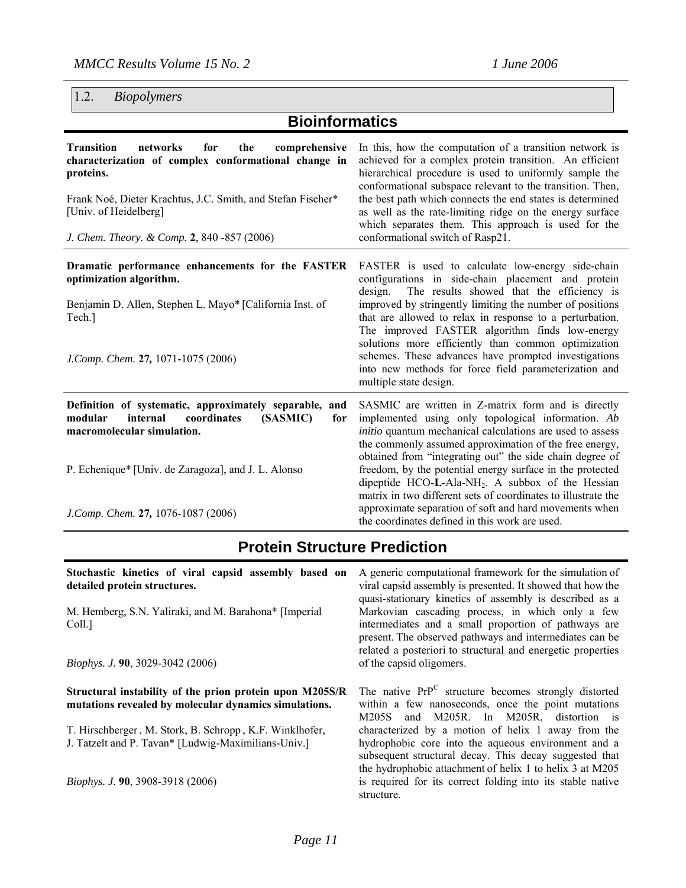## 1.2. *Biopolymers*

## Bioinformatics

**Transition networks for the comprehensive characterization of complex conformational change in proteins.**

Frank Noé, Dieter Krachtus, J.C. Smith, and Stefan Fischer* [Univ. of Heidelberg]

*J. Chem. Theory. & Comp.* **2**, 840 -857 (2006)

In this, how the computation of a transition network is achieved for a complex protein transition. An efficient hierarchical procedure is used to uniformly sample the conformational subspace relevant to the transition. Then, the best path which connects the end states is determined as well as the rate-limiting ridge on the energy surface which separates them. This approach is used for the conformational switch of Rasp21.

---

**Dramatic performance enhancements for the FASTER optimization algorithm.**

Benjamin D. Allen, Stephen L. Mayo* [California Inst. of Tech.]

*J.Comp. Chem.* **27,** 1071-1075 (2006)

FASTER is used to calculate low-energy side-chain configurations in side-chain placement and protein design. The results showed that the efficiency is improved by stringently limiting the number of positions that are allowed to relax in response to a perturbation. The improved FASTER algorithm finds low-energy solutions more efficiently than common optimization schemes. These advances have prompted investigations into new methods for force field parameterization and multiple state design.

---

**Definition of systematic, approximately separable, and modular internal coordinates (SASMIC) for macromolecular simulation.**

P. Echenique* [Univ. de Zaragoza], and J. L. Alonso

*J.Comp. Chem.* **27,** 1076-1087 (2006)

SASMIC are written in Z-matrix form and is directly implemented using only topological information. *Ab initio* quantum mechanical calculations are used to assess the commonly assumed approximation of the free energy, obtained from "integrating out" the side chain degree of freedom, by the potential energy surface in the protected dipeptide HCO-**L**-Ala-$NH_2$. A subbox of the Hessian matrix in two different sets of coordinates to illustrate the approximate separation of soft and hard movements when the coordinates defined in this work are used.

## Protein Structure Prediction

**Stochastic kinetics of viral capsid assembly based on detailed protein structures.**

M. Hemberg, S.N. Yaliraki, and M. Barahona* [Imperial Coll.]

*Biophys. J.* **90**, 3029-3042 (2006)

A generic computational framework for the simulation of viral capsid assembly is presented. It showed that how the quasi-stationary kinetics of assembly is described as a Markovian cascading process, in which only a few intermediates and a small proportion of pathways are present. The observed pathways and intermediates can be related a posteriori to structural and energetic properties of the capsid oligomers.

---

**Structural instability of the prion protein upon M205S/R mutations revealed by molecular dynamics simulations.**

T. Hirschberger, M. Stork, B. Schropp, K.F. Winklhofer, J. Tatzelt and P. Tavan* [Ludwig-Maximilians-Univ.]

*Biophys. J.* **90**, 3908-3918 (2006)

The native $PrP^C$ structure becomes strongly distorted within a few nanoseconds, once the point mutations M205S and M205R. In M205R, distortion is characterized by a motion of helix 1 away from the hydrophobic core into the aqueous environment and a subsequent structural decay. This decay suggested that the hydrophobic attachment of helix 1 to helix 3 at M205 is required for its correct folding into its stable native structure.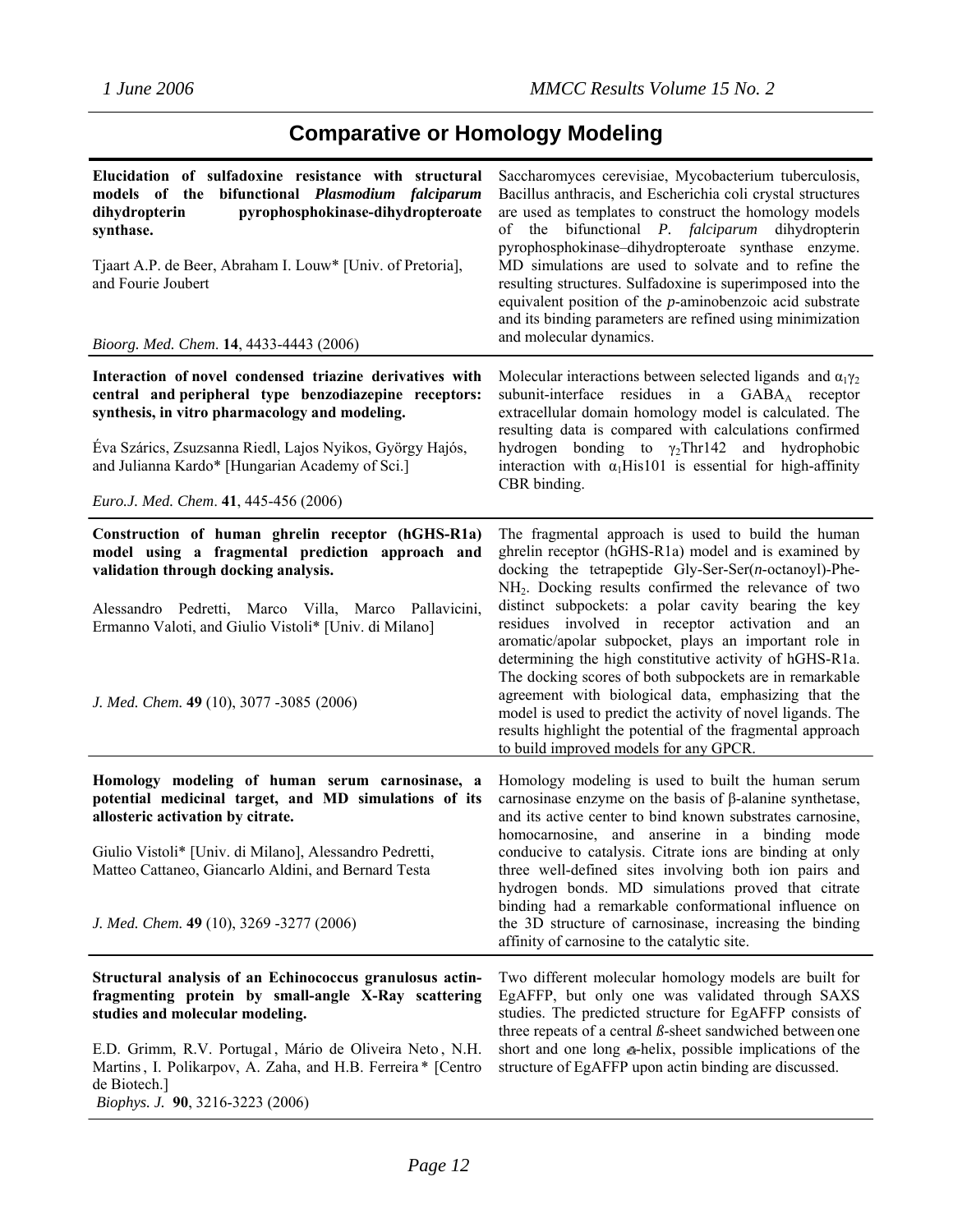# Comparative or Homology Modeling

**Elucidation of sulfadoxine resistance with structural models of the bifunctional *Plasmodium falciparum* dihydropterin pyrophosphokinase-dihydropteroate synthase.**

Tjaart A.P. de Beer, Abraham I. Louw* [Univ. of Pretoria], and Fourie Joubert

*Bioorg. Med. Chem.* **14**, 4433-4443 (2006)

Saccharomyces cerevisiae, Mycobacterium tuberculosis, Bacillus anthracis, and Escherichia coli crystal structures are used as templates to construct the homology models of the bifunctional *P. falciparum* dihydropterin pyrophosphokinase–dihydropteroate synthase enzyme. MD simulations are used to solvate and to refine the resulting structures. Sulfadoxine is superimposed into the equivalent position of the *p*-aminobenzoic acid substrate and its binding parameters are refined using minimization and molecular dynamics.

---

**Interaction of novel condensed triazine derivatives with central and peripheral type benzodiazepine receptors: synthesis, in vitro pharmacology and modeling.**

Éva Szárics, Zsuzsanna Riedl, Lajos Nyikos, György Hajós, and Julianna Kardo* [Hungarian Academy of Sci.]

*Euro.J. Med. Chem.* **41**, 445-456 (2006)

Molecular interactions between selected ligands and $\alpha_1\gamma_2$ subunit-interface residues in a $GABA_A$ receptor extracellular domain homology model is calculated. The resulting data is compared with calculations confirmed hydrogen bonding to $\gamma_2$Thr142 and hydrophobic interaction with $\alpha_1$His101 is essential for high-affinity CBR binding.

---

**Construction of human ghrelin receptor (hGHS-R1a) model using a fragmental prediction approach and validation through docking analysis.**

Alessandro Pedretti, Marco Villa, Marco Pallavicini, Ermanno Valoti, and Giulio Vistoli* [Univ. di Milano]

*J. Med. Chem.* **49** (10), 3077 -3085 (2006)

The fragmental approach is used to build the human ghrelin receptor (hGHS-R1a) model and is examined by docking the tetrapeptide Gly-Ser-Ser(*n*-octanoyl)-Phe-$NH_2$. Docking results confirmed the relevance of two distinct subpockets: a polar cavity bearing the key residues involved in receptor activation and an aromatic/apolar subpocket, plays an important role in determining the high constitutive activity of hGHS-R1a. The docking scores of both subpockets are in remarkable agreement with biological data, emphasizing that the model is used to predict the activity of novel ligands. The results highlight the potential of the fragmental approach to build improved models for any GPCR.

---

**Homology modeling of human serum carnosinase, a potential medicinal target, and MD simulations of its allosteric activation by citrate.**

Giulio Vistoli* [Univ. di Milano], Alessandro Pedretti, Matteo Cattaneo, Giancarlo Aldini, and Bernard Testa

*J. Med. Chem.* **49** (10), 3269 -3277 (2006)

Homology modeling is used to built the human serum carnosinase enzyme on the basis of β-alanine synthetase, and its active center to bind known substrates carnosine, homocarnosine, and anserine in a binding mode conducive to catalysis. Citrate ions are binding at only three well-defined sites involving both ion pairs and hydrogen bonds. MD simulations proved that citrate binding had a remarkable conformational influence on the 3D structure of carnosinase, increasing the binding affinity of carnosine to the catalytic site.

---

**Structural analysis of an Echinococcus granulosus actin-fragmenting protein by small-angle X-Ray scattering studies and molecular modeling.**

E.D. Grimm, R.V. Portugal, Mário de Oliveira Neto, N.H. Martins, I. Polikarpov, A. Zaha, and H.B. Ferreira* [Centro de Biotech.]

*Biophys. J.* **90**, 3216-3223 (2006)

Two different molecular homology models are built for EgAFFP, but only one was validated through SAXS studies. The predicted structure for EgAFFP consists of three repeats of a central ß-sheet sandwiched between one short and one long α-helix, possible implications of the structure of EgAFFP upon actin binding are discussed.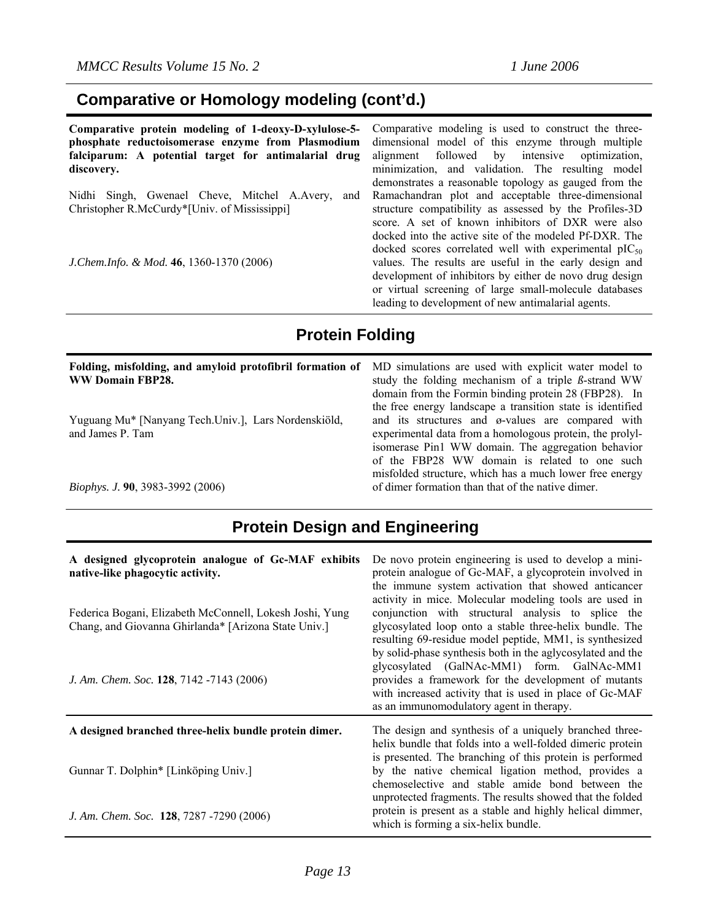## Comparative or Homology modeling (cont'd.)

**Comparative protein modeling of 1-deoxy-D-xylulose-5-phosphate reductoisomerase enzyme from Plasmodium falciparum: A potential target for antimalarial drug discovery.**

Nidhi Singh, Gwenael Cheve, Mitchel A.Avery, and Christopher R.McCurdy*[Univ. of Mississippi]

*J.Chem.Info. & Mod.* **46**, 1360-1370 (2006)

Comparative modeling is used to construct the three-dimensional model of this enzyme through multiple alignment followed by intensive optimization, minimization, and validation. The resulting model demonstrates a reasonable topology as gauged from the Ramachandran plot and acceptable three-dimensional structure compatibility as assessed by the Profiles-3D score. A set of known inhibitors of DXR were also docked into the active site of the modeled Pf-DXR. The docked scores correlated well with experimental $pIC_{50}$ values. The results are useful in the early design and development of inhibitors by either de novo drug design or virtual screening of large small-molecule databases leading to development of new antimalarial agents.

## Protein Folding

**Folding, misfolding, and amyloid protofibril formation of WW Domain FBP28.**

Yuguang Mu* [Nanyang Tech.Univ.], Lars Nordenskiöld, and James P. Tam

*Biophys. J.* **90**, 3983-3992 (2006)

MD simulations are used with explicit water model to study the folding mechanism of a triple ß-strand WW domain from the Formin binding protein 28 (FBP28). In the free energy landscape a transition state is identified and its structures and ø-values are compared with experimental data from a homologous protein, the prolyl-isomerase Pin1 WW domain. The aggregation behavior of the FBP28 WW domain is related to one such misfolded structure, which has a much lower free energy of dimer formation than that of the native dimer.

## Protein Design and Engineering

**A designed glycoprotein analogue of Gc-MAF exhibits native-like phagocytic activity.**

Federica Bogani, Elizabeth McConnell, Lokesh Joshi, Yung Chang, and Giovanna Ghirlanda* [Arizona State Univ.]

*J. Am. Chem. Soc.* **128**, 7142 -7143 (2006)

De novo protein engineering is used to develop a mini-protein analogue of Gc-MAF, a glycoprotein involved in the immune system activation that showed anticancer activity in mice. Molecular modeling tools are used in conjunction with structural analysis to splice the glycosylated loop onto a stable three-helix bundle. The resulting 69-residue model peptide, MM1, is synthesized by solid-phase synthesis both in the aglycosylated and the glycosylated (GalNAc-MM1) form. GalNAc-MM1 provides a framework for the development of mutants with increased activity that is used in place of Gc-MAF as an immunomodulatory agent in therapy.

**A designed branched three-helix bundle protein dimer.**

Gunnar T. Dolphin* [Linköping Univ.]

*J. Am. Chem. Soc.* **128**, 7287 -7290 (2006)

The design and synthesis of a uniquely branched three-helix bundle that folds into a well-folded dimeric protein is presented. The branching of this protein is performed by the native chemical ligation method, provides a chemoselective and stable amide bond between the unprotected fragments. The results showed that the folded protein is present as a stable and highly helical dimmer, which is forming a six-helix bundle.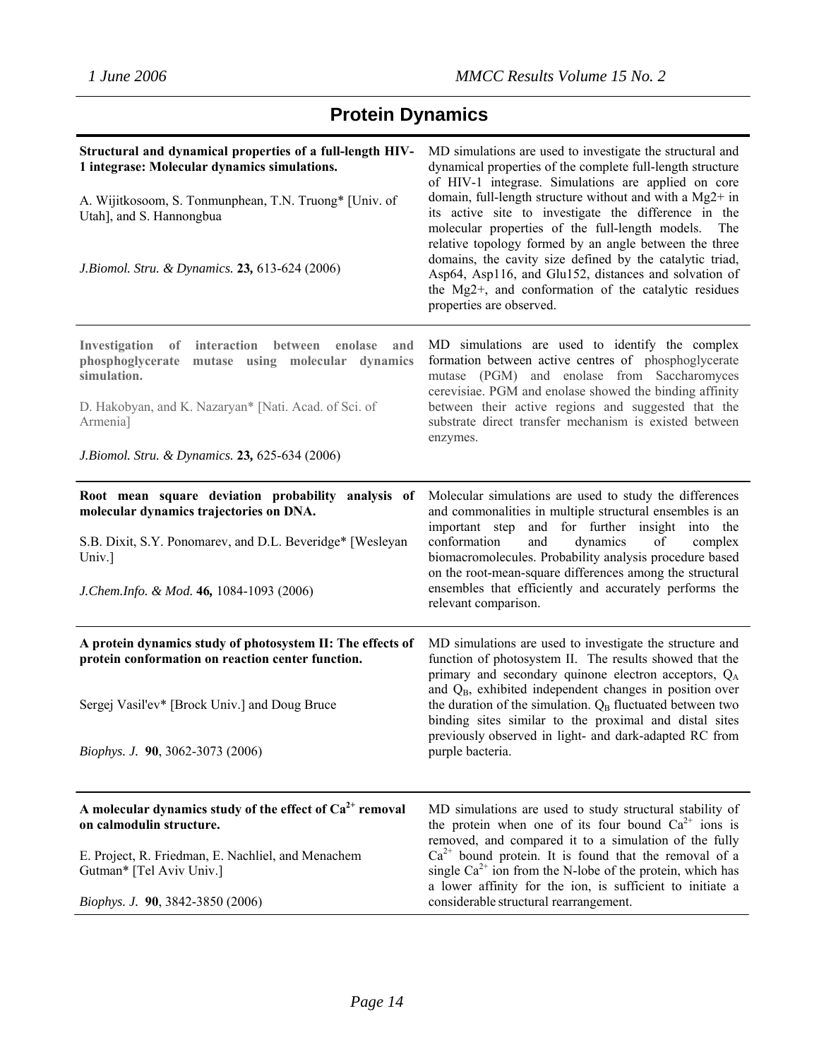# Protein Dynamics

**Structural and dynamical properties of a full-length HIV-1 integrase: Molecular dynamics simulations.**

A. Wijitkosoom, S. Tonmunphean, T.N. Truong* [Univ. of Utah], and S. Hannongbua

*J.Biomol. Stru. & Dynamics.* **23,** 613-624 (2006)

MD simulations are used to investigate the structural and dynamical properties of the complete full-length structure of HIV-1 integrase. Simulations are applied on core domain, full-length structure without and with a Mg2+ in its active site to investigate the difference in the molecular properties of the full-length models. The relative topology formed by an angle between the three domains, the cavity size defined by the catalytic triad, Asp64, Asp116, and Glu152, distances and solvation of the Mg2+, and conformation of the catalytic residues properties are observed.

---

**Investigation of interaction between enolase and phosphoglycerate mutase using molecular dynamics simulation.**

D. Hakobyan, and K. Nazaryan* [Nati. Acad. of Sci. of Armenia]

*J.Biomol. Stru. & Dynamics.* **23,** 625-634 (2006)

MD simulations are used to identify the complex formation between active centres of phosphoglycerate mutase (PGM) and enolase from Saccharomyces cerevisiae. PGM and enolase showed the binding affinity between their active regions and suggested that the substrate direct transfer mechanism is existed between enzymes.

---

**Root mean square deviation probability analysis of molecular dynamics trajectories on DNA.**

S.B. Dixit, S.Y. Ponomarev, and D.L. Beveridge* [Wesleyan Univ.]

*J.Chem.Info. & Mod.* **46,** 1084-1093 (2006)

Molecular simulations are used to study the differences and commonalities in multiple structural ensembles is an important step and for further insight into the conformation and dynamics of complex biomacromolecules. Probability analysis procedure based on the root-mean-square differences among the structural ensembles that efficiently and accurately performs the relevant comparison.

---

**A protein dynamics study of photosystem II: The effects of protein conformation on reaction center function.**

Sergej Vasil'ev* [Brock Univ.] and Doug Bruce

*Biophys. J.* **90**, 3062-3073 (2006)

MD simulations are used to investigate the structure and function of photosystem II. The results showed that the primary and secondary quinone electron acceptors, $Q_A$ and $Q_B$, exhibited independent changes in position over the duration of the simulation. $Q_B$ fluctuated between two binding sites similar to the proximal and distal sites previously observed in light- and dark-adapted RC from purple bacteria.

---

**A molecular dynamics study of the effect of $Ca^{2+}$ removal on calmodulin structure.**

E. Project, R. Friedman, E. Nachliel, and Menachem Gutman* [Tel Aviv Univ.]

*Biophys. J.* **90**, 3842-3850 (2006)

MD simulations are used to study structural stability of the protein when one of its four bound $Ca^{2+}$ ions is removed, and compared it to a simulation of the fully $Ca^{2+}$ bound protein. It is found that the removal of a single $Ca^{2+}$ ion from the N-lobe of the protein, which has a lower affinity for the ion, is sufficient to initiate a considerable structural rearrangement.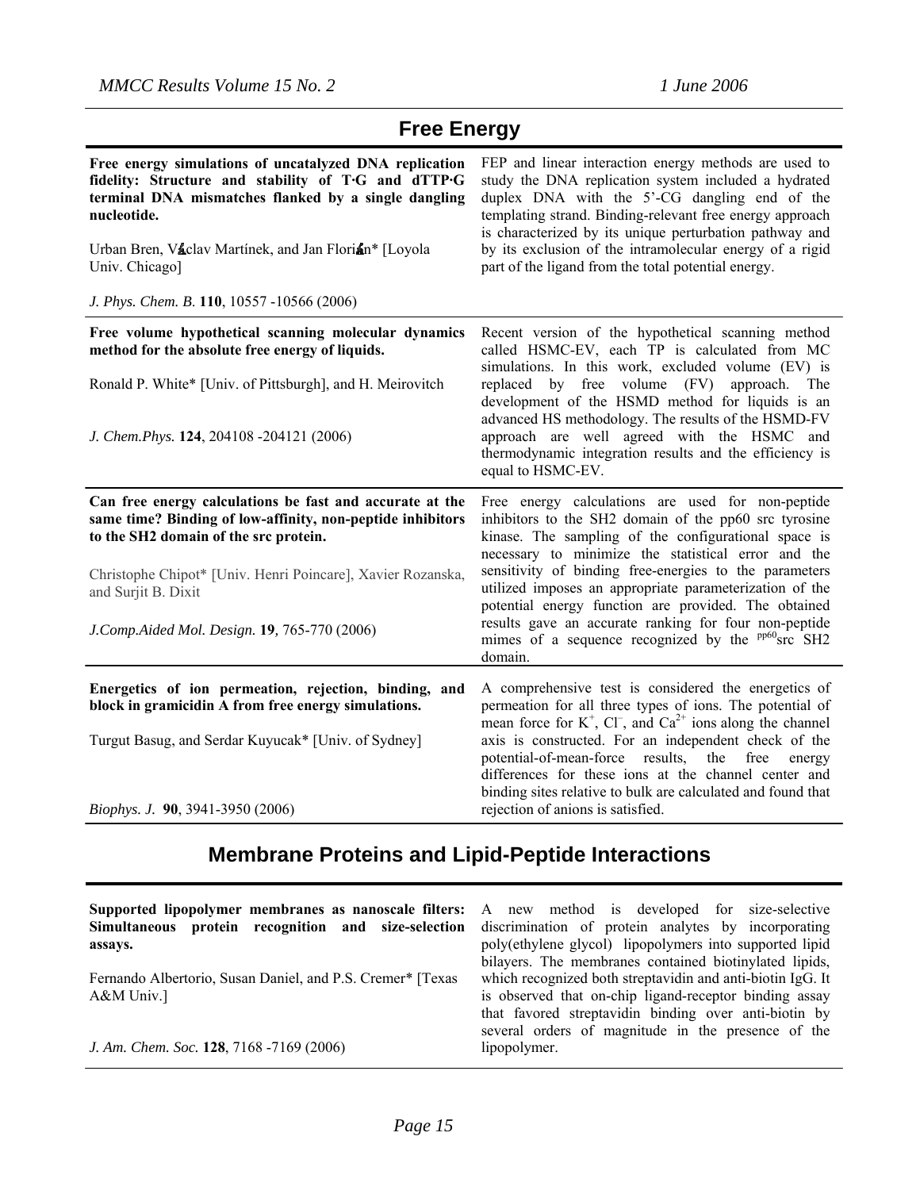## Free Energy

**Free energy simulations of uncatalyzed DNA replication fidelity: Structure and stability of T·G and dTTP·G terminal DNA mismatches flanked by a single dangling nucleotide.**

Urban Bren, Václav Martínek, and Jan Florián* [Loyola Univ. Chicago]

*J. Phys. Chem. B.* **110**, 10557 -10566 (2006)

FEP and linear interaction energy methods are used to study the DNA replication system included a hydrated duplex DNA with the 5'-CG dangling end of the templating strand. Binding-relevant free energy approach is characterized by its unique perturbation pathway and by its exclusion of the intramolecular energy of a rigid part of the ligand from the total potential energy.

---

**Free volume hypothetical scanning molecular dynamics method for the absolute free energy of liquids.**

Ronald P. White* [Univ. of Pittsburgh], and H. Meirovitch

*J. Chem.Phys.* **124**, 204108 -204121 (2006)

Recent version of the hypothetical scanning method called HSMC-EV, each TP is calculated from MC simulations. In this work, excluded volume (EV) is replaced by free volume (FV) approach. The development of the HSMD method for liquids is an advanced HS methodology. The results of the HSMD-FV approach are well agreed with the HSMC and thermodynamic integration results and the efficiency is equal to HSMC-EV.

---

**Can free energy calculations be fast and accurate at the same time? Binding of low-affinity, non-peptide inhibitors to the SH2 domain of the src protein.**

Christophe Chipot* [Univ. Henri Poincare], Xavier Rozanska, and Surjit B. Dixit

*J.Comp.Aided Mol. Design.* **19**, 765-770 (2006)

Free energy calculations are used for non-peptide inhibitors to the SH2 domain of the pp60 src tyrosine kinase. The sampling of the configurational space is necessary to minimize the statistical error and the sensitivity of binding free-energies to the parameters utilized imposes an appropriate parameterization of the potential energy function are provided. The obtained results gave an accurate ranking for four non-peptide mimes of a sequence recognized by the $^{pp60}$src SH2 domain.

---

**Energetics of ion permeation, rejection, binding, and block in gramicidin A from free energy simulations.**

Turgut Basug, and Serdar Kuyucak* [Univ. of Sydney]

*Biophys. J.* **90**, 3941-3950 (2006)

A comprehensive test is considered the energetics of permeation for all three types of ions. The potential of mean force for $K^+$, $Cl^-$, and $Ca^{2+}$ ions along the channel axis is constructed. For an independent check of the potential-of-mean-force results, the free energy differences for these ions at the channel center and binding sites relative to bulk are calculated and found that rejection of anions is satisfied.

## Membrane Proteins and Lipid-Peptide Interactions

**Supported lipopolymer membranes as nanoscale filters: Simultaneous protein recognition and size-selection assays.**

Fernando Albertorio, Susan Daniel, and P.S. Cremer* [Texas A&M Univ.]

*J. Am. Chem. Soc.* **128**, 7168 -7169 (2006)

A new method is developed for size-selective discrimination of protein analytes by incorporating poly(ethylene glycol) lipopolymers into supported lipid bilayers. The membranes contained biotinylated lipids, which recognized both streptavidin and anti-biotin IgG. It is observed that on-chip ligand-receptor binding assay that favored streptavidin binding over anti-biotin by several orders of magnitude in the presence of the lipopolymer.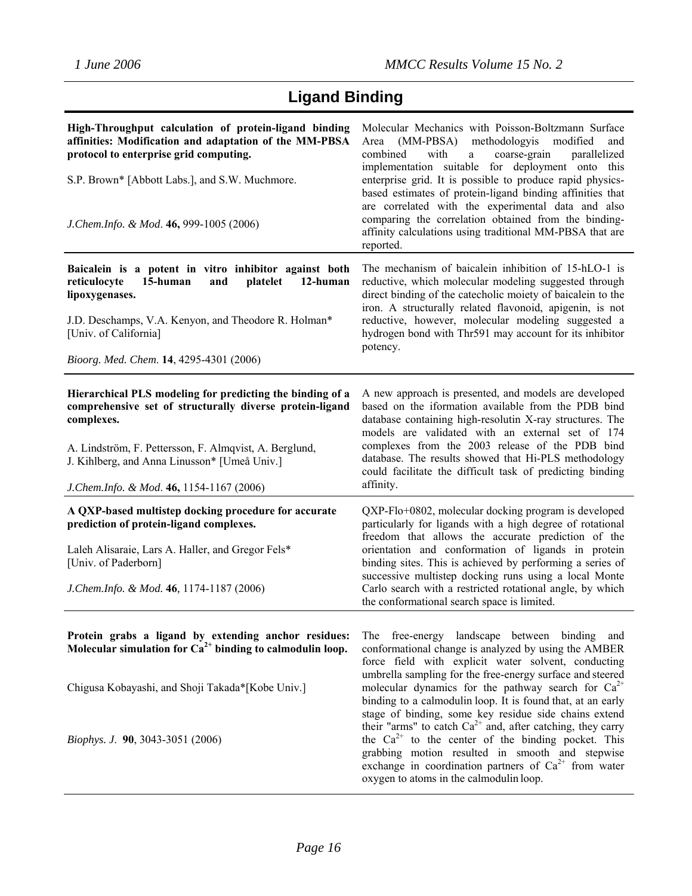# Ligand Binding

| | |
|---|---|
| **High-Throughput calculation of protein-ligand binding affinities: Modification and adaptation of the MM-PBSA protocol to enterprise grid computing.**<br><br>S.P. Brown* [Abbott Labs.], and S.W. Muchmore.<br><br>*J.Chem.Info. & Mod*. **46,** 999-1005 (2006) | Molecular Mechanics with Poisson-Boltzmann Surface Area (MM-PBSA) methodologyis modified and combined with a coarse-grain parallelized implementation suitable for deployment onto this enterprise grid. It is possible to produce rapid physics-based estimates of protein-ligand binding affinities that are correlated with the experimental data and also comparing the correlation obtained from the binding-affinity calculations using traditional MM-PBSA that are reported. |
| **Baicalein is a potent in vitro inhibitor against both reticulocyte 15-human and platelet 12-human lipoxygenases.**<br><br>J.D. Deschamps, V.A. Kenyon, and Theodore R. Holman* [Univ. of California]<br><br>*Bioorg. Med. Chem*. **14**, 4295-4301 (2006) | The mechanism of baicalein inhibition of 15-hLO-1 is reductive, which molecular modeling suggested through direct binding of the catecholic moiety of baicalein to the iron. A structurally related flavonoid, apigenin, is not reductive, however, molecular modeling suggested a hydrogen bond with Thr591 may account for its inhibitor potency. |
| **Hierarchical PLS modeling for predicting the binding of a comprehensive set of structurally diverse protein-ligand complexes.**<br><br>A. Lindström, F. Pettersson, F. Almqvist, A. Berglund, J. Kihlberg, and Anna Linusson* [Umeå Univ.]<br><br>*J.Chem.Info. & Mod*. **46,** 1154-1167 (2006) | A new approach is presented, and models are developed based on the iformation available from the PDB bind database containing high-resolutin X-ray structures. The models are validated with an external set of 174 complexes from the 2003 release of the PDB bind database. The results showed that Hi-PLS methodology could facilitate the difficult task of predicting binding affinity. |
| **A QXP-based multistep docking procedure for accurate prediction of protein-ligand complexes.**<br><br>Laleh Alisaraie, Lars A. Haller, and Gregor Fels* [Univ. of Paderborn]<br><br>*J.Chem.Info. & Mod.* **46***,* 1174-1187 (2006) | QXP-Flo+0802, molecular docking program is developed particularly for ligands with a high degree of rotational freedom that allows the accurate prediction of the orientation and conformation of ligands in protein binding sites. This is achieved by performing a series of successive multistep docking runs using a local Monte Carlo search with a restricted rotational angle, by which the conformational search space is limited. |
| **Protein grabs a ligand by extending anchor residues: Molecular simulation for $Ca^{2+}$ binding to calmodulin loop.**<br><br>Chigusa Kobayashi, and Shoji Takada*[Kobe Univ.]<br><br>*Biophys. J*. **90**, 3043-3051 (2006) | The free-energy landscape between binding and conformational change is analyzed by using the AMBER force field with explicit water solvent, conducting umbrella sampling for the free-energy surface and steered molecular dynamics for the pathway search for $Ca^{2+}$ binding to a calmodulin loop. It is found that, at an early stage of binding, some key residue side chains extend their "arms" to catch $Ca^{2+}$ and, after catching, they carry the $Ca^{2+}$ to the center of the binding pocket. This grabbing motion resulted in smooth and stepwise exchange in coordination partners of $Ca^{2+}$ from water oxygen to atoms in the calmodulin loop. |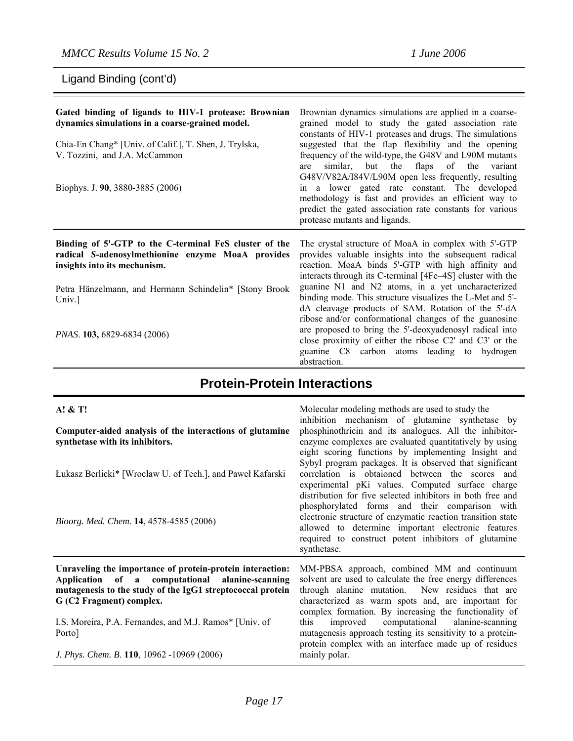## Ligand Binding (cont'd)

**Gated binding of ligands to HIV-1 protease: Brownian dynamics simulations in a coarse-grained model.**

Chia-En Chang* [Univ. of Calif.], T. Shen, J. Trylska, V. Tozzini, and J.A. McCammon

Biophys. J. **90**, 3880-3885 (2006)

Brownian dynamics simulations are applied in a coarse-grained model to study the gated association rate constants of HIV-1 proteases and drugs. The simulations suggested that the flap flexibility and the opening frequency of the wild-type, the G48V and L90M mutants are similar, but the flaps of the variant G48V/V82A/I84V/L90M open less frequently, resulting in a lower gated rate constant. The developed methodology is fast and provides an efficient way to predict the gated association rate constants for various protease mutants and ligands.

---

**Binding of 5'-GTP to the C-terminal FeS cluster of the radical *S*-adenosylmethionine enzyme MoaA provides insights into its mechanism.**

Petra Hänzelmann, and Hermann Schindelin* [Stony Brook Univ.]

*PNAS*. **103,** 6829-6834 (2006)

The crystal structure of MoaA in complex with 5'-GTP provides valuable insights into the subsequent radical reaction. MoaA binds 5'-GTP with high affinity and interacts through its C-terminal [4Fe–4S] cluster with the guanine N1 and N2 atoms, in a yet uncharacterized binding mode. This structure visualizes the L-Met and 5'-dA cleavage products of SAM. Rotation of the 5'-dA ribose and/or conformational changes of the guanosine are proposed to bring the 5'-deoxyadenosyl radical into close proximity of either the ribose C2' and C3' or the guanine C8 carbon atoms leading to hydrogen abstraction.

# Protein-Protein Interactions

**A! & T!**

**Computer-aided analysis of the interactions of glutamine synthetase with its inhibitors.**

Łukasz Berlicki* [Wroclaw U. of Tech.], and Paweł Kafarski

*Bioorg. Med. Chem*. **14**, 4578-4585 (2006)

Molecular modeling methods are used to study the inhibition mechanism of glutamine synthetase by phosphinothricin and its analogues. All the inhibitor-enzyme complexes are evaluated quantitatively by using eight scoring functions by implementing Insight and Sybyl program packages. It is observed that significant correlation is obtaioned between the scores and experimental pKi values. Computed surface charge distribution for five selected inhibitors in both free and phosphorylated forms and their comparison with electronic structure of enzymatic reaction transition state allowed to determine important electronic features required to construct potent inhibitors of glutamine synthetase.

---

**Unraveling the importance of protein-protein interaction: Application of a computational alanine-scanning mutagenesis to the study of the IgG1 streptococcal protein G (C2 Fragment) complex.**

I.S. Moreira, P.A. Fernandes, and M.J. Ramos* [Univ. of Porto]

*J. Phys. Chem. B*. **110**, 10962 -10969 (2006)

MM-PBSA approach, combined MM and continuum solvent are used to calculate the free energy differences through alanine mutation. New residues that are characterized as warm spots and, are important for complex formation. By increasing the functionality of this improved computational alanine-scanning mutagenesis approach testing its sensitivity to a protein-protein complex with an interface made up of residues mainly polar.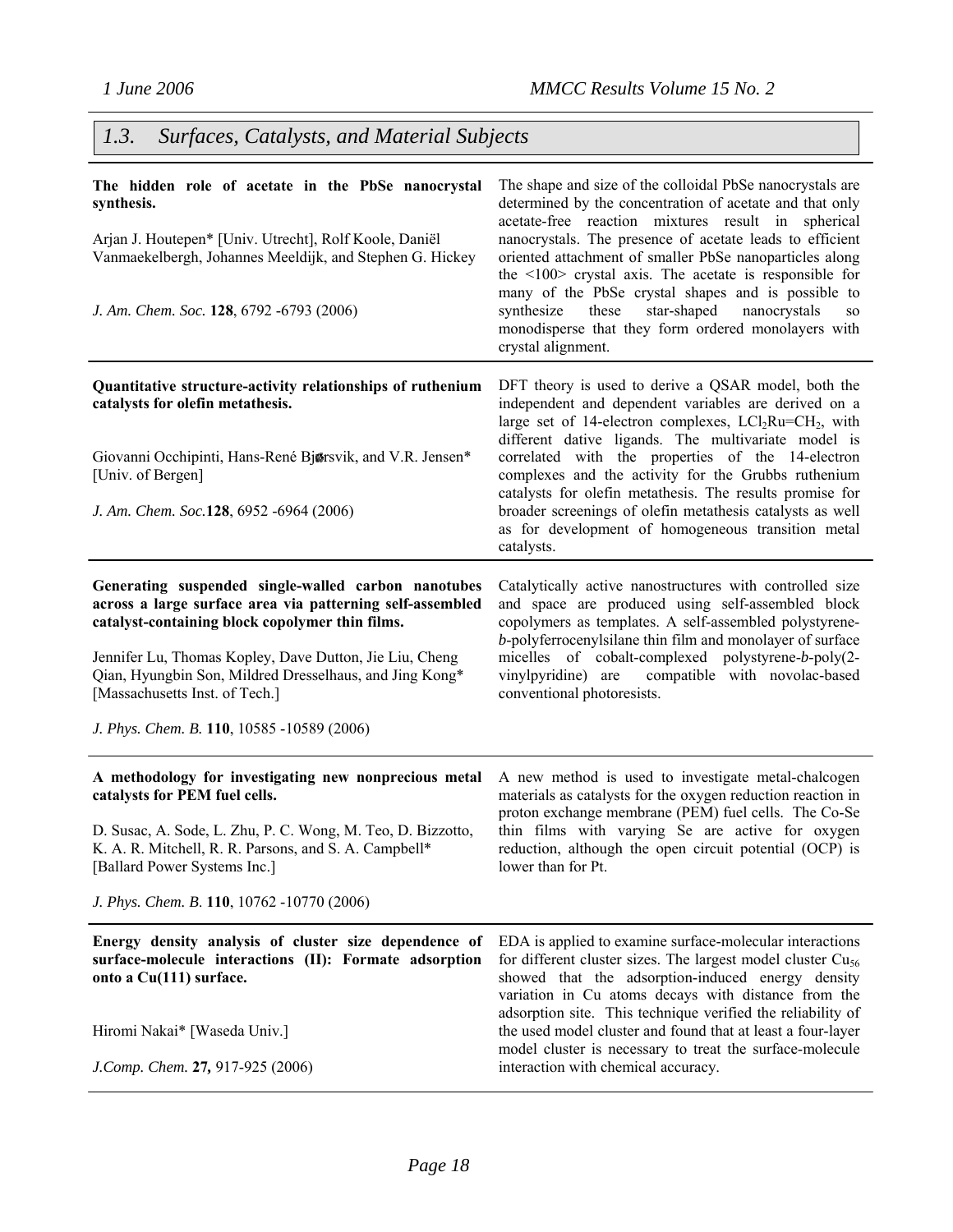## 1.3. Surfaces, Catalysts, and Material Subjects

**The hidden role of acetate in the PbSe nanocrystal synthesis.**

Arjan J. Houtepen* [Univ. Utrecht], Rolf Koole, Daniël Vanmaekelbergh, Johannes Meeldijk, and Stephen G. Hickey

*J. Am. Chem. Soc.* **128**, 6792 -6793 (2006)

The shape and size of the colloidal PbSe nanocrystals are determined by the concentration of acetate and that only acetate-free reaction mixtures result in spherical nanocrystals. The presence of acetate leads to efficient oriented attachment of smaller PbSe nanoparticles along the <100> crystal axis. The acetate is responsible for many of the PbSe crystal shapes and is possible to synthesize these star-shaped nanocrystals so monodisperse that they form ordered monolayers with crystal alignment.

---

**Quantitative structure-activity relationships of ruthenium catalysts for olefin metathesis.**

Giovanni Occhipinti, Hans-René Bjørsvik, and V.R. Jensen* [Univ. of Bergen]

*J. Am. Chem. Soc.* **128**, 6952 -6964 (2006)

DFT theory is used to derive a QSAR model, both the independent and dependent variables are derived on a large set of 14-electron complexes, $LCl_2Ru{=}CH_2$, with different dative ligands. The multivariate model is correlated with the properties of the 14-electron complexes and the activity for the Grubbs ruthenium catalysts for olefin metathesis. The results promise for broader screenings of olefin metathesis catalysts as well as for development of homogeneous transition metal catalysts.

---

**Generating suspended single-walled carbon nanotubes across a large surface area via patterning self-assembled catalyst-containing block copolymer thin films.**

Jennifer Lu, Thomas Kopley, Dave Dutton, Jie Liu, Cheng Qian, Hyungbin Son, Mildred Dresselhaus, and Jing Kong* [Massachusetts Inst. of Tech.]

*J. Phys. Chem. B.* **110**, 10585 -10589 (2006)

Catalytically active nanostructures with controlled size and space are produced using self-assembled block copolymers as templates. A self-assembled polystyrene-*b*-polyferrocenylsilane thin film and monolayer of surface micelles of cobalt-complexed polystyrene-*b*-poly(2-vinylpyridine) are compatible with novolac-based conventional photoresists.

---

**A methodology for investigating new nonprecious metal catalysts for PEM fuel cells.**

D. Susac, A. Sode, L. Zhu, P. C. Wong, M. Teo, D. Bizzotto, K. A. R. Mitchell, R. R. Parsons, and S. A. Campbell* [Ballard Power Systems Inc.]

*J. Phys. Chem. B.* **110**, 10762 -10770 (2006)

A new method is used to investigate metal-chalcogen materials as catalysts for the oxygen reduction reaction in proton exchange membrane (PEM) fuel cells. The Co-Se thin films with varying Se are active for oxygen reduction, although the open circuit potential (OCP) is lower than for Pt.

---

**Energy density analysis of cluster size dependence of surface-molecule interactions (II): Formate adsorption onto a Cu(111) surface.**

Hiromi Nakai* [Waseda Univ.]

*J.Comp. Chem.* **27,** 917-925 (2006)

EDA is applied to examine surface-molecular interactions for different cluster sizes. The largest model cluster $Cu_{56}$ showed that the adsorption-induced energy density variation in Cu atoms decays with distance from the adsorption site. This technique verified the reliability of the used model cluster and found that at least a four-layer model cluster is necessary to treat the surface-molecule interaction with chemical accuracy.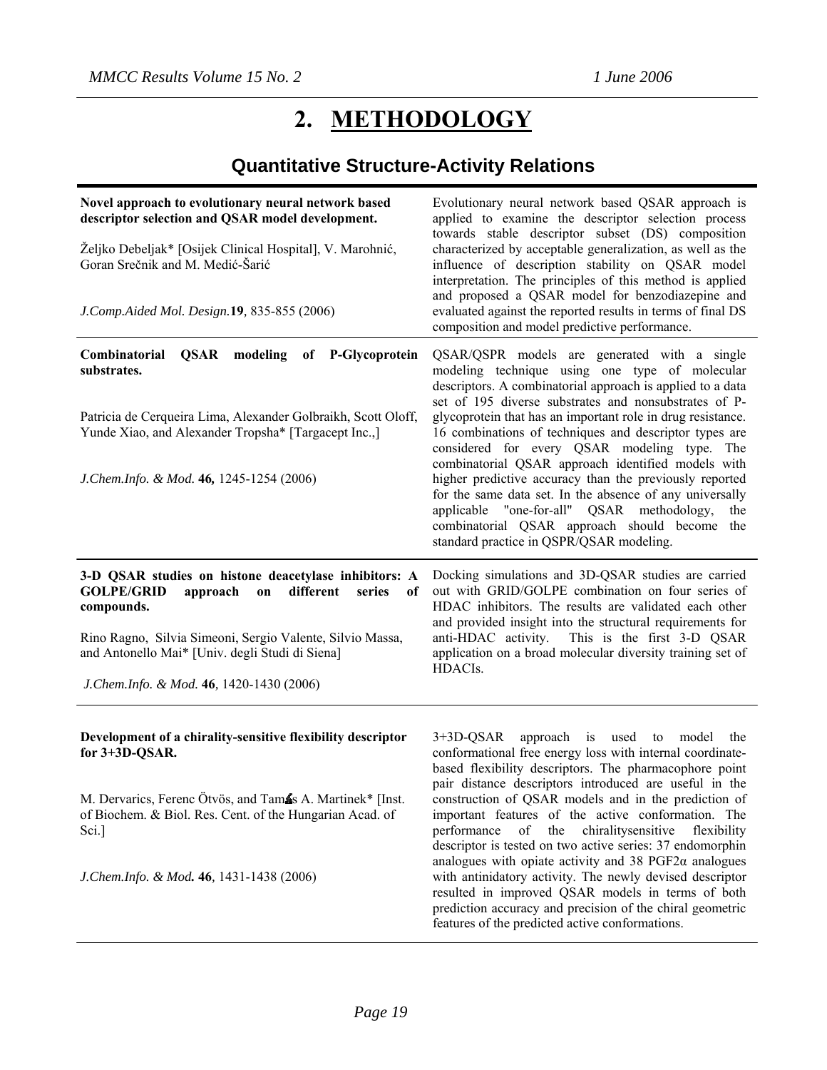# 2. METHODOLOGY

## Quantitative Structure-Activity Relations

**Novel approach to evolutionary neural network based descriptor selection and QSAR model development.**

Željko Debeljak* [Osijek Clinical Hospital], V. Marohnić, Goran Srečnik and M. Medić-Šarić

*J.Comp.Aided Mol. Design.***19***,* 835-855 (2006)

Evolutionary neural network based QSAR approach is applied to examine the descriptor selection process towards stable descriptor subset (DS) composition characterized by acceptable generalization, as well as the influence of description stability on QSAR model interpretation. The principles of this method is applied and proposed a QSAR model for benzodiazepine and evaluated against the reported results in terms of final DS composition and model predictive performance.

---

**Combinatorial QSAR modeling of P-Glycoprotein substrates.**

Patricia de Cerqueira Lima, Alexander Golbraikh, Scott Oloff, Yunde Xiao, and Alexander Tropsha* [Targacept Inc.,]

*J.Chem.Info. & Mod.* **46,** 1245-1254 (2006)

QSAR/QSPR models are generated with a single modeling technique using one type of molecular descriptors. A combinatorial approach is applied to a data set of 195 diverse substrates and nonsubstrates of P-glycoprotein that has an important role in drug resistance. 16 combinations of techniques and descriptor types are considered for every QSAR modeling type. The combinatorial QSAR approach identified models with higher predictive accuracy than the previously reported for the same data set. In the absence of any universally applicable "one-for-all" QSAR methodology, the combinatorial QSAR approach should become the standard practice in QSPR/QSAR modeling.

---

**3-D QSAR studies on histone deacetylase inhibitors: A GOLPE/GRID approach on different series of compounds.**

Rino Ragno, Silvia Simeoni, Sergio Valente, Silvio Massa, and Antonello Mai* [Univ. degli Studi di Siena]

*J.Chem.Info. & Mod.* **46***,* 1420-1430 (2006)

Docking simulations and 3D-QSAR studies are carried out with GRID/GOLPE combination on four series of HDAC inhibitors. The results are validated each other and provided insight into the structural requirements for anti-HDAC activity. This is the first 3-D QSAR application on a broad molecular diversity training set of HDACIs.

---

**Development of a chirality-sensitive flexibility descriptor for 3+3D-QSAR.**

M. Dervarics, Ferenc Ötvös, and Tamás A. Martinek* [Inst. of Biochem. & Biol. Res. Cent. of the Hungarian Acad. of Sci.]

*J.Chem.Info. & Mod.* **46***,* 1431-1438 (2006)

3+3D-QSAR approach is used to model the conformational free energy loss with internal coordinate-based flexibility descriptors. The pharmacophore point pair distance descriptors introduced are useful in the construction of QSAR models and in the prediction of important features of the active conformation. The performance of the chiralitysensitive flexibility descriptor is tested on two active series: 37 endomorphin analogues with opiate activity and 38 PGF2α analogues with antinidatory activity. The newly devised descriptor resulted in improved QSAR models in terms of both prediction accuracy and precision of the chiral geometric features of the predicted active conformations.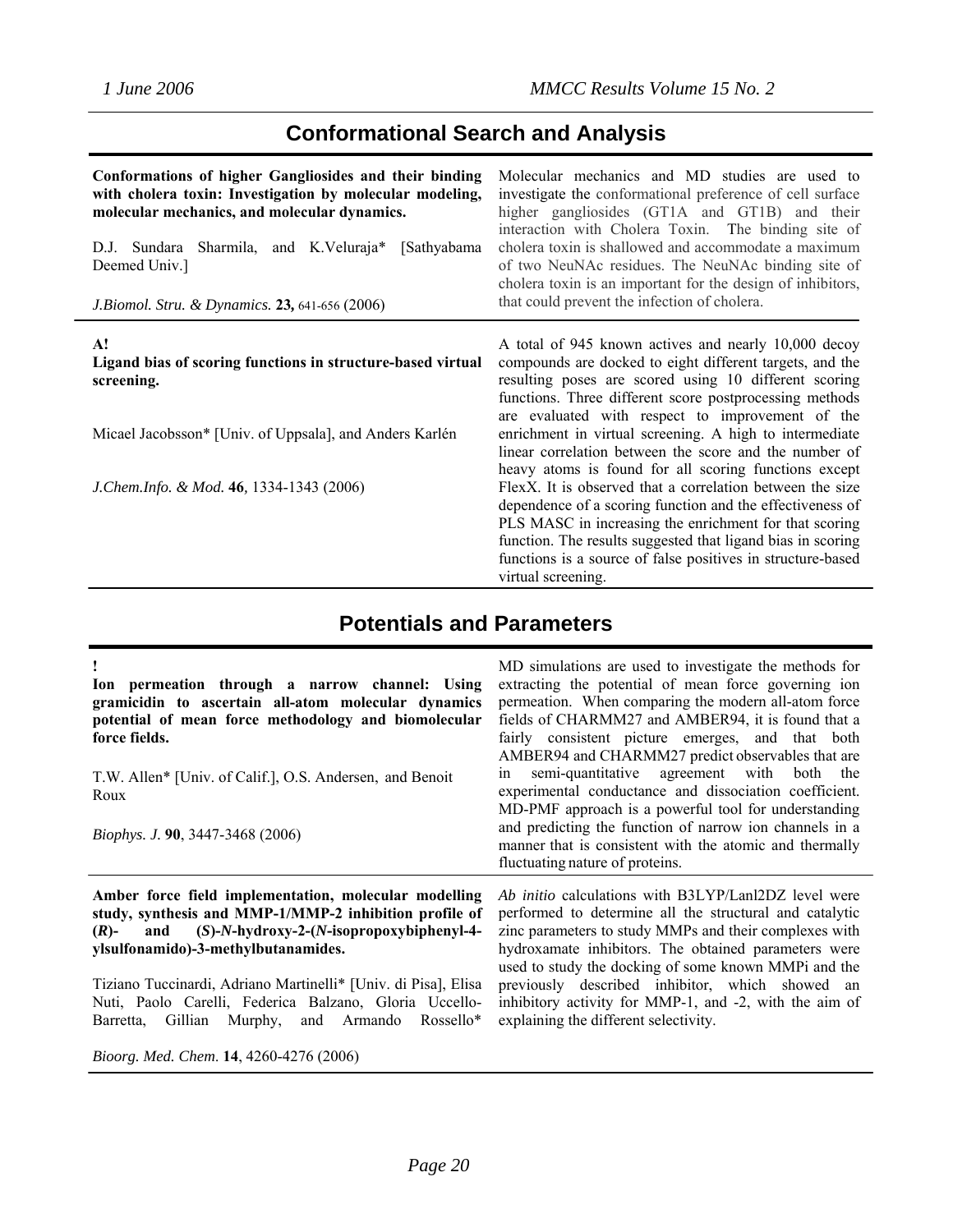## Conformational Search and Analysis

**Conformations of higher Gangliosides and their binding with cholera toxin: Investigation by molecular modeling, molecular mechanics, and molecular dynamics.**

D.J. Sundara Sharmila, and K.Veluraja* [Sathyabama Deemed Univ.]

*J.Biomol. Stru. & Dynamics.* **23,** 641-656 (2006)

Molecular mechanics and MD studies are used to investigate the conformational preference of cell surface higher gangliosides (GT1A and GT1B) and their interaction with Cholera Toxin. The binding site of cholera toxin is shallowed and accommodate a maximum of two NeuNAc residues. The NeuNAc binding site of cholera toxin is an important for the design of inhibitors, that could prevent the infection of cholera.

---

**A!**
**Ligand bias of scoring functions in structure-based virtual screening.**

Micael Jacobsson* [Univ. of Uppsala], and Anders Karlén

*J.Chem.Info. & Mod.* **46**, 1334-1343 (2006)

A total of 945 known actives and nearly 10,000 decoy compounds are docked to eight different targets, and the resulting poses are scored using 10 different scoring functions. Three different score postprocessing methods are evaluated with respect to improvement of the enrichment in virtual screening. A high to intermediate linear correlation between the score and the number of heavy atoms is found for all scoring functions except FlexX. It is observed that a correlation between the size dependence of a scoring function and the effectiveness of PLS MASC in increasing the enrichment for that scoring function. The results suggested that ligand bias in scoring functions is a source of false positives in structure-based virtual screening.

## Potentials and Parameters

**!**
**Ion permeation through a narrow channel: Using gramicidin to ascertain all-atom molecular dynamics potential of mean force methodology and biomolecular force fields.**

T.W. Allen* [Univ. of Calif.], O.S. Andersen, and Benoit Roux

*Biophys. J.* **90**, 3447-3468 (2006)

MD simulations are used to investigate the methods for extracting the potential of mean force governing ion permeation. When comparing the modern all-atom force fields of CHARMM27 and AMBER94, it is found that a fairly consistent picture emerges, and that both AMBER94 and CHARMM27 predict observables that are in semi-quantitative agreement with both the experimental conductance and dissociation coefficient. MD-PMF approach is a powerful tool for understanding and predicting the function of narrow ion channels in a manner that is consistent with the atomic and thermally fluctuating nature of proteins.

---

**Amber force field implementation, molecular modelling study, synthesis and MMP-1/MMP-2 inhibition profile of (*R*)- and (*S*)-*N*-hydroxy-2-(*N*-isopropoxybiphenyl-4-ylsulfonamido)-3-methylbutanamides.**

Tiziano Tuccinardi, Adriano Martinelli* [Univ. di Pisa], Elisa Nuti, Paolo Carelli, Federica Balzano, Gloria Uccello-Barretta, Gillian Murphy, and Armando Rossello*

*Bioorg. Med. Chem.* **14**, 4260-4276 (2006)

*Ab initio* calculations with B3LYP/Lanl2DZ level were performed to determine all the structural and catalytic zinc parameters to study MMPs and their complexes with hydroxamate inhibitors. The obtained parameters were used to study the docking of some known MMPi and the previously described inhibitor, which showed an inhibitory activity for MMP-1, and -2, with the aim of explaining the different selectivity.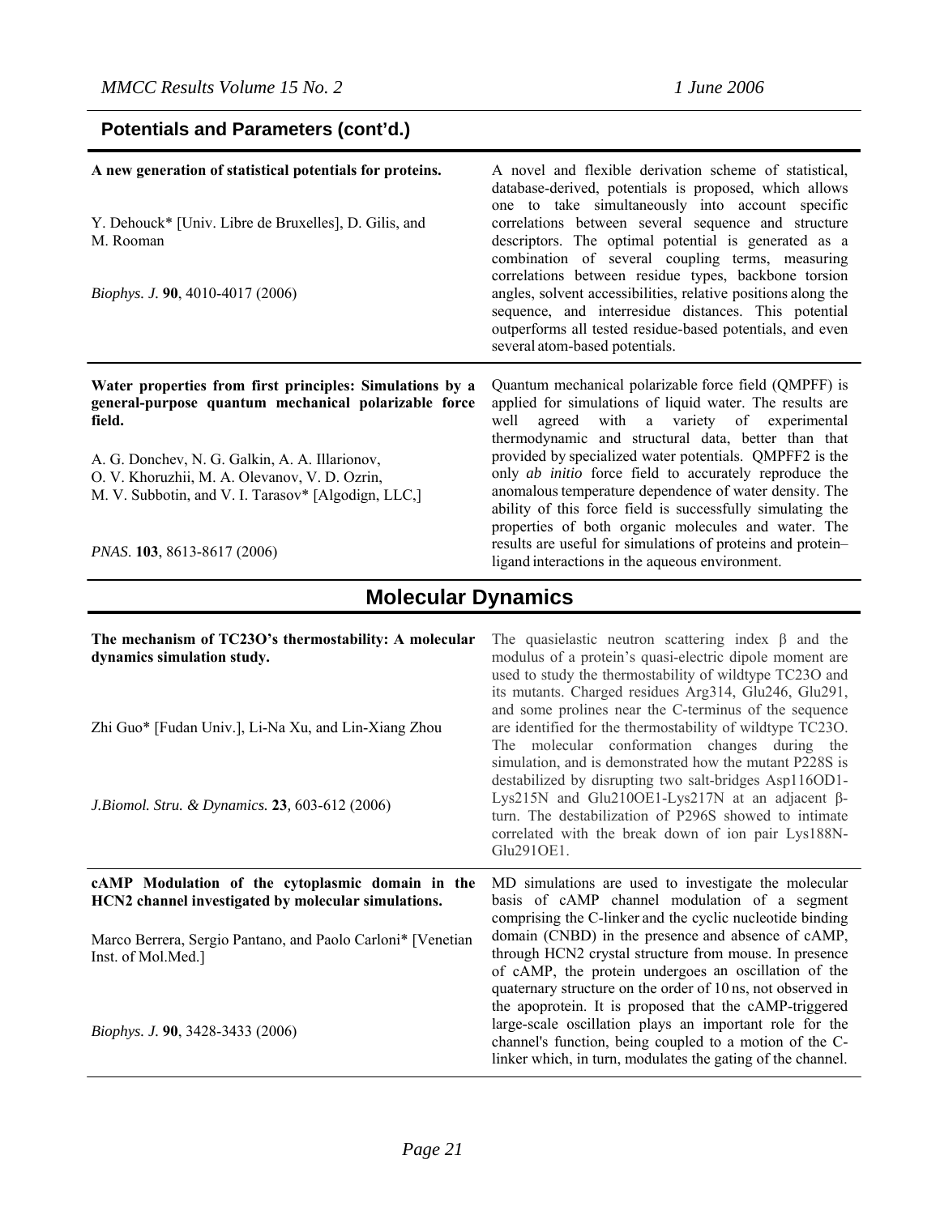## Potentials and Parameters (cont'd.)

**A new generation of statistical potentials for proteins.**

Y. Dehouck* [Univ. Libre de Bruxelles], D. Gilis, and M. Rooman

*Biophys. J.* **90**, 4010-4017 (2006)

A novel and flexible derivation scheme of statistical, database-derived, potentials is proposed, which allows one to take simultaneously into account specific correlations between several sequence and structure descriptors. The optimal potential is generated as a combination of several coupling terms, measuring correlations between residue types, backbone torsion angles, solvent accessibilities, relative positions along the sequence, and interresidue distances. This potential outperforms all tested residue-based potentials, and even several atom-based potentials.

---

**Water properties from first principles: Simulations by a general-purpose quantum mechanical polarizable force field.**

A. G. Donchev, N. G. Galkin, A. A. Illarionov, O. V. Khoruzhii, M. A. Olevanov, V. D. Ozrin, M. V. Subbotin, and V. I. Tarasov* [Algodign, LLC,]

*PNAS.* **103**, 8613-8617 (2006)

Quantum mechanical polarizable force field (QMPFF) is applied for simulations of liquid water. The results are well agreed with a variety of experimental thermodynamic and structural data, better than that provided by specialized water potentials. QMPFF2 is the only *ab initio* force field to accurately reproduce the anomalous temperature dependence of water density. The ability of this force field is successfully simulating the properties of both organic molecules and water. The results are useful for simulations of proteins and protein–ligand interactions in the aqueous environment.

# Molecular Dynamics

**The mechanism of TC23O's thermostability: A molecular dynamics simulation study.**

Zhi Guo* [Fudan Univ.], Li-Na Xu, and Lin-Xiang Zhou

*J.Biomol. Stru. & Dynamics.* **23**, 603-612 (2006)

The quasielastic neutron scattering index β and the modulus of a protein's quasi-electric dipole moment are used to study the thermostability of wildtype TC23O and its mutants. Charged residues Arg314, Glu246, Glu291, and some prolines near the C-terminus of the sequence are identified for the thermostability of wildtype TC23O. The molecular conformation changes during the simulation, and is demonstrated how the mutant P228S is destabilized by disrupting two salt-bridges Asp116OD1-Lys215N and Glu210OE1-Lys217N at an adjacent β-turn. The destabilization of P296S showed to intimate correlated with the break down of ion pair Lys188N-Glu291OE1.

---

**cAMP Modulation of the cytoplasmic domain in the HCN2 channel investigated by molecular simulations.**

Marco Berrera, Sergio Pantano, and Paolo Carloni* [Venetian Inst. of Mol.Med.]

*Biophys. J.* **90**, 3428-3433 (2006)

MD simulations are used to investigate the molecular basis of cAMP channel modulation of a segment comprising the C-linker and the cyclic nucleotide binding domain (CNBD) in the presence and absence of cAMP, through HCN2 crystal structure from mouse. In presence of cAMP, the protein undergoes an oscillation of the quaternary structure on the order of 10 ns, not observed in the apoprotein. It is proposed that the cAMP-triggered large-scale oscillation plays an important role for the channel's function, being coupled to a motion of the C-linker which, in turn, modulates the gating of the channel.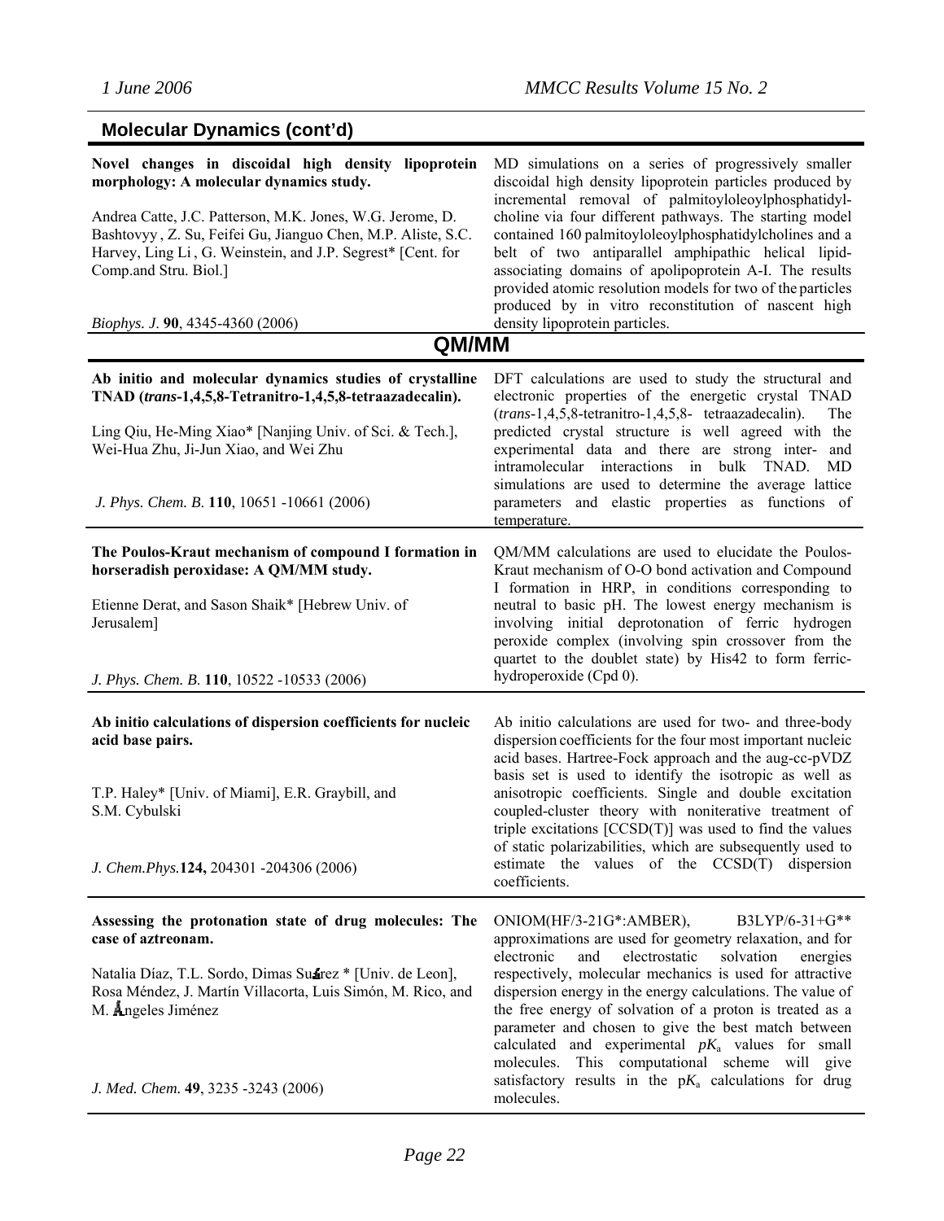## Molecular Dynamics (cont'd)

**Novel changes in discoidal high density lipoprotein morphology: A molecular dynamics study.**

Andrea Catte, J.C. Patterson, M.K. Jones, W.G. Jerome, D. Bashtovyy , Z. Su, Feifei Gu, Jianguo Chen, M.P. Aliste, S.C. Harvey, Ling Li , G. Weinstein, and J.P. Segrest* [Cent. for Comp.and Stru. Biol.]

*Biophys. J.* **90**, 4345-4360 (2006)

MD simulations on a series of progressively smaller discoidal high density lipoprotein particles produced by incremental removal of palmitoyloleoylphosphatidylcholine via four different pathways. The starting model contained 160 palmitoyloleoylphosphatidylcholines and a belt of two antiparallel amphipathic helical lipid-associating domains of apolipoprotein A-I. The results provided atomic resolution models for two of the particles produced by in vitro reconstitution of nascent high density lipoprotein particles.

## QM/MM

**Ab initio and molecular dynamics studies of crystalline TNAD (*trans*-1,4,5,8-Tetranitro-1,4,5,8-tetraazadecalin).**

Ling Qiu, He-Ming Xiao* [Nanjing Univ. of Sci. & Tech.], Wei-Hua Zhu, Ji-Jun Xiao, and Wei Zhu

*J. Phys. Chem. B.* **110**, 10651 -10661 (2006)

DFT calculations are used to study the structural and electronic properties of the energetic crystal TNAD (*trans*-1,4,5,8-tetranitro-1,4,5,8- tetraazadecalin). The predicted crystal structure is well agreed with the experimental data and there are strong inter- and intramolecular interactions in bulk TNAD. MD simulations are used to determine the average lattice parameters and elastic properties as functions of temperature.

**The Poulos-Kraut mechanism of compound I formation in horseradish peroxidase: A QM/MM study.**

Etienne Derat, and Sason Shaik* [Hebrew Univ. of Jerusalem]

*J. Phys. Chem. B.* **110**, 10522 -10533 (2006)

QM/MM calculations are used to elucidate the Poulos-Kraut mechanism of O-O bond activation and Compound I formation in HRP, in conditions corresponding to neutral to basic pH. The lowest energy mechanism is involving initial deprotonation of ferric hydrogen peroxide complex (involving spin crossover from the quartet to the doublet state) by His42 to form ferric-hydroperoxide (Cpd 0).

**Ab initio calculations of dispersion coefficients for nucleic acid base pairs.**

T.P. Haley* [Univ. of Miami], E.R. Graybill, and S.M. Cybulski

*J. Chem.Phys.***124,** 204301 -204306 (2006)

Ab initio calculations are used for two- and three-body dispersion coefficients for the four most important nucleic acid bases. Hartree-Fock approach and the aug-cc-pVDZ basis set is used to identify the isotropic as well as anisotropic coefficients. Single and double excitation coupled-cluster theory with noniterative treatment of triple excitations [CCSD(T)] was used to find the values of static polarizabilities, which are subsequently used to estimate the values of the CCSD(T) dispersion coefficients.

**Assessing the protonation state of drug molecules: The case of aztreonam.**

Natalia Díaz, T.L. Sordo, Dimas Suárez * [Univ. de Leon], Rosa Méndez, J. Martín Villacorta, Luis Simón, M. Rico, and M. Ángeles Jiménez

*J. Med. Chem.* **49**, 3235 -3243 (2006)

ONIOM(HF/3-21G*:AMBER), B3LYP/6-31+G** approximations are used for geometry relaxation, and for electronic and electrostatic solvation energies respectively, molecular mechanics is used for attractive dispersion energy in the energy calculations. The value of the free energy of solvation of a proton is treated as a parameter and chosen to give the best match between calculated and experimental $pK_a$ values for small molecules. This computational scheme will give satisfactory results in the $pK_a$ calculations for drug molecules.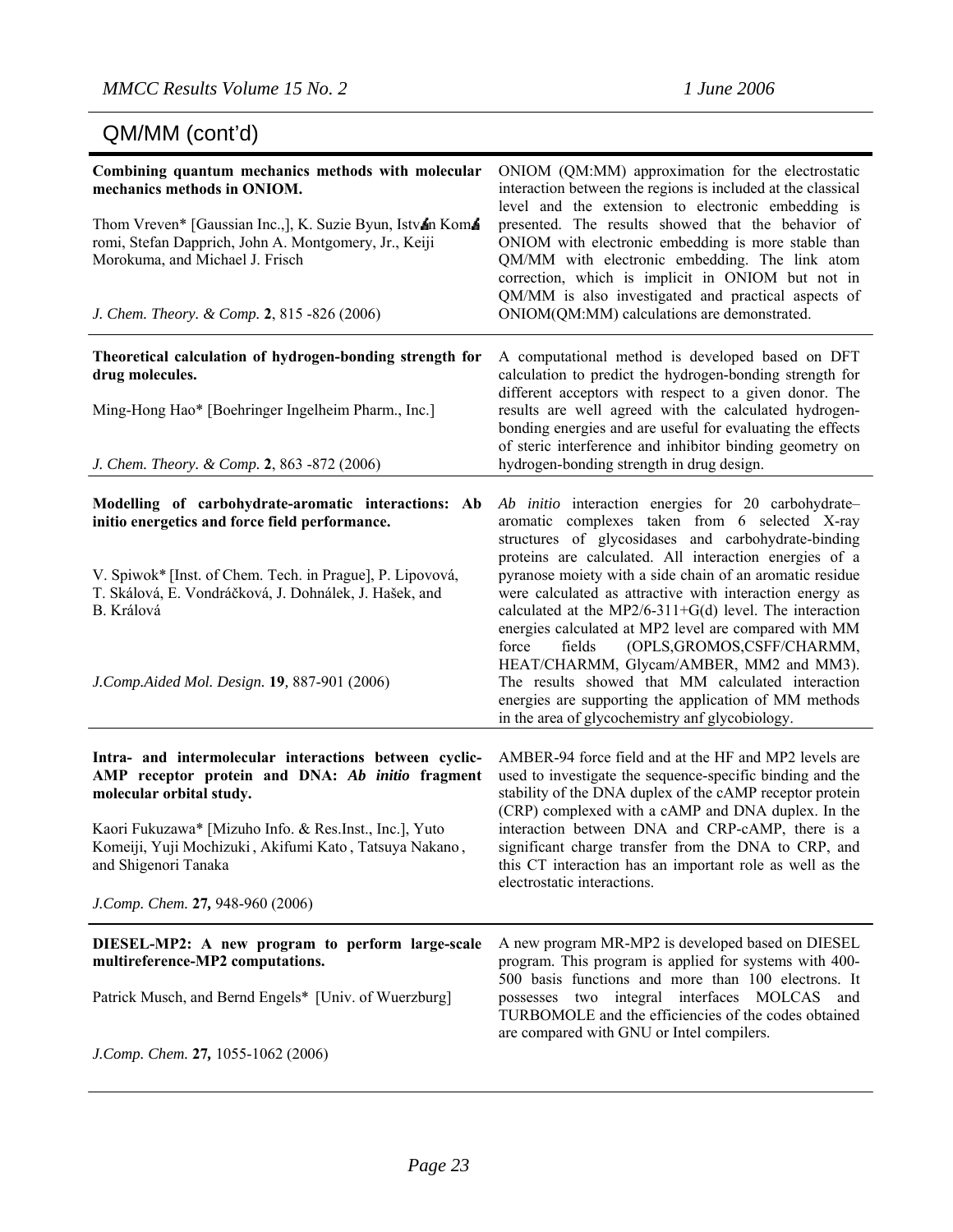## QM/MM (cont'd)

**Combining quantum mechanics methods with molecular mechanics methods in ONIOM.**

Thom Vreven* [Gaussian Inc.,], K. Suzie Byun, Istv⁠án Kom⁠á romi, Stefan Dapprich, John A. Montgomery, Jr., Keiji Morokuma, and Michael J. Frisch

*J. Chem. Theory. & Comp.* **2**, 815 -826 (2006)

ONIOM (QM:MM) approximation for the electrostatic interaction between the regions is included at the classical level and the extension to electronic embedding is presented. The results showed that the behavior of ONIOM with electronic embedding is more stable than QM/MM with electronic embedding. The link atom correction, which is implicit in ONIOM but not in QM/MM is also investigated and practical aspects of ONIOM(QM:MM) calculations are demonstrated.

---

**Theoretical calculation of hydrogen-bonding strength for drug molecules.**

Ming-Hong Hao* [Boehringer Ingelheim Pharm., Inc.]

*J. Chem. Theory. & Comp.* **2**, 863 -872 (2006)

A computational method is developed based on DFT calculation to predict the hydrogen-bonding strength for different acceptors with respect to a given donor. The results are well agreed with the calculated hydrogen-bonding energies and are useful for evaluating the effects of steric interference and inhibitor binding geometry on hydrogen-bonding strength in drug design.

---

**Modelling of carbohydrate-aromatic interactions: Ab initio energetics and force field performance.**

V. Spiwok* [Inst. of Chem. Tech. in Prague], P. Lipovová, T. Skálová, E. Vondráčková, J. Dohnálek, J. Hašek, and B. Králová

*J.Comp.Aided Mol. Design.* **19**, 887-901 (2006)

*Ab initio* interaction energies for 20 carbohydrate–aromatic complexes taken from 6 selected X-ray structures of glycosidases and carbohydrate-binding proteins are calculated. All interaction energies of a pyranose moiety with a side chain of an aromatic residue were calculated as attractive with interaction energy as calculated at the MP2/6-311+G(d) level. The interaction energies calculated at MP2 level are compared with MM force fields (OPLS,GROMOS,CSFF/CHARMM, HEAT/CHARMM, Glycam/AMBER, MM2 and MM3). The results showed that MM calculated interaction energies are supporting the application of MM methods in the area of glycochemistry anf glycobiology.

---

**Intra- and intermolecular interactions between cyclic-AMP receptor protein and DNA: *Ab initio* fragment molecular orbital study.**

Kaori Fukuzawa* [Mizuho Info. & Res.Inst., Inc.], Yuto Komeiji, Yuji Mochizuki , Akifumi Kato , Tatsuya Nakano , and Shigenori Tanaka

*J.Comp. Chem.* **27,** 948-960 (2006)

AMBER-94 force field and at the HF and MP2 levels are used to investigate the sequence-specific binding and the stability of the DNA duplex of the cAMP receptor protein (CRP) complexed with a cAMP and DNA duplex. In the interaction between DNA and CRP-cAMP, there is a significant charge transfer from the DNA to CRP, and this CT interaction has an important role as well as the electrostatic interactions.

---

**DIESEL-MP2: A new program to perform large-scale multireference-MP2 computations.**

Patrick Musch, and Bernd Engels* [Univ. of Wuerzburg]

*J.Comp. Chem.* **27,** 1055-1062 (2006)

A new program MR-MP2 is developed based on DIESEL program. This program is applied for systems with 400-500 basis functions and more than 100 electrons. It possesses two integral interfaces MOLCAS and TURBOMOLE and the efficiencies of the codes obtained are compared with GNU or Intel compilers.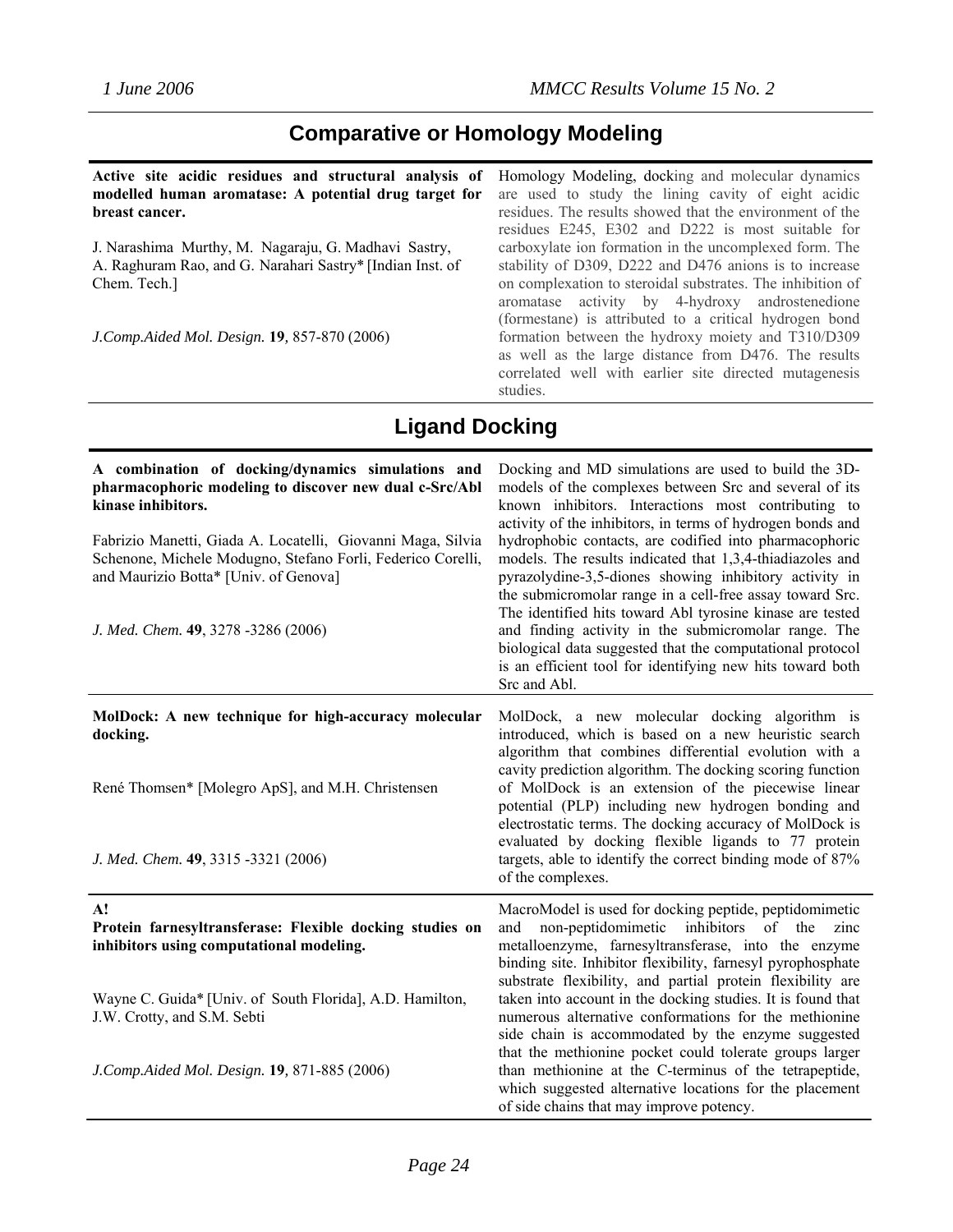## Comparative or Homology Modeling

| | |
|---|---|
| **Active site acidic residues and structural analysis of modelled human aromatase: A potential drug target for breast cancer.**<br><br>J. Narashima Murthy, M. Nagaraju, G. Madhavi Sastry, A. Raghuram Rao, and G. Narahari Sastry* [Indian Inst. of Chem. Tech.]<br><br>*J.Comp.Aided Mol. Design.* **19**, 857-870 (2006) | Homology Modeling, docking and molecular dynamics are used to study the lining cavity of eight acidic residues. The results showed that the environment of the residues E245, E302 and D222 is most suitable for carboxylate ion formation in the uncomplexed form. The stability of D309, D222 and D476 anions is to increase on complexation to steroidal substrates. The inhibition of aromatase activity by 4-hydroxy androstenedione (formestane) is attributed to a critical hydrogen bond formation between the hydroxy moiety and T310/D309 as well as the large distance from D476. The results correlated well with earlier site directed mutagenesis studies. |

## Ligand Docking

| | |
|---|---|
| **A combination of docking/dynamics simulations and pharmacophoric modeling to discover new dual c-Src/Abl kinase inhibitors.**<br><br>Fabrizio Manetti, Giada A. Locatelli, Giovanni Maga, Silvia Schenone, Michele Modugno, Stefano Forli, Federico Corelli, and Maurizio Botta* [Univ. of Genova]<br><br>*J. Med. Chem.* **49**, 3278 -3286 (2006) | Docking and MD simulations are used to build the 3D-models of the complexes between Src and several of its known inhibitors. Interactions most contributing to activity of the inhibitors, in terms of hydrogen bonds and hydrophobic contacts, are codified into pharmacophoric models. The results indicated that 1,3,4-thiadiazoles and pyrazolydine-3,5-diones showing inhibitory activity in the submicromolar range in a cell-free assay toward Src. The identified hits toward Abl tyrosine kinase are tested and finding activity in the submicromolar range. The biological data suggested that the computational protocol is an efficient tool for identifying new hits toward both Src and Abl. |
| **MolDock: A new technique for high-accuracy molecular docking.**<br><br>René Thomsen* [Molegro ApS], and M.H. Christensen<br><br>*J. Med. Chem.* **49**, 3315 -3321 (2006) | MolDock, a new molecular docking algorithm is introduced, which is based on a new heuristic search algorithm that combines differential evolution with a cavity prediction algorithm. The docking scoring function of MolDock is an extension of the piecewise linear potential (PLP) including new hydrogen bonding and electrostatic terms. The docking accuracy of MolDock is evaluated by docking flexible ligands to 77 protein targets, able to identify the correct binding mode of 87% of the complexes. |
| **A!**<br>**Protein farnesyltransferase: Flexible docking studies on inhibitors using computational modeling.**<br><br>Wayne C. Guida* [Univ. of South Florida], A.D. Hamilton, J.W. Crotty, and S.M. Sebti<br><br>*J.Comp.Aided Mol. Design.* **19**, 871-885 (2006) | MacroModel is used for docking peptide, peptidomimetic and non-peptidomimetic inhibitors of the zinc metalloenzyme, farnesyltransferase, into the enzyme binding site. Inhibitor flexibility, farnesyl pyrophosphate substrate flexibility, and partial protein flexibility are taken into account in the docking studies. It is found that numerous alternative conformations for the methionine side chain is accommodated by the enzyme suggested that the methionine pocket could tolerate groups larger than methionine at the C-terminus of the tetrapeptide, which suggested alternative locations for the placement of side chains that may improve potency. |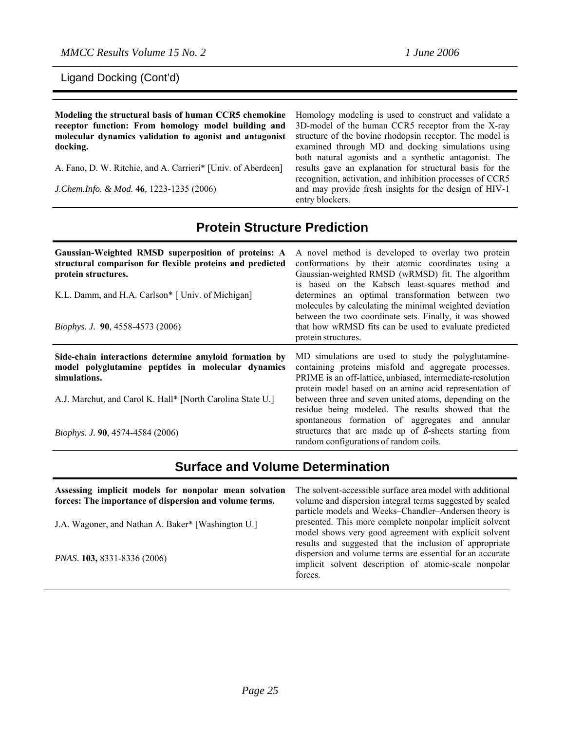Ligand Docking (Cont'd)

| | |
|---|---|
| **Modeling the structural basis of human CCR5 chemokine receptor function: From homology model building and molecular dynamics validation to agonist and antagonist docking.**<br><br>A. Fano, D. W. Ritchie, and A. Carrieri* [Univ. of Aberdeen]<br><br>*J.Chem.Info. & Mod.* **46**, 1223-1235 (2006) | Homology modeling is used to construct and validate a 3D-model of the human CCR5 receptor from the X-ray structure of the bovine rhodopsin receptor. The model is examined through MD and docking simulations using both natural agonists and a synthetic antagonist. The results gave an explanation for structural basis for the recognition, activation, and inhibition processes of CCR5 and may provide fresh insights for the design of HIV-1 entry blockers. |

## Protein Structure Prediction

| | |
|---|---|
| **Gaussian-Weighted RMSD superposition of proteins: A structural comparison for flexible proteins and predicted protein structures.**<br><br>K.L. Damm, and H.A. Carlson* [ Univ. of Michigan]<br><br>*Biophys. J.* **90**, 4558-4573 (2006) | A novel method is developed to overlay two protein conformations by their atomic coordinates using a Gaussian-weighted RMSD (wRMSD) fit. The algorithm is based on the Kabsch least-squares method and determines an optimal transformation between two molecules by calculating the minimal weighted deviation between the two coordinate sets. Finally, it was showed that how wRMSD fits can be used to evaluate predicted protein structures. |
| **Side-chain interactions determine amyloid formation by model polyglutamine peptides in molecular dynamics simulations.**<br><br>A.J. Marchut, and Carol K. Hall* [North Carolina State U.]<br><br>*Biophys. J.* **90**, 4574-4584 (2006) | MD simulations are used to study the polyglutamine-containing proteins misfold and aggregate processes. PRIME is an off-lattice, unbiased, intermediate-resolution protein model based on an amino acid representation of between three and seven united atoms, depending on the residue being modeled. The results showed that the spontaneous formation of aggregates and annular structures that are made up of *ß*-sheets starting from random configurations of random coils. |

## Surface and Volume Determination

| | |
|---|---|
| **Assessing implicit models for nonpolar mean solvation forces: The importance of dispersion and volume terms.**<br><br>J.A. Wagoner, and Nathan A. Baker* [Washington U.]<br><br>*PNAS.* **103,** 8331-8336 (2006) | The solvent-accessible surface area model with additional volume and dispersion integral terms suggested by scaled particle models and Weeks–Chandler–Andersen theory is presented. This more complete nonpolar implicit solvent model shows very good agreement with explicit solvent results and suggested that the inclusion of appropriate dispersion and volume terms are essential for an accurate implicit solvent description of atomic-scale nonpolar forces. |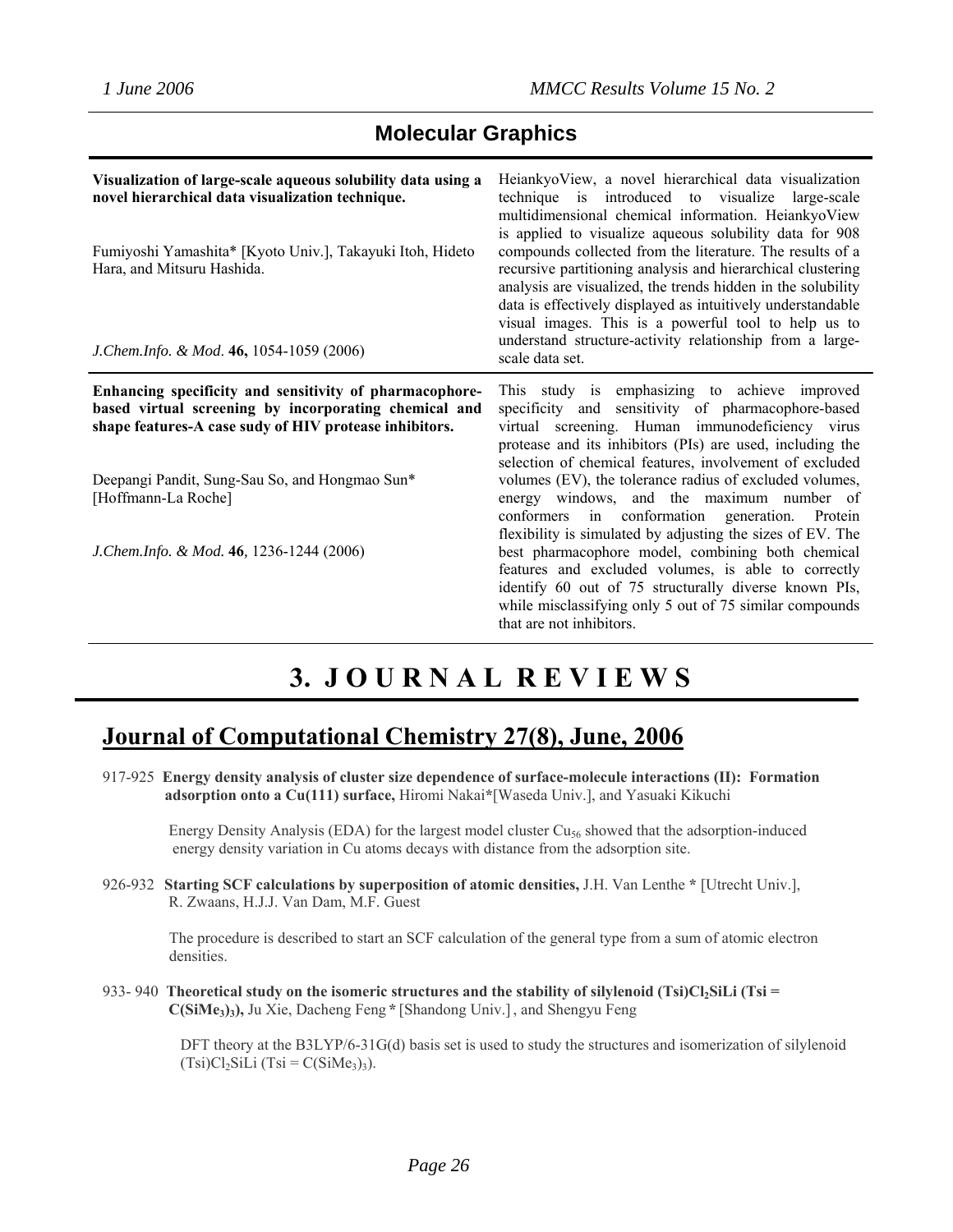## Molecular Graphics

**Visualization of large-scale aqueous solubility data using a novel hierarchical data visualization technique.**

Fumiyoshi Yamashita* [Kyoto Univ.], Takayuki Itoh, Hideto Hara, and Mitsuru Hashida.

*J.Chem.Info. & Mod*. **46,** 1054-1059 (2006)

HeiankyoView, a novel hierarchical data visualization technique is introduced to visualize large-scale multidimensional chemical information. HeiankyoView is applied to visualize aqueous solubility data for 908 compounds collected from the literature. The results of a recursive partitioning analysis and hierarchical clustering analysis are visualized, the trends hidden in the solubility data is effectively displayed as intuitively understandable visual images. This is a powerful tool to help us to understand structure-activity relationship from a large-scale data set.

---

**Enhancing specificity and sensitivity of pharmacophore-based virtual screening by incorporating chemical and shape features-A case sudy of HIV protease inhibitors.**

Deepangi Pandit, Sung-Sau So, and Hongmao Sun* [Hoffmann-La Roche]

*J.Chem.Info. & Mod.* **46***,* 1236-1244 (2006)

This study is emphasizing to achieve improved specificity and sensitivity of pharmacophore-based virtual screening. Human immunodeficiency virus protease and its inhibitors (PIs) are used, including the selection of chemical features, involvement of excluded volumes (EV), the tolerance radius of excluded volumes, energy windows, and the maximum number of conformers in conformation generation. Protein flexibility is simulated by adjusting the sizes of EV. The best pharmacophore model, combining both chemical features and excluded volumes, is able to correctly identify 60 out of 75 structurally diverse known PIs, while misclassifying only 5 out of 75 similar compounds that are not inhibitors.

# 3. JOURNAL REVIEWS

## Journal of Computational Chemistry 27(8), June, 2006

917-925 **Energy density analysis of cluster size dependence of surface-molecule interactions (II): Formation adsorption onto a Cu(111) surface,** Hiromi Nakai*[Waseda Univ.], and Yasuaki Kikuchi

Energy Density Analysis (EDA) for the largest model cluster $Cu_{56}$ showed that the adsorption-induced energy density variation in Cu atoms decays with distance from the adsorption site.

926-932 **Starting SCF calculations by superposition of atomic densities,** J.H. Van Lenthe * [Utrecht Univ.], R. Zwaans, H.J.J. Van Dam, M.F. Guest

The procedure is described to start an SCF calculation of the general type from a sum of atomic electron densities.

933- 940 **Theoretical study on the isomeric structures and the stability of silylenoid (Tsi)$Cl_2$SiLi (Tsi = C($SiMe_3$)$_3$),** Ju Xie, Dacheng Feng * [Shandong Univ.] , and Shengyu Feng

DFT theory at the B3LYP/6-31G(d) basis set is used to study the structures and isomerization of silylenoid (Tsi)$Cl_2$SiLi (Tsi = C($SiMe_3$)$_3$).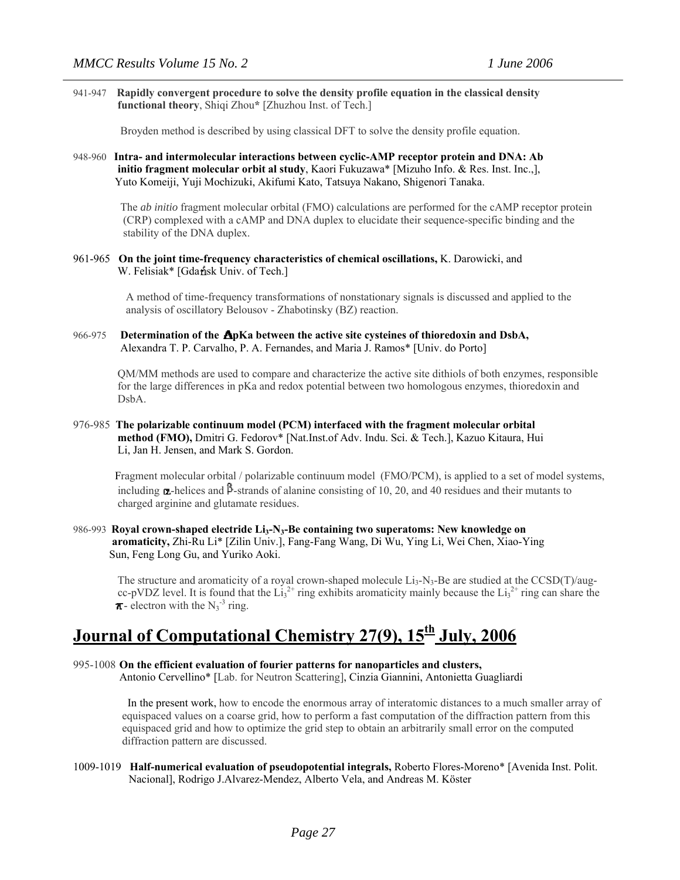941-947 **Rapidly convergent procedure to solve the density profile equation in the classical density functional theory**, Shiqi Zhou* [Zhuzhou Inst. of Tech.]

Broyden method is described by using classical DFT to solve the density profile equation.

948-960 **Intra- and intermolecular interactions between cyclic-AMP receptor protein and DNA: Ab initio fragment molecular orbit al study**, Kaori Fukuzawa* [Mizuho Info. & Res. Inst. Inc.,], Yuto Komeiji, Yuji Mochizuki, Akifumi Kato, Tatsuya Nakano, Shigenori Tanaka.

The *ab initio* fragment molecular orbital (FMO) calculations are performed for the cAMP receptor protein (CRP) complexed with a cAMP and DNA duplex to elucidate their sequence-specific binding and the stability of the DNA duplex.

961-965 **On the joint time-frequency characteristics of chemical oscillations,** K. Darowicki, and W. Felisiak* [Gdańsk Univ. of Tech.]

A method of time-frequency transformations of nonstationary signals is discussed and applied to the analysis of oscillatory Belousov - Zhabotinsky (BZ) reaction.

966-975 **Determination of the ΔpKa between the active site cysteines of thioredoxin and DsbA,** Alexandra T. P. Carvalho, P. A. Fernandes, and Maria J. Ramos* [Univ. do Porto]

QM/MM methods are used to compare and characterize the active site dithiols of both enzymes, responsible for the large differences in pKa and redox potential between two homologous enzymes, thioredoxin and DsbA.

976-985 **The polarizable continuum model (PCM) interfaced with the fragment molecular orbital method (FMO),** Dmitri G. Fedorov* [Nat.Inst.of Adv. Indu. Sci. & Tech.], Kazuo Kitaura, Hui Li, Jan H. Jensen, and Mark S. Gordon.

Fragment molecular orbital / polarizable continuum model (FMO/PCM), is applied to a set of model systems, including α-helices and β-strands of alanine consisting of 10, 20, and 40 residues and their mutants to charged arginine and glutamate residues.

986-993 **Royal crown-shaped electride $Li_3$-$N_3$-Be containing two superatoms: New knowledge on aromaticity,** Zhi-Ru Li* [Zilin Univ.], Fang-Fang Wang, Di Wu, Ying Li, Wei Chen, Xiao-Ying Sun, Feng Long Gu, and Yuriko Aoki.

The structure and aromaticity of a royal crown-shaped molecule $Li_3$-$N_3$-Be are studied at the CCSD(T)/aug-cc-pVDZ level. It is found that the $Li_3^{2+}$ ring exhibits aromaticity mainly because the $Li_3^{2+}$ ring can share the π- electron with the $N_3^{-3}$ ring.

# Journal of Computational Chemistry 27(9), 15th July, 2006

995-1008 **On the efficient evaluation of fourier patterns for nanoparticles and clusters,** Antonio Cervellino* [Lab. for Neutron Scattering], Cinzia Giannini, Antonietta Guagliardi

In the present work, how to encode the enormous array of interatomic distances to a much smaller array of equispaced values on a coarse grid, how to perform a fast computation of the diffraction pattern from this equispaced grid and how to optimize the grid step to obtain an arbitrarily small error on the computed diffraction pattern are discussed.

1009-1019 **Half-numerical evaluation of pseudopotential integrals,** Roberto Flores-Moreno* [Avenida Inst. Polit. Nacional], Rodrigo J.Alvarez-Mendez, Alberto Vela, and Andreas M. Köster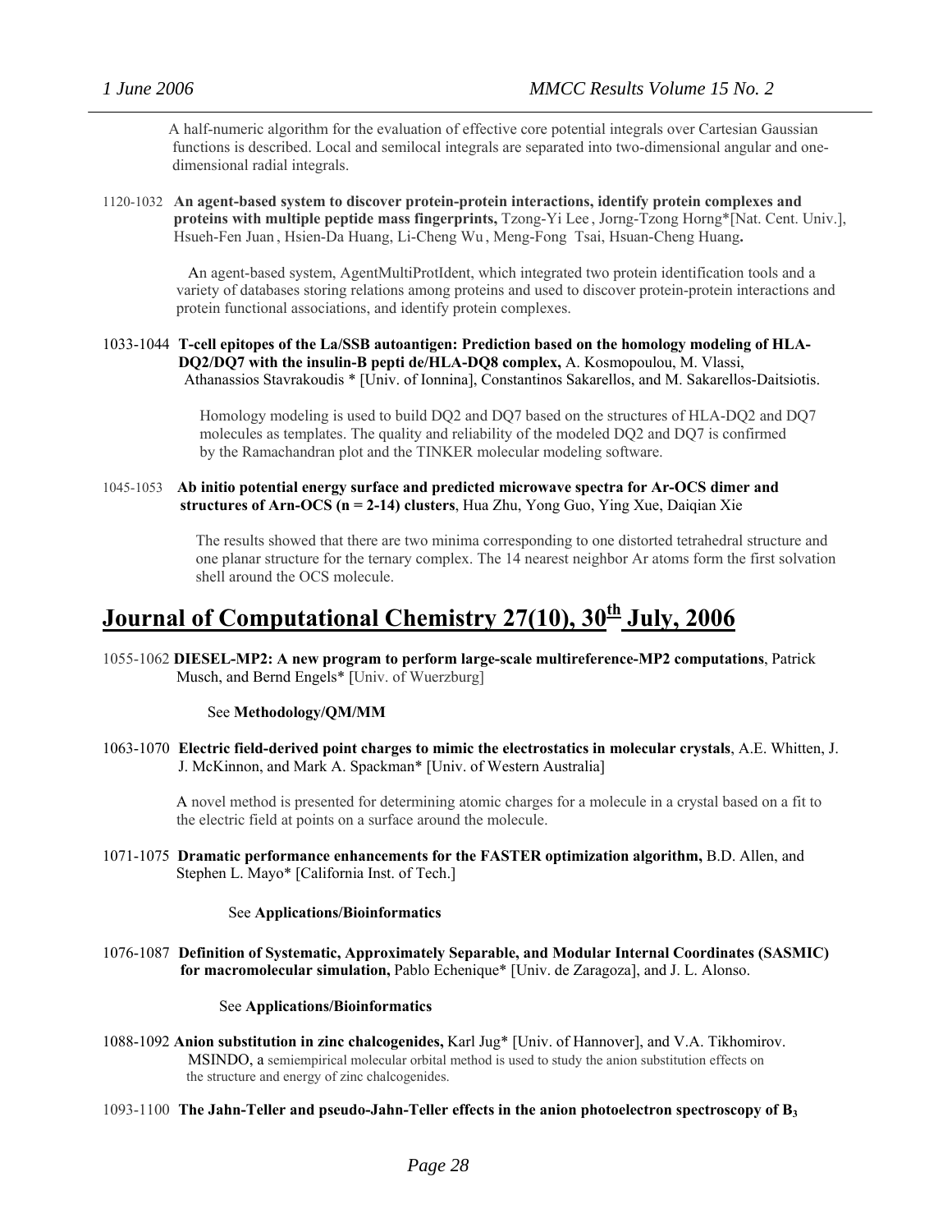A half-numeric algorithm for the evaluation of effective core potential integrals over Cartesian Gaussian functions is described. Local and semilocal integrals are separated into two-dimensional angular and one-dimensional radial integrals.

1120-1032 **An agent-based system to discover protein-protein interactions, identify protein complexes and proteins with multiple peptide mass fingerprints,** Tzong-Yi Lee , Jorng-Tzong Horng*[Nat. Cent. Univ.], Hsueh-Fen Juan , Hsien-Da Huang, Li-Cheng Wu , Meng-Fong Tsai, Hsuan-Cheng Huang**.**

An agent-based system, AgentMultiProtIdent, which integrated two protein identification tools and a variety of databases storing relations among proteins and used to discover protein-protein interactions and protein functional associations, and identify protein complexes.

1033-1044 **T-cell epitopes of the La/SSB autoantigen: Prediction based on the homology modeling of HLA-DQ2/DQ7 with the insulin-B pepti de/HLA-DQ8 complex,** A. Kosmopoulou, M. Vlassi, Athanassios Stavrakoudis * [Univ. of Ionnina], Constantinos Sakarellos, and M. Sakarellos-Daitsiotis.

Homology modeling is used to build DQ2 and DQ7 based on the structures of HLA-DQ2 and DQ7 molecules as templates. The quality and reliability of the modeled DQ2 and DQ7 is confirmed by the Ramachandran plot and the TINKER molecular modeling software.

1045-1053 **Ab initio potential energy surface and predicted microwave spectra for Ar-OCS dimer and structures of Arn-OCS (n = 2-14) clusters**, Hua Zhu, Yong Guo, Ying Xue, Daiqian Xie

The results showed that there are two minima corresponding to one distorted tetrahedral structure and one planar structure for the ternary complex. The 14 nearest neighbor Ar atoms form the first solvation shell around the OCS molecule.

## Journal of Computational Chemistry 27(10), 30th July, 2006

1055-1062 **DIESEL-MP2: A new program to perform large-scale multireference-MP2 computations**, Patrick Musch, and Bernd Engels* [Univ. of Wuerzburg]

See **Methodology/QM/MM**

1063-1070 **Electric field-derived point charges to mimic the electrostatics in molecular crystals**, A.E. Whitten, J. J. McKinnon, and Mark A. Spackman* [Univ. of Western Australia]

A novel method is presented for determining atomic charges for a molecule in a crystal based on a fit to the electric field at points on a surface around the molecule.

1071-1075 **Dramatic performance enhancements for the FASTER optimization algorithm,** B.D. Allen, and Stephen L. Mayo* [California Inst. of Tech.]

See **Applications/Bioinformatics**

1076-1087 **Definition of Systematic, Approximately Separable, and Modular Internal Coordinates (SASMIC) for macromolecular simulation,** Pablo Echenique* [Univ. de Zaragoza], and J. L. Alonso.

See **Applications/Bioinformatics**

1088-1092 **Anion substitution in zinc chalcogenides,** Karl Jug* [Univ. of Hannover], and V.A. Tikhomirov. MSINDO, a semiempirical molecular orbital method is used to study the anion substitution effects on the structure and energy of zinc chalcogenides.

1093-1100 **The Jahn-Teller and pseudo-Jahn-Teller effects in the anion photoelectron spectroscopy of $B_3$**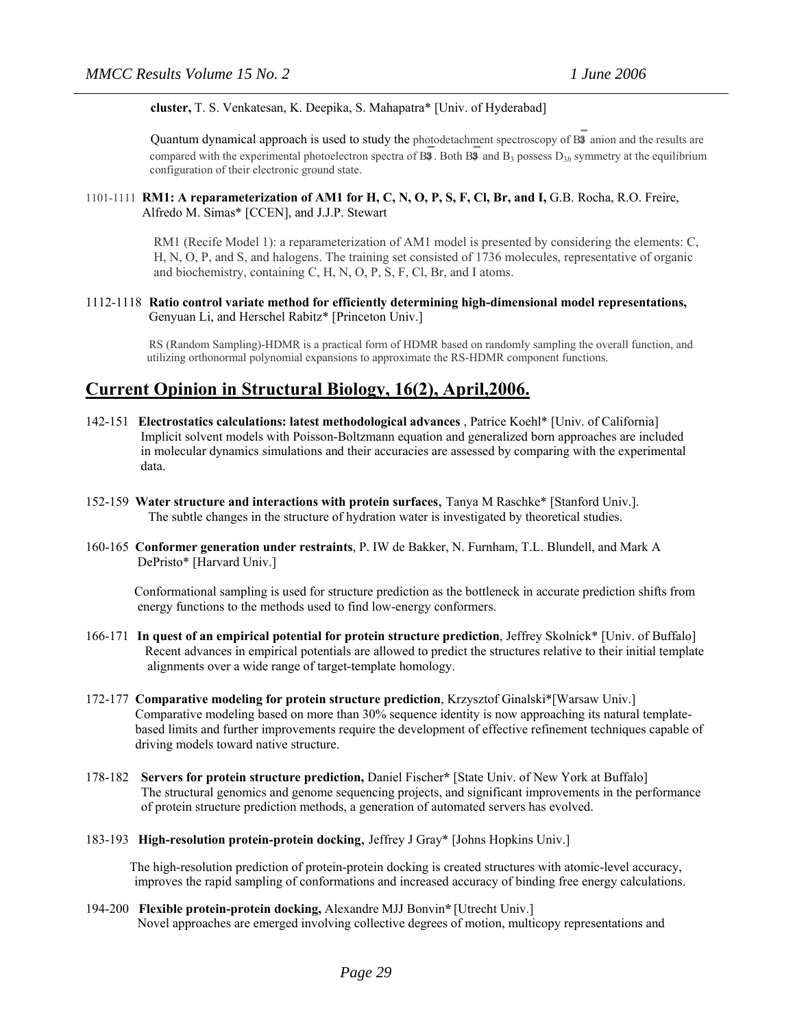**cluster,** T. S. Venkatesan, K. Deepika, S. Mahapatra* [Univ. of Hyderabad]

Quantum dynamical approach is used to study the photodetachment spectroscopy of $B_3^-$ anion and the results are compared with the experimental photoelectron spectra of $B_3^-$. Both $B_3^-$ and $B_3$ possess $D_{3h}$ symmetry at the equilibrium configuration of their electronic ground state.

1101-1111 **RM1: A reparameterization of AM1 for H, C, N, O, P, S, F, Cl, Br, and I,** G.B. Rocha, R.O. Freire, Alfredo M. Simas* [CCEN], and J.J.P. Stewart

RM1 (Recife Model 1): a reparameterization of AM1 model is presented by considering the elements: C, H, N, O, P, and S, and halogens. The training set consisted of 1736 molecules, representative of organic and biochemistry, containing C, H, N, O, P, S, F, Cl, Br, and I atoms.

1112-1118 **Ratio control variate method for efficiently determining high-dimensional model representations,** Genyuan Li, and Herschel Rabitz* [Princeton Univ.]

RS (Random Sampling)-HDMR is a practical form of HDMR based on randomly sampling the overall function, and utilizing orthonormal polynomial expansions to approximate the RS-HDMR component functions.

## Current Opinion in Structural Biology, 16(2), April,2006.

142-151 **Electrostatics calculations: latest methodological advances** , Patrice Koehl* [Univ. of California]
Implicit solvent models with Poisson-Boltzmann equation and generalized born approaches are included in molecular dynamics simulations and their accuracies are assessed by comparing with the experimental data.

152-159 **Water structure and interactions with protein surfaces**, Tanya M Raschke* [Stanford Univ.].
The subtle changes in the structure of hydration water is investigated by theoretical studies.

160-165 **Conformer generation under restraints**, P. IW de Bakker, N. Furnham, T.L. Blundell, and Mark A DePristo* [Harvard Univ.]

Conformational sampling is used for structure prediction as the bottleneck in accurate prediction shifts from energy functions to the methods used to find low-energy conformers.

166-171 **In quest of an empirical potential for protein structure prediction**, Jeffrey Skolnick* [Univ. of Buffalo]
Recent advances in empirical potentials are allowed to predict the structures relative to their initial template alignments over a wide range of target-template homology.

172-177 **Comparative modeling for protein structure prediction**, Krzysztof Ginalski*[Warsaw Univ.]
Comparative modeling based on more than 30% sequence identity is now approaching its natural template-based limits and further improvements require the development of effective refinement techniques capable of driving models toward native structure.

178-182 **Servers for protein structure prediction,** Daniel Fischer* [State Univ. of New York at Buffalo]
The structural genomics and genome sequencing projects, and significant improvements in the performance of protein structure prediction methods, a generation of automated servers has evolved.

183-193 **High-resolution protein-protein docking,** Jeffrey J Gray* [Johns Hopkins Univ.]

The high-resolution prediction of protein-protein docking is created structures with atomic-level accuracy, improves the rapid sampling of conformations and increased accuracy of binding free energy calculations.

194-200 **Flexible protein-protein docking,** Alexandre MJJ Bonvin* [Utrecht Univ.]
Novel approaches are emerged involving collective degrees of motion, multicopy representations and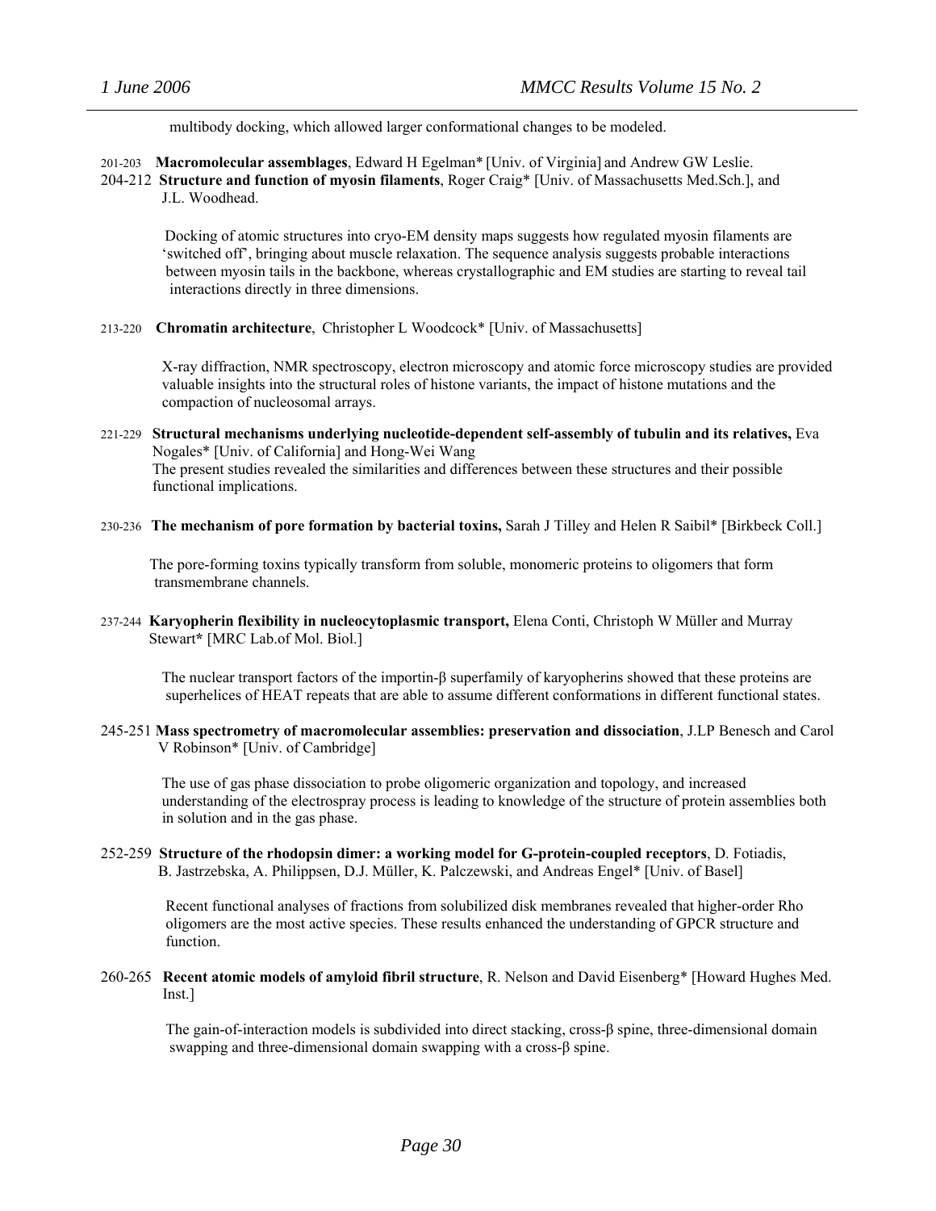multibody docking, which allowed larger conformational changes to be modeled.

201-203 **Macromolecular assemblages**, Edward H Egelman* [Univ. of Virginia] and Andrew GW Leslie.

204-212 **Structure and function of myosin filaments**, Roger Craig* [Univ. of Massachusetts Med.Sch.], and J.L. Woodhead.

Docking of atomic structures into cryo-EM density maps suggests how regulated myosin filaments are 'switched off', bringing about muscle relaxation. The sequence analysis suggests probable interactions between myosin tails in the backbone, whereas crystallographic and EM studies are starting to reveal tail interactions directly in three dimensions.

213-220 **Chromatin architecture**, Christopher L Woodcock* [Univ. of Massachusetts]

X-ray diffraction, NMR spectroscopy, electron microscopy and atomic force microscopy studies are provided valuable insights into the structural roles of histone variants, the impact of histone mutations and the compaction of nucleosomal arrays.

221-229 **Structural mechanisms underlying nucleotide-dependent self-assembly of tubulin and its relatives,** Eva Nogales* [Univ. of California] and Hong-Wei Wang

The present studies revealed the similarities and differences between these structures and their possible functional implications.

230-236 **The mechanism of pore formation by bacterial toxins,** Sarah J Tilley and Helen R Saibil* [Birkbeck Coll.]

The pore-forming toxins typically transform from soluble, monomeric proteins to oligomers that form transmembrane channels.

237-244 **Karyopherin flexibility in nucleocytoplasmic transport,** Elena Conti, Christoph W Müller and Murray Stewart* [MRC Lab.of Mol. Biol.]

The nuclear transport factors of the importin-β superfamily of karyopherins showed that these proteins are superhelices of HEAT repeats that are able to assume different conformations in different functional states.

245-251 **Mass spectrometry of macromolecular assemblies: preservation and dissociation**, J.LP Benesch and Carol V Robinson* [Univ. of Cambridge]

The use of gas phase dissociation to probe oligomeric organization and topology, and increased understanding of the electrospray process is leading to knowledge of the structure of protein assemblies both in solution and in the gas phase.

252-259 **Structure of the rhodopsin dimer: a working model for G-protein-coupled receptors**, D. Fotiadis, B. Jastrzebska, A. Philippsen, D.J. Müller, K. Palczewski, and Andreas Engel* [Univ. of Basel]

Recent functional analyses of fractions from solubilized disk membranes revealed that higher-order Rho oligomers are the most active species. These results enhanced the understanding of GPCR structure and function.

260-265 **Recent atomic models of amyloid fibril structure**, R. Nelson and David Eisenberg* [Howard Hughes Med. Inst.]

The gain-of-interaction models is subdivided into direct stacking, cross-β spine, three-dimensional domain swapping and three-dimensional domain swapping with a cross-β spine.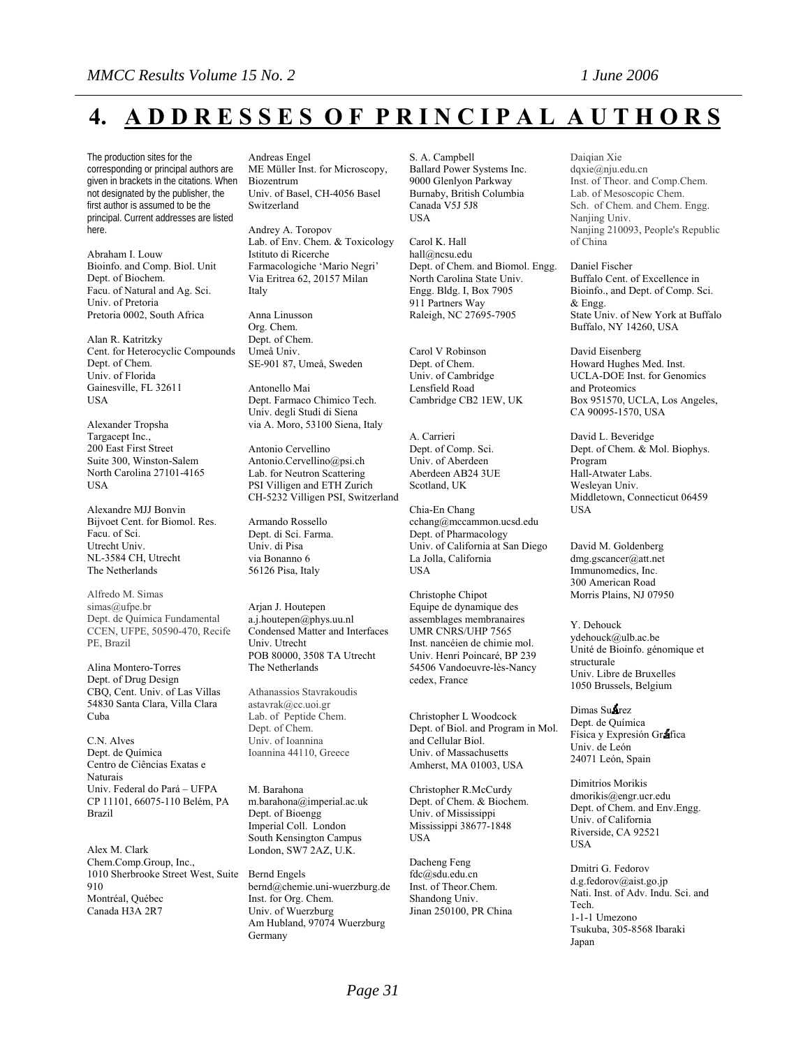# 4. ADDRESSES OF PRINCIPAL AUTHORS

The production sites for the corresponding or principal authors are given in brackets in the citations. When not designated by the publisher, the first author is assumed to be the principal. Current addresses are listed here.

Abraham I. Louw
Bioinfo. and Comp. Biol. Unit
Dept. of Biochem.
Facu. of Natural and Ag. Sci.
Univ. of Pretoria
Pretoria 0002, South Africa

Alan R. Katritzky
Cent. for Heterocyclic Compounds
Dept. of Chem.
Univ. of Florida
Gainesville, FL 32611
USA

Alexander Tropsha
Targacept Inc.,
200 East First Street
Suite 300, Winston-Salem
North Carolina 27101-4165
USA

Alexandre MJJ Bonvin
Bijvoet Cent. for Biomol. Res.
Facu. of Sci.
Utrecht Univ.
NL-3584 CH, Utrecht
The Netherlands

Alfredo M. Simas
simas@ufpe.br
Dept. de Química Fundamental
CCEN, UFPE, 50590-470, Recife
PE, Brazil

Alina Montero-Torres
Dept. of Drug Design
CBQ, Cent. Univ. of Las Villas
54830 Santa Clara, Villa Clara
Cuba

C.N. Alves
Dept. de Química
Centro de Ciências Exatas e Naturais
Univ. Federal do Pará – UFPA
CP 11101, 66075-110 Belém, PA
Brazil

Alex M. Clark
Chem.Comp.Group, Inc.,
1010 Sherbrooke Street West, Suite 910
Montréal, Québec
Canada H3A 2R7

Andreas Engel
ME Müller Inst. for Microscopy, Biozentrum
Univ. of Basel, CH-4056 Basel
Switzerland

Andrey A. Toropov
Lab. of Env. Chem. & Toxicology
Istituto di Ricerche Farmacologiche 'Mario Negri'
Via Eritrea 62, 20157 Milan
Italy

Anna Linusson
Org. Chem.
Dept. of Chem.
Umeå Univ.
SE-901 87, Umeå, Sweden

Antonello Mai
Dept. Farmaco Chimico Tech.
Univ. degli Studi di Siena
via A. Moro, 53100 Siena, Italy

Antonio Cervellino
Antonio.Cervellino@psi.ch
Lab. for Neutron Scattering
PSI Villigen and ETH Zurich
CH-5232 Villigen PSI, Switzerland

Armando Rossello
Dept. di Sci. Farma.
Univ. di Pisa
via Bonanno 6
56126 Pisa, Italy

Arjan J. Houtepen
a.j.houtepen@phys.uu.nl
Condensed Matter and Interfaces
Univ. Utrecht
POB 80000, 3508 TA Utrecht
The Netherlands

Athanassios Stavrakoudis
astavrak@cc.uoi.gr
Lab. of Peptide Chem.
Dept. of Chem.
Univ. of Ioannina
Ioannina 44110, Greece

M. Barahona
m.barahona@imperial.ac.uk
Dept. of Bioengg
Imperial Coll. London
South Kensington Campus
London, SW7 2AZ, U.K.

Bernd Engels
bernd@chemie.uni-wuerzburg.de
Inst. for Org. Chem.
Univ. of Wuerzburg
Am Hubland, 97074 Wuerzburg
Germany

S. A. Campbell
Ballard Power Systems Inc.
9000 Glenlyon Parkway
Burnaby, British Columbia
Canada V5J 5J8
USA

Carol K. Hall
hall@ncsu.edu
Dept. of Chem. and Biomol. Engg.
North Carolina State Univ.
Engg. Bldg. I, Box 7905
911 Partners Way
Raleigh, NC 27695-7905

Carol V Robinson
Dept. of Chem.
Univ. of Cambridge
Lensfield Road
Cambridge CB2 1EW, UK

A. Carrieri
Dept. of Comp. Sci.
Univ. of Aberdeen
Aberdeen AB24 3UE
Scotland, UK

Chia-En Chang
cchang@mccammon.ucsd.edu
Dept. of Pharmacology
Univ. of California at San Diego
La Jolla, California
USA

Christophe Chipot
Equipe de dynamique des assemblages membranaires
UMR CNRS/UHP 7565
Inst. nancéien de chimie mol.
Univ. Henri Poincaré, BP 239
54506 Vandoeuvre-lès-Nancy cedex, France

Christopher L Woodcock
Dept. of Biol. and Program in Mol. and Cellular Biol.
Univ. of Massachusetts
Amherst, MA 01003, USA

Christopher R.McCurdy
Dept. of Chem. & Biochem.
Univ. of Mississippi
Mississippi 38677-1848
USA

Dacheng Feng
fdc@sdu.edu.cn
Inst. of Theor.Chem.
Shandong Univ.
Jinan 250100, PR China

Daiqian Xie
dqxie@nju.edu.cn
Inst. of Theor. and Comp.Chem.
Lab. of Mesoscopic Chem.
Sch. of Chem. and Chem. Engg.
Nanjing Univ.
Nanjing 210093, People's Republic of China

Daniel Fischer
Buffalo Cent. of Excellence in Bioinfo., and Dept. of Comp. Sci. & Engg.
State Univ. of New York at Buffalo
Buffalo, NY 14260, USA

David Eisenberg
Howard Hughes Med. Inst.
UCLA-DOE Inst. for Genomics and Proteomics
Box 951570, UCLA, Los Angeles, CA 90095-1570, USA

David L. Beveridge
Dept. of Chem. & Mol. Biophys. Program
Hall-Atwater Labs.
Wesleyan Univ.
Middletown, Connecticut 06459
USA

David M. Goldenberg
dmg.gscancer@att.net
Immunomedics, Inc.
300 American Road
Morris Plains, NJ 07950

Y. Dehouck
ydehouck@ulb.ac.be
Unité de Bioinfo. génomique et structurale
Univ. Libre de Bruxelles
1050 Brussels, Belgium

Dimas Suárez
Dept. de Química Física y Expresión Gráfica
Univ. de León
24071 León, Spain

Dimitrios Morikis
dmorikis@engr.ucr.edu
Dept. of Chem. and Env.Engg.
Univ. of California
Riverside, CA 92521
USA

Dmitri G. Fedorov
d.g.fedorov@aist.go.jp
Nati. Inst. of Adv. Indu. Sci. and Tech.
1-1-1 Umezono
Tsukuba, 305-8568 Ibaraki
Japan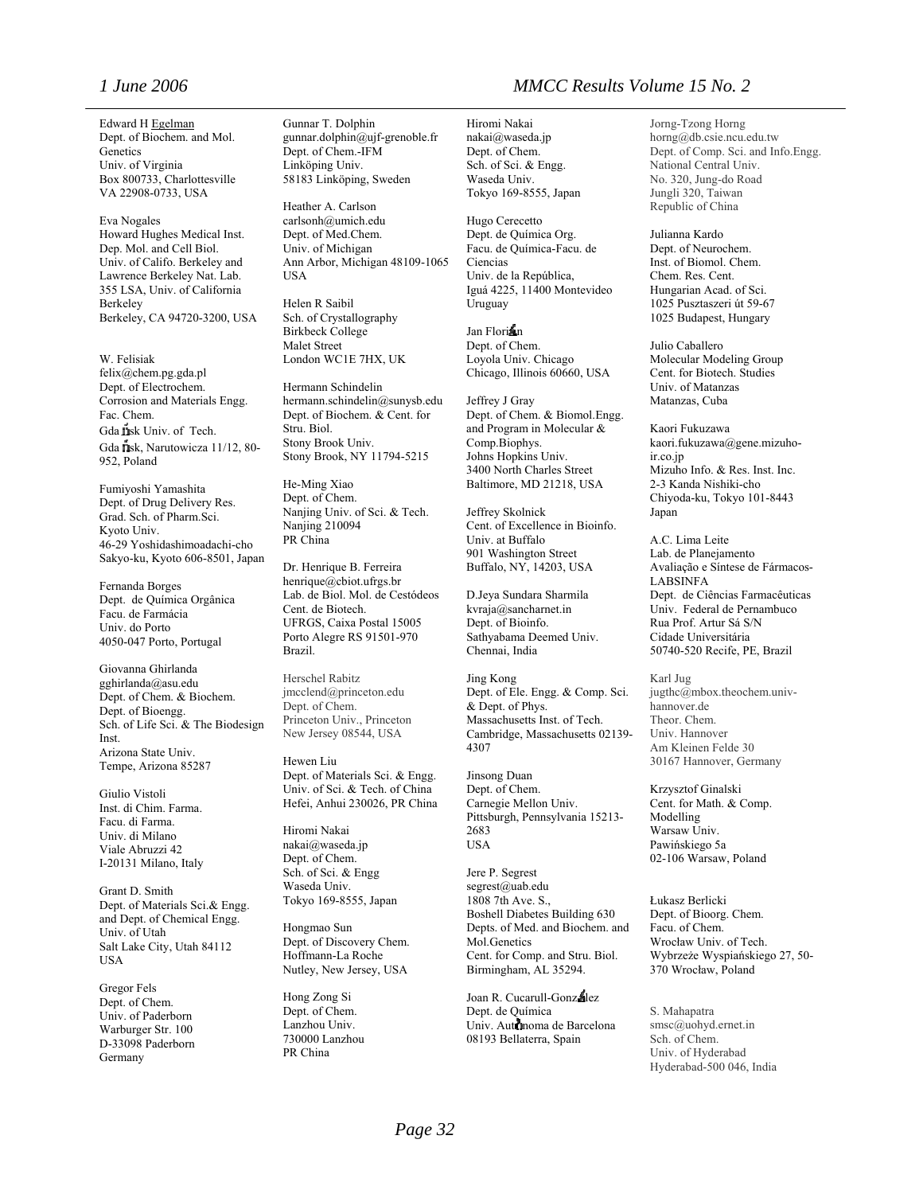Edward H Egelman
Dept. of Biochem. and Mol. Genetics
Univ. of Virginia
Box 800733, Charlottesville
VA 22908-0733, USA

Eva Nogales
Howard Hughes Medical Inst.
Dept. Mol. and Cell Biol.
Univ. of Califo. Berkeley and Lawrence Berkeley Nat. Lab.
355 LSA, Univ. of California Berkeley
Berkeley, CA 94720-3200, USA

W. Felisiak
felix@chem.pg.gda.pl
Dept. of Electrochem.
Corrosion and Materials Engg.
Fac. Chem.
Gdańsk Univ. of Tech.
Gdańsk, Narutowicza 11/12, 80-952, Poland

Fumiyoshi Yamashita
Dept. of Drug Delivery Res.
Grad. Sch. of Pharm.Sci.
Kyoto Univ.
46-29 Yoshidashimoadachi-cho
Sakyo-ku, Kyoto 606-8501, Japan

Fernanda Borges
Dept. de Química Orgânica
Facu. de Farmácia
Univ. do Porto
4050-047 Porto, Portugal

Giovanna Ghirlanda
gghirlanda@asu.edu
Dept. of Chem. & Biochem.
Dept. of Bioengg.
Sch. of Life Sci. & The Biodesign Inst.
Arizona State Univ.
Tempe, Arizona 85287

Giulio Vistoli
Inst. di Chim. Farma.
Facu. di Farma.
Univ. di Milano
Viale Abruzzi 42
I-20131 Milano, Italy

Grant D. Smith
Dept. of Materials Sci.& Engg. and Dept. of Chemical Engg.
Univ. of Utah
Salt Lake City, Utah 84112
USA

Gregor Fels
Dept. of Chem.
Univ. of Paderborn
Warburger Str. 100
D-33098 Paderborn
Germany

Gunnar T. Dolphin
gunnar.dolphin@ujf-grenoble.fr
Dept. of Chem.-IFM
Linköping Univ.
58183 Linköping, Sweden

Heather A. Carlson
carlsonh@umich.edu
Dept. of Med.Chem.
Univ. of Michigan
Ann Arbor, Michigan 48109-1065
USA

Helen R Saibil
Sch. of Crystallography
Birkbeck College
Malet Street
London WC1E 7HX, UK

Hermann Schindelin
hermann.schindelin@sunysb.edu
Dept. of Biochem. & Cent. for Stru. Biol.
Stony Brook Univ.
Stony Brook, NY 11794-5215

He-Ming Xiao
Dept. of Chem.
Nanjing Univ. of Sci. & Tech.
Nanjing 210094
PR China

Dr. Henrique B. Ferreira
henrique@cbiot.ufrgs.br
Lab. de Biol. Mol. de Cestódeos
Cent. de Biotech.
UFRGS, Caixa Postal 15005
Porto Alegre RS 91501-970
Brazil.

Herschel Rabitz
jmcclend@princeton.edu
Dept. of Chem.
Princeton Univ., Princeton
New Jersey 08544, USA

Hewen Liu
Dept. of Materials Sci. & Engg.
Univ. of Sci. & Tech. of China
Hefei, Anhui 230026, PR China

Hiromi Nakai
nakai@waseda.jp
Dept. of Chem.
Sch. of Sci. & Engg
Waseda Univ.
Tokyo 169-8555, Japan

Hongmao Sun
Dept. of Discovery Chem.
Hoffmann-La Roche
Nutley, New Jersey, USA

Hong Zong Si
Dept. of Chem.
Lanzhou Univ.
730000 Lanzhou
PR China

Hiromi Nakai
nakai@waseda.jp
Dept. of Chem.
Sch. of Sci. & Engg.
Waseda Univ.
Tokyo 169-8555, Japan

Hugo Cerecetto
Dept. de Química Org.
Facu. de Química-Facu. de Ciencias
Univ. de la República,
Iguá 4225, 11400 Montevideo
Uruguay

Jan Florián
Dept. of Chem.
Loyola Univ. Chicago
Chicago, Illinois 60660, USA

Jeffrey J Gray
Dept. of Chem. & Biomol.Engg. and Program in Molecular & Comp.Biophys.
Johns Hopkins Univ.
3400 North Charles Street
Baltimore, MD 21218, USA

Jeffrey Skolnick
Cent. of Excellence in Bioinfo.
Univ. at Buffalo
901 Washington Street
Buffalo, NY, 14203, USA

D.Jeya Sundara Sharmila
kvraja@sancharnet.in
Dept. of Bioinfo.
Sathyabama Deemed Univ.
Chennai, India

Jing Kong
Dept. of Ele. Engg. & Comp. Sci. & Dept. of Phys.
Massachusetts Inst. of Tech.
Cambridge, Massachusetts 02139-4307

Jinsong Duan
Dept. of Chem.
Carnegie Mellon Univ.
Pittsburgh, Pennsylvania 15213-2683
USA

Jere P. Segrest
segrest@uab.edu
1808 7th Ave. S.,
Boshell Diabetes Building 630
Depts. of Med. and Biochem. and Mol.Genetics
Cent. for Comp. and Stru. Biol.
Birmingham, AL 35294.

Joan R. Cucarull-González
Dept. de Química
Univ. Autónoma de Barcelona
08193 Bellaterra, Spain

Jorng-Tzong Horng
horng@db.csie.ncu.edu.tw
Dept. of Comp. Sci. and Info.Engg.
National Central Univ.
No. 320, Jung-do Road
Jungli 320, Taiwan
Republic of China

Julianna Kardo
Dept. of Neurochem.
Inst. of Biomol. Chem.
Chem. Res. Cent.
Hungarian Acad. of Sci.
1025 Pusztaszeri út 59-67
1025 Budapest, Hungary

Julio Caballero
Molecular Modeling Group
Cent. for Biotech. Studies
Univ. of Matanzas
Matanzas, Cuba

Kaori Fukuzawa
kaori.fukuzawa@gene.mizuho-ir.co.jp
Mizuho Info. & Res. Inst. Inc.
2-3 Kanda Nishiki-cho
Chiyoda-ku, Tokyo 101-8443
Japan

A.C. Lima Leite
Lab. de Planejamento Avaliação e Síntese de Fármacos-LABSINFA
Dept. de Ciências Farmacêuticas
Univ. Federal de Pernambuco
Rua Prof. Artur Sá S/N
Cidade Universitária
50740-520 Recife, PE, Brazil

Karl Jug
jugthc@mbox.theochem.uni-hannover.de
Theor. Chem.
Univ. Hannover
Am Kleinen Felde 30
30167 Hannover, Germany

Krzysztof Ginalski
Cent. for Math. & Comp. Modelling
Warsaw Univ.
Pawińskiego 5a
02-106 Warsaw, Poland

Łukasz Berlicki
Dept. of Bioorg. Chem.
Facu. of Chem.
Wrocław Univ. of Tech.
Wybrzeże Wyspiańskiego 27, 50-370 Wrocław, Poland

S. Mahapatra
smsc@uohyd.ernet.in
Sch. of Chem.
Univ. of Hyderabad
Hyderabad-500 046, India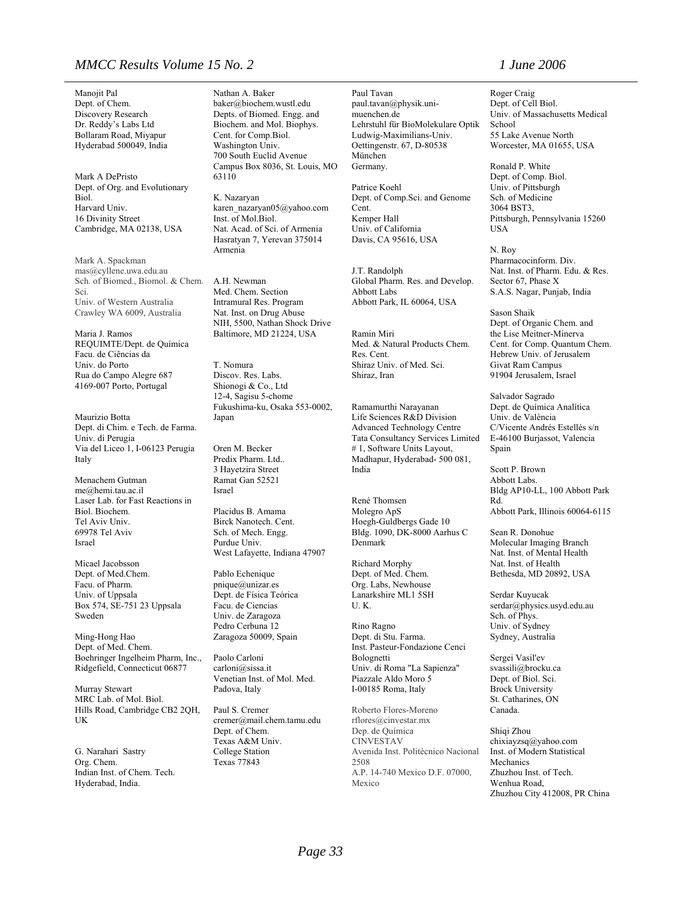Manojit Pal
Dept. of Chem.
Discovery Research
Dr. Reddy's Labs Ltd
Bollaram Road, Miyapur
Hyderabad 500049, India

Mark A DePristo
Dept. of Org. and Evolutionary Biol.
Harvard Univ.
16 Divinity Street
Cambridge, MA 02138, USA

Mark A. Spackman
mas@cyllene.uwa.edu.au
Sch. of Biomed., Biomol. & Chem. Sci.
Univ. of Western Australia
Crawley WA 6009, Australia

Maria J. Ramos
REQUIMTE/Dept. de Química
Facu. de Ciências da
Univ. do Porto
Rua do Campo Alegre 687
4169-007 Porto, Portugal

Maurizio Botta
Dept. di Chim. e Tech. de Farma.
Univ. di Perugia
Via del Liceo 1, I-06123 Perugia
Italy

Menachem Gutman
me@hemi.tau.ac.il
Laser Lab. for Fast Reactions in Biol. Biochem.
Tel Aviv Univ.
69978 Tel Aviv
Israel

Micael Jacobsson
Dept. of Med.Chem.
Facu. of Pharm.
Univ. of Uppsala
Box 574, SE-751 23 Uppsala
Sweden

Ming-Hong Hao
Dept. of Med. Chem.
Boehringer Ingelheim Pharm, Inc.,
Ridgefield, Connecticut 06877

Murray Stewart
MRC Lab. of Mol. Biol.
Hills Road, Cambridge CB2 2QH,
UK

G. Narahari Sastry
Org. Chem.
Indian Inst. of Chem. Tech.
Hyderabad, India.

Nathan A. Baker
baker@biochem.wustl.edu
Depts. of Biomed. Engg. and Biochem. and Mol. Biophys.
Cent. for Comp.Biol.
Washington Univ.
700 South Euclid Avenue
Campus Box 8036, St. Louis, MO 63110

K. Nazaryan
karen_nazaryan05@yahoo.com
Inst. of Mol.Biol.
Nat. Acad. of Sci. of Armenia
Hasratyan 7, Yerevan 375014
Armenia

A.H. Newman
Med. Chem. Section
Intramural Res. Program
Nat. Inst. on Drug Abuse
NIH, 5500, Nathan Shock Drive
Baltimore, MD 21224, USA

T. Nomura
Discov. Res. Labs.
Shionogi & Co., Ltd
12-4, Sagisu 5-chome
Fukushima-ku, Osaka 553-0002,
Japan

Oren M. Becker
Predix Pharm. Ltd..
3 Hayetzira Street
Ramat Gan 52521
Israel

Placidus B. Amama
Birck Nanotech. Cent.
Sch. of Mech. Engg.
Purdue Univ.
West Lafayette, Indiana 47907

Pablo Echenique
pnique@unizar.es
Dept. de Física Teórica
Facu. de Ciencias
Univ. de Zaragoza
Pedro Cerbuna 12
Zaragoza 50009, Spain

Paolo Carloni
carloni@sissa.it
Venetian Inst. of Mol. Med.
Padova, Italy

Paul S. Cremer
cremer@mail.chem.tamu.edu
Dept. of Chem.
Texas A&M Univ.
College Station
Texas 77843

Paul Tavan
paul.tavan@physik.uni-muenchen.de
Lehrstuhl für BioMolekulare Optik
Ludwig-Maximilians-Univ.
Oettingenstr. 67, D-80538
München
Germany.

Patrice Koehl
Dept. of Comp.Sci. and Genome Cent.
Kemper Hall
Univ. of California
Davis, CA 95616, USA

J.T. Randolph
Global Pharm. Res. and Develop.
Abbott Labs
Abbott Park, IL 60064, USA

Ramin Miri
Med. & Natural Products Chem. Res. Cent.
Shiraz Univ. of Med. Sci.
Shiraz, Iran

Ramamurthi Narayanan
Life Sciences R&D Division
Advanced Technology Centre
Tata Consultancy Services Limited
# 1, Software Units Layout,
Madhapur, Hyderabad- 500 081,
India

René Thomsen
Molegro ApS
Hoegh-Guldbergs Gade 10
Bldg. 1090, DK-8000 Aarhus C
Denmark

Richard Morphy
Dept. of Med. Chem.
Org. Labs, Newhouse
Lanarkshire ML1 5SH
U. K.

Rino Ragno
Dept. di Stu. Farma.
Inst. Pasteur-Fondazione Cenci Bolognetti
Univ. di Roma "La Sapienza"
Piazzale Aldo Moro 5
I-00185 Roma, Italy

Roberto Flores-Moreno
rflores@cinvestar.mx
Dep. de Química
CINVESTAV
Avenida Inst. Politécnico Nacional 2508
A.P. 14-740 Mexico D.F. 07000,
Mexico

Roger Craig
Dept. of Cell Biol.
Univ. of Massachusetts Medical School
55 Lake Avenue North
Worcester, MA 01655, USA

Ronald P. White
Dept. of Comp. Biol.
Univ. of Pittsburgh
Sch. of Medicine
3064 BST3,
Pittsburgh, Pennsylvania 15260
USA

N. Roy
Pharmacoinform. Div.
Nat. Inst. of Pharm. Edu. & Res.
Sector 67, Phase X
S.A.S. Nagar, Punjab, India

Sason Shaik
Dept. of Organic Chem. and the Lise Meitner-Minerva Cent. for Comp. Quantum Chem.
Hebrew Univ. of Jerusalem
Givat Ram Campus
91904 Jerusalem, Israel

Salvador Sagrado
Dept. de Química Analítica
Univ. de València
C/Vicente Andrés Estellés s/n
E-46100 Burjassot, Valencia
Spain

Scott P. Brown
Abbott Labs.
Bldg AP10-LL, 100 Abbott Park Rd.
Abbott Park, Illinois 60064-6115

Sean R. Donohue
Molecular Imaging Branch
Nat. Inst. of Mental Health
Nat. Inst. of Health
Bethesda, MD 20892, USA

Serdar Kuyucak
serdar@physics.usyd.edu.au
Sch. of Phys.
Univ. of Sydney
Sydney, Australia

Sergei Vasil'ev
svassili@brocku.ca
Dept. of Biol. Sci.
Brock University
St. Catharines, ON
Canada.

Shiqi Zhou
chixiayzsq@yahoo.com
Inst. of Modern Statistical Mechanics
Zhuzhou Inst. of Tech.
Wenhua Road,
Zhuzhou City 412008, PR China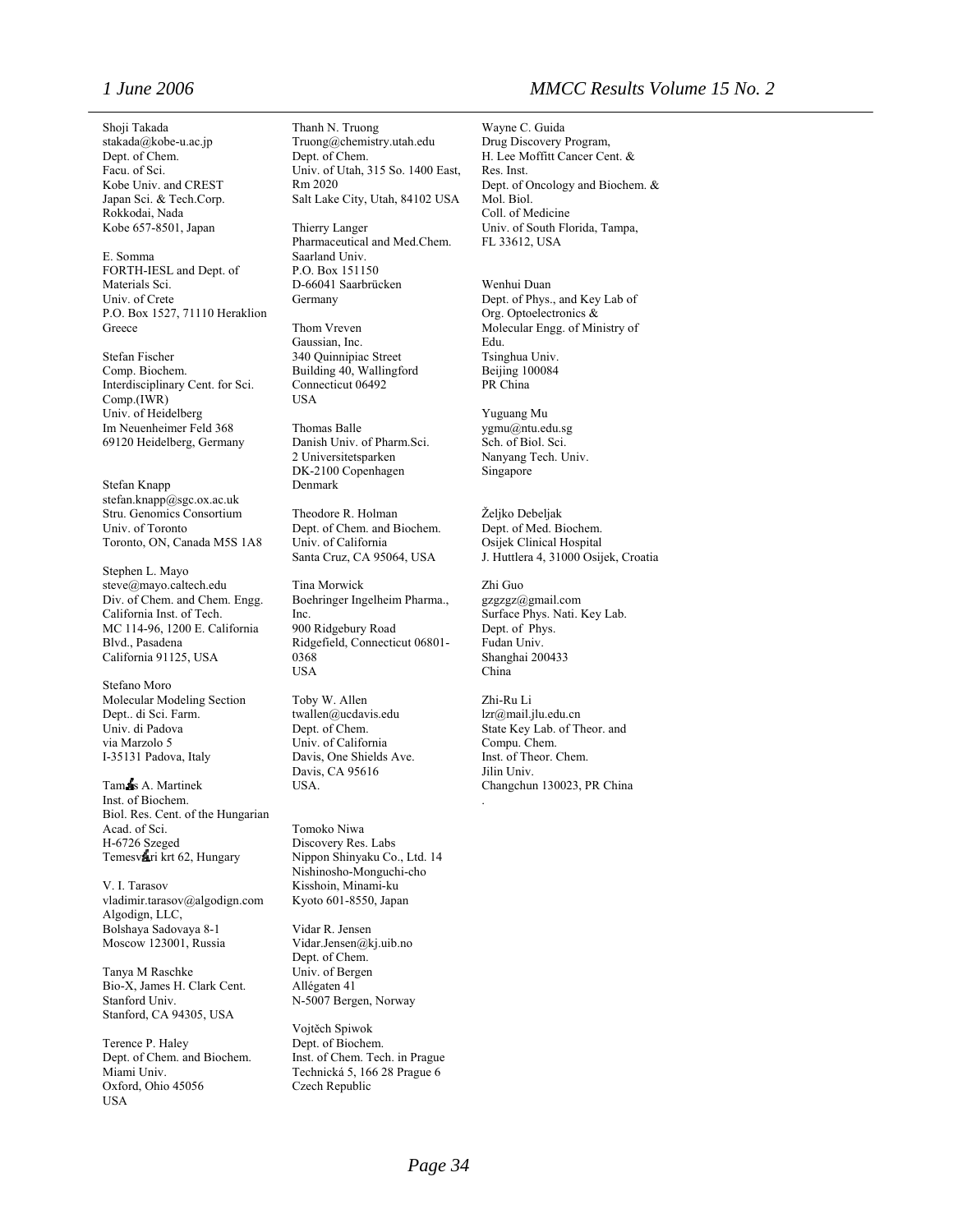Shoji Takada
stakada@kobe-u.ac.jp
Dept. of Chem.
Facu. of Sci.
Kobe Univ. and CREST
Japan Sci. & Tech.Corp.
Rokkodai, Nada
Kobe 657-8501, Japan

E. Somma
FORTH-IESL and Dept. of Materials Sci.
Univ. of Crete
P.O. Box 1527, 71110 Heraklion
Greece

Stefan Fischer
Comp. Biochem.
Interdisciplinary Cent. for Sci. Comp.(IWR)
Univ. of Heidelberg
Im Neuenheimer Feld 368
69120 Heidelberg, Germany

Stefan Knapp
stefan.knapp@sgc.ox.ac.uk
Stru. Genomics Consortium
Univ. of Toronto
Toronto, ON, Canada M5S 1A8

Stephen L. Mayo
steve@mayo.caltech.edu
Div. of Chem. and Chem. Engg.
California Inst. of Tech.
MC 114-96, 1200 E. California Blvd., Pasadena
California 91125, USA

Stefano Moro
Molecular Modeling Section
Dept.. di Sci. Farm.
Univ. di Padova
via Marzolo 5
I-35131 Padova, Italy

Tamás A. Martinek
Inst. of Biochem.
Biol. Res. Cent. of the Hungarian Acad. of Sci.
H-6726 Szeged
Temesvári krt 62, Hungary

V. I. Tarasov
vladimir.tarasov@algodign.com
Algodign, LLC,
Bolshaya Sadovaya 8-1
Moscow 123001, Russia

Tanya M Raschke
Bio-X, James H. Clark Cent.
Stanford Univ.
Stanford, CA 94305, USA

Terence P. Haley
Dept. of Chem. and Biochem.
Miami Univ.
Oxford, Ohio 45056
USA

Thanh N. Truong
Truong@chemistry.utah.edu
Dept. of Chem.
Univ. of Utah, 315 So. 1400 East, Rm 2020
Salt Lake City, Utah, 84102 USA

Thierry Langer
Pharmaceutical and Med.Chem.
Saarland Univ.
P.O. Box 151150
D-66041 Saarbrücken
Germany

Thom Vreven
Gaussian, Inc.
340 Quinnipiac Street
Building 40, Wallingford
Connecticut 06492
USA

Thomas Balle
Danish Univ. of Pharm.Sci.
2 Universitetsparken
DK-2100 Copenhagen
Denmark

Theodore R. Holman
Dept. of Chem. and Biochem.
Univ. of California
Santa Cruz, CA 95064, USA

Tina Morwick
Boehringer Ingelheim Pharma., Inc.
900 Ridgebury Road
Ridgefield, Connecticut 06801-0368
USA

Toby W. Allen
twallen@ucdavis.edu
Dept. of Chem.
Univ. of California
Davis, One Shields Ave.
Davis, CA 95616
USA.

Tomoko Niwa
Discovery Res. Labs
Nippon Shinyaku Co., Ltd. 14
Nishinosho-Monguchi-cho
Kisshoin, Minami-ku
Kyoto 601-8550, Japan

Vidar R. Jensen
Vidar.Jensen@kj.uib.no
Dept. of Chem.
Univ. of Bergen
Allégaten 41
N-5007 Bergen, Norway

Vojtěch Spiwok
Dept. of Biochem.
Inst. of Chem. Tech. in Prague
Technická 5, 166 28 Prague 6
Czech Republic

Wayne C. Guida
Drug Discovery Program,
H. Lee Moffitt Cancer Cent. & Res. Inst.
Dept. of Oncology and Biochem. & Mol. Biol.
Coll. of Medicine
Univ. of South Florida, Tampa, FL 33612, USA

Wenhui Duan
Dept. of Phys., and Key Lab of Org. Optoelectronics & Molecular Engg. of Ministry of Edu.
Tsinghua Univ.
Beijing 100084
PR China

Yuguang Mu
ygmu@ntu.edu.sg
Sch. of Biol. Sci.
Nanyang Tech. Univ.
Singapore

Željko Debeljak
Dept. of Med. Biochem.
Osijek Clinical Hospital
J. Huttlera 4, 31000 Osijek, Croatia

Zhi Guo
gzgzgz@gmail.com
Surface Phys. Nati. Key Lab.
Dept. of Phys.
Fudan Univ.
Shanghai 200433
China

Zhi-Ru Li
lzr@mail.jlu.edu.cn
State Key Lab. of Theor. and Compu. Chem.
Inst. of Theor. Chem.
Jilin Univ.
Changchun 130023, PR China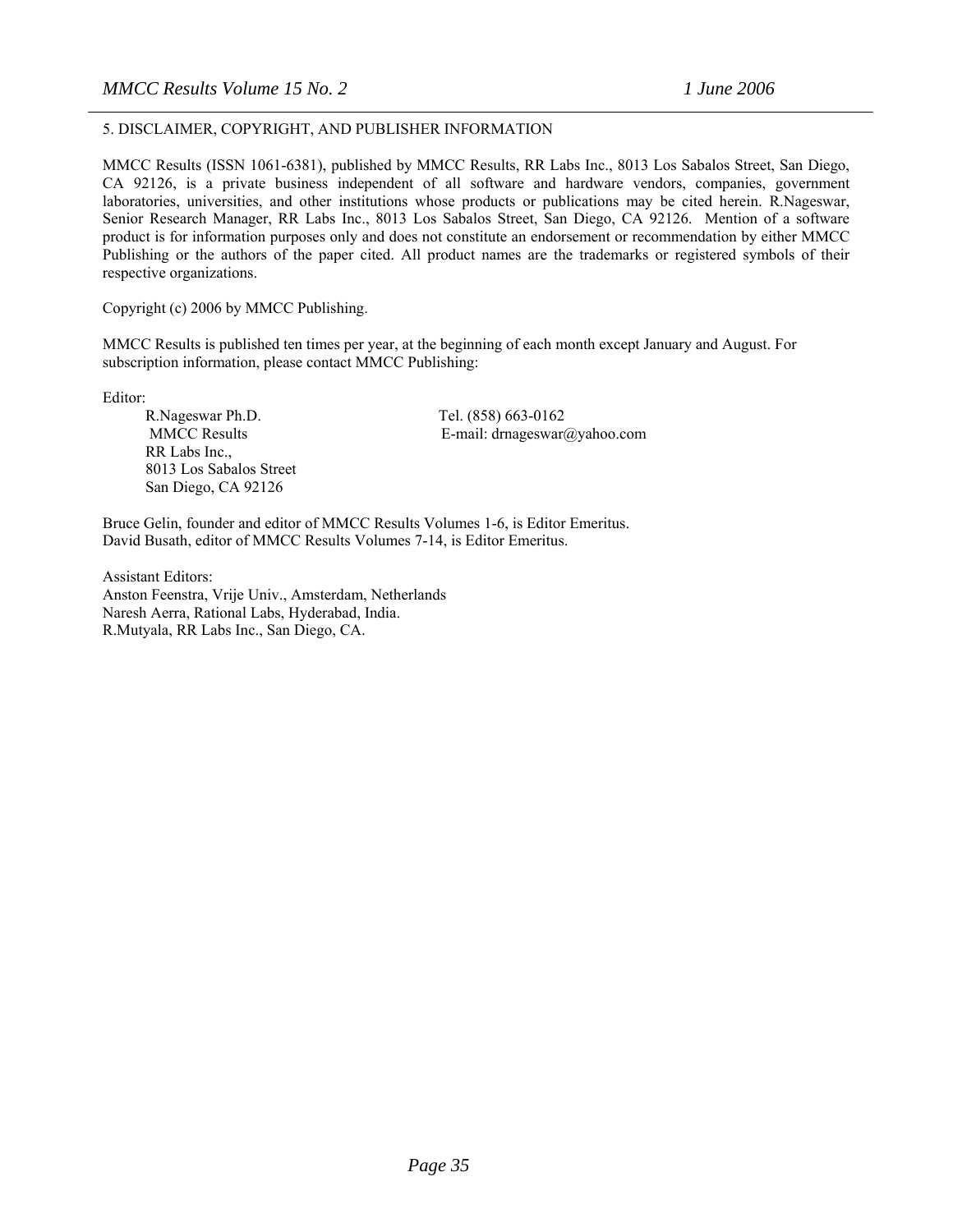## 5. DISCLAIMER, COPYRIGHT, AND PUBLISHER INFORMATION

MMCC Results (ISSN 1061-6381), published by MMCC Results, RR Labs Inc., 8013 Los Sabalos Street, San Diego, CA 92126, is a private business independent of all software and hardware vendors, companies, government laboratories, universities, and other institutions whose products or publications may be cited herein. R.Nageswar, Senior Research Manager, RR Labs Inc., 8013 Los Sabalos Street, San Diego, CA 92126. Mention of a software product is for information purposes only and does not constitute an endorsement or recommendation by either MMCC Publishing or the authors of the paper cited. All product names are the trademarks or registered symbols of their respective organizations.

Copyright (c) 2006 by MMCC Publishing.

MMCC Results is published ten times per year, at the beginning of each month except January and August. For subscription information, please contact MMCC Publishing:

Editor:

R.Nageswar Ph.D.
MMCC Results
RR Labs Inc.,
8013 Los Sabalos Street
San Diego, CA 92126

Tel. (858) 663-0162
E-mail: drnageswar@yahoo.com

Bruce Gelin, founder and editor of MMCC Results Volumes 1-6, is Editor Emeritus.
David Busath, editor of MMCC Results Volumes 7-14, is Editor Emeritus.

Assistant Editors:
Anston Feenstra, Vrije Univ., Amsterdam, Netherlands
Naresh Aerra, Rational Labs, Hyderabad, India.
R.Mutyala, RR Labs Inc., San Diego, CA.